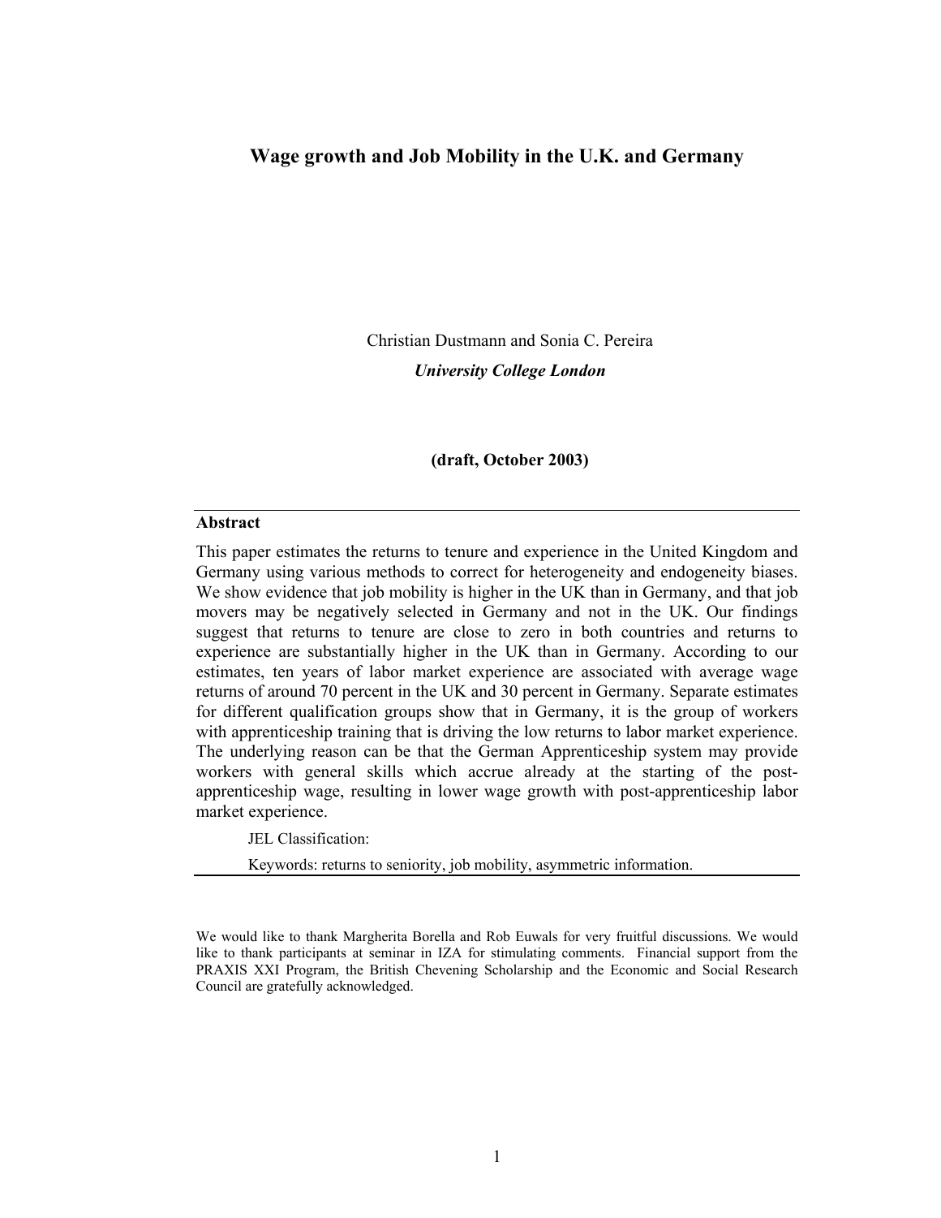# Wage growth and Job Mobility in the U.K. and Germany

Christian Dustmann and Sonia C. Pereira

***University College London***

**(draft, October 2003)**

## Abstract

This paper estimates the returns to tenure and experience in the United Kingdom and Germany using various methods to correct for heterogeneity and endogeneity biases. We show evidence that job mobility is higher in the UK than in Germany, and that job movers may be negatively selected in Germany and not in the UK. Our findings suggest that returns to tenure are close to zero in both countries and returns to experience are substantially higher in the UK than in Germany. According to our estimates, ten years of labor market experience are associated with average wage returns of around 70 percent in the UK and 30 percent in Germany. Separate estimates for different qualification groups show that in Germany, it is the group of workers with apprenticeship training that is driving the low returns to labor market experience. The underlying reason can be that the German Apprenticeship system may provide workers with general skills which accrue already at the starting of the post-apprenticeship wage, resulting in lower wage growth with post-apprenticeship labor market experience.

JEL Classification:

Keywords: returns to seniority, job mobility, asymmetric information.

We would like to thank Margherita Borella and Rob Euwals for very fruitful discussions. We would like to thank participants at seminar in IZA for stimulating comments. Financial support from the PRAXIS XXI Program, the British Chevening Scholarship and the Economic and Social Research Council are gratefully acknowledged.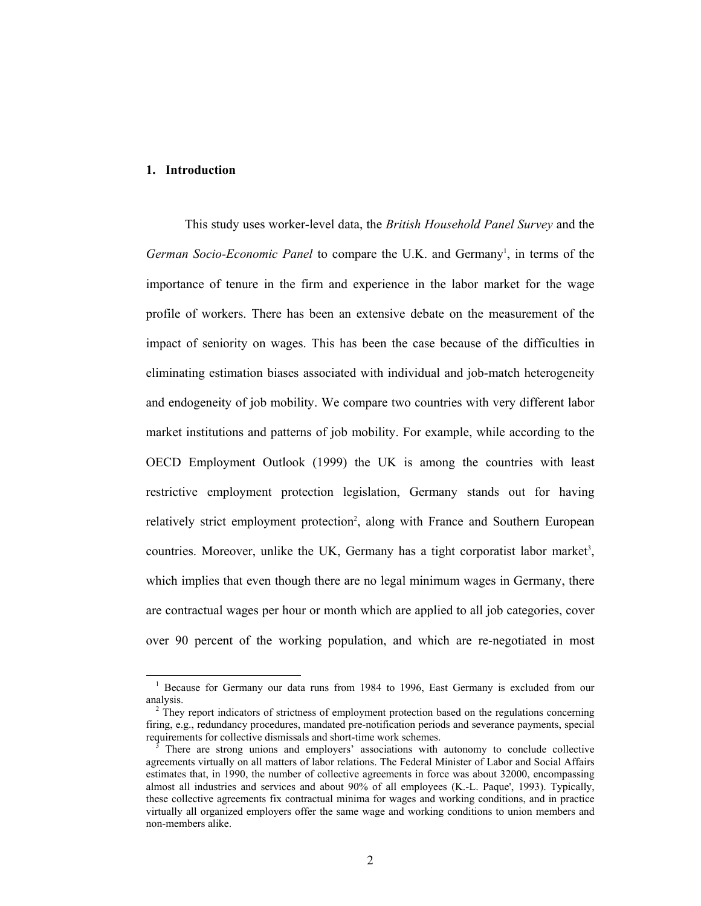## 1. Introduction

This study uses worker-level data, the *British Household Panel Survey* and the *German Socio-Economic Panel* to compare the U.K. and Germany[1], in terms of the importance of tenure in the firm and experience in the labor market for the wage profile of workers. There has been an extensive debate on the measurement of the impact of seniority on wages. This has been the case because of the difficulties in eliminating estimation biases associated with individual and job-match heterogeneity and endogeneity of job mobility. We compare two countries with very different labor market institutions and patterns of job mobility. For example, while according to the OECD Employment Outlook (1999) the UK is among the countries with least restrictive employment protection legislation, Germany stands out for having relatively strict employment protection[2], along with France and Southern European countries. Moreover, unlike the UK, Germany has a tight corporatist labor market[3], which implies that even though there are no legal minimum wages in Germany, there are contractual wages per hour or month which are applied to all job categories, cover over 90 percent of the working population, and which are re-negotiated in most

---

[1] Because for Germany our data runs from 1984 to 1996, East Germany is excluded from our analysis.

[2] They report indicators of strictness of employment protection based on the regulations concerning firing, e.g., redundancy procedures, mandated pre-notification periods and severance payments, special requirements for collective dismissals and short-time work schemes.

[3] There are strong unions and employers' associations with autonomy to conclude collective agreements virtually on all matters of labor relations. The Federal Minister of Labor and Social Affairs estimates that, in 1990, the number of collective agreements in force was about 32000, encompassing almost all industries and services and about 90% of all employees (K.-L. Paque', 1993). Typically, these collective agreements fix contractual minima for wages and working conditions, and in practice virtually all organized employers offer the same wage and working conditions to union members and non-members alike.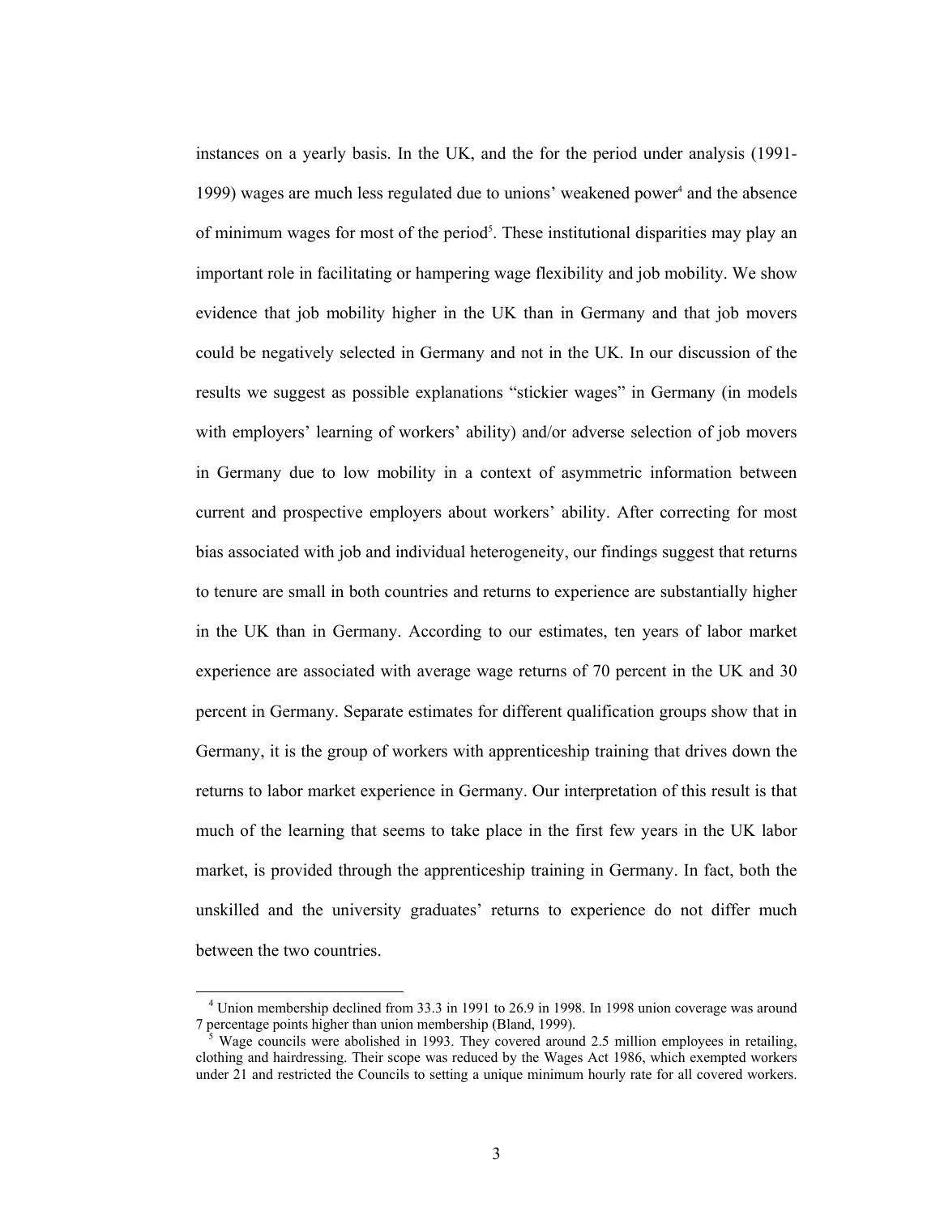instances on a yearly basis. In the UK, and the for the period under analysis (1991-1999) wages are much less regulated due to unions' weakened power[4] and the absence of minimum wages for most of the period[5]. These institutional disparities may play an important role in facilitating or hampering wage flexibility and job mobility. We show evidence that job mobility higher in the UK than in Germany and that job movers could be negatively selected in Germany and not in the UK. In our discussion of the results we suggest as possible explanations "stickier wages" in Germany (in models with employers' learning of workers' ability) and/or adverse selection of job movers in Germany due to low mobility in a context of asymmetric information between current and prospective employers about workers' ability. After correcting for most bias associated with job and individual heterogeneity, our findings suggest that returns to tenure are small in both countries and returns to experience are substantially higher in the UK than in Germany. According to our estimates, ten years of labor market experience are associated with average wage returns of 70 percent in the UK and 30 percent in Germany. Separate estimates for different qualification groups show that in Germany, it is the group of workers with apprenticeship training that drives down the returns to labor market experience in Germany. Our interpretation of this result is that much of the learning that seems to take place in the first few years in the UK labor market, is provided through the apprenticeship training in Germany. In fact, both the unskilled and the university graduates' returns to experience do not differ much between the two countries.

[4] Union membership declined from 33.3 in 1991 to 26.9 in 1998. In 1998 union coverage was around 7 percentage points higher than union membership (Bland, 1999).

[5] Wage councils were abolished in 1993. They covered around 2.5 million employees in retailing, clothing and hairdressing. Their scope was reduced by the Wages Act 1986, which exempted workers under 21 and restricted the Councils to setting a unique minimum hourly rate for all covered workers.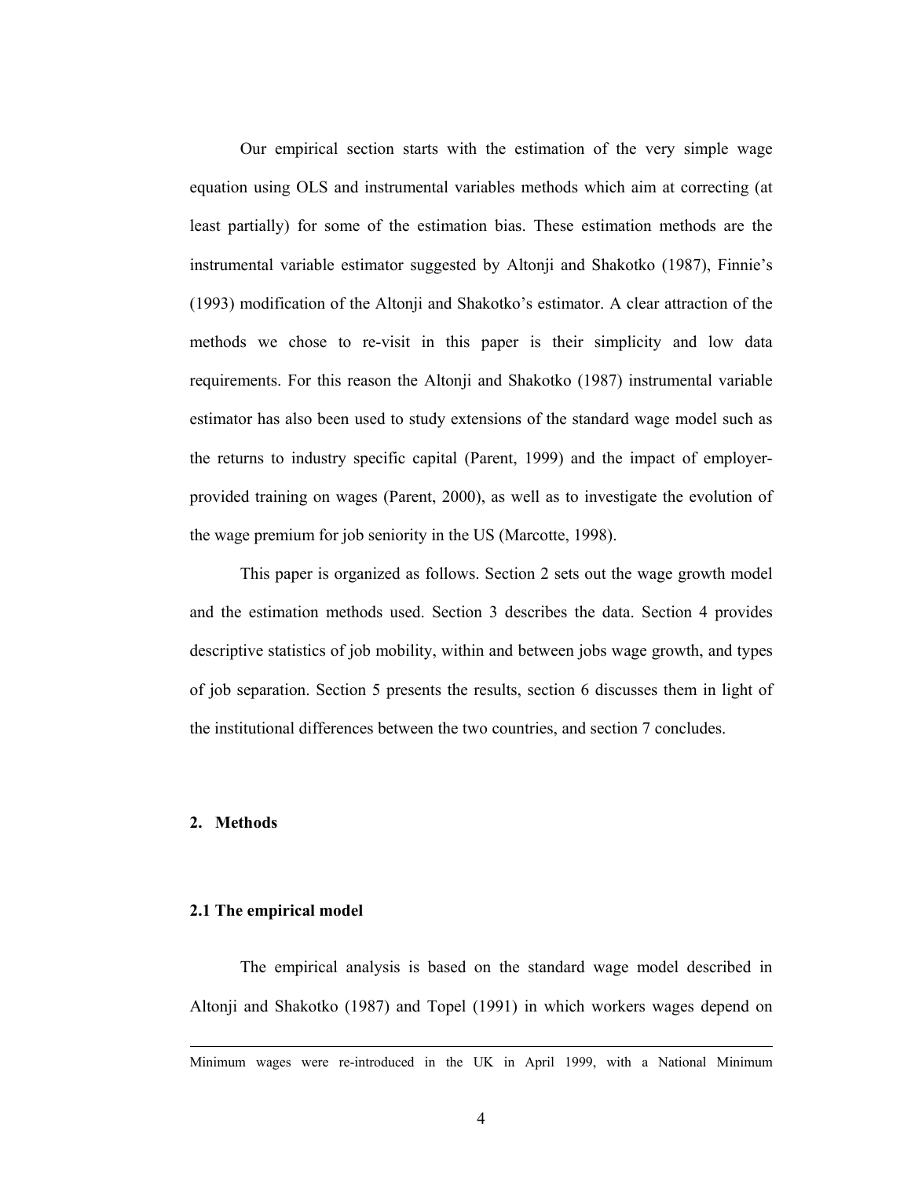Our empirical section starts with the estimation of the very simple wage equation using OLS and instrumental variables methods which aim at correcting (at least partially) for some of the estimation bias. These estimation methods are the instrumental variable estimator suggested by Altonji and Shakotko (1987), Finnie's (1993) modification of the Altonji and Shakotko's estimator. A clear attraction of the methods we chose to re-visit in this paper is their simplicity and low data requirements. For this reason the Altonji and Shakotko (1987) instrumental variable estimator has also been used to study extensions of the standard wage model such as the returns to industry specific capital (Parent, 1999) and the impact of employer-provided training on wages (Parent, 2000), as well as to investigate the evolution of the wage premium for job seniority in the US (Marcotte, 1998).

This paper is organized as follows. Section 2 sets out the wage growth model and the estimation methods used. Section 3 describes the data. Section 4 provides descriptive statistics of job mobility, within and between jobs wage growth, and types of job separation. Section 5 presents the results, section 6 discusses them in light of the institutional differences between the two countries, and section 7 concludes.

## 2. Methods

### 2.1 The empirical model

The empirical analysis is based on the standard wage model described in Altonji and Shakotko (1987) and Topel (1991) in which workers wages depend on

---

Minimum wages were re-introduced in the UK in April 1999, with a National Minimum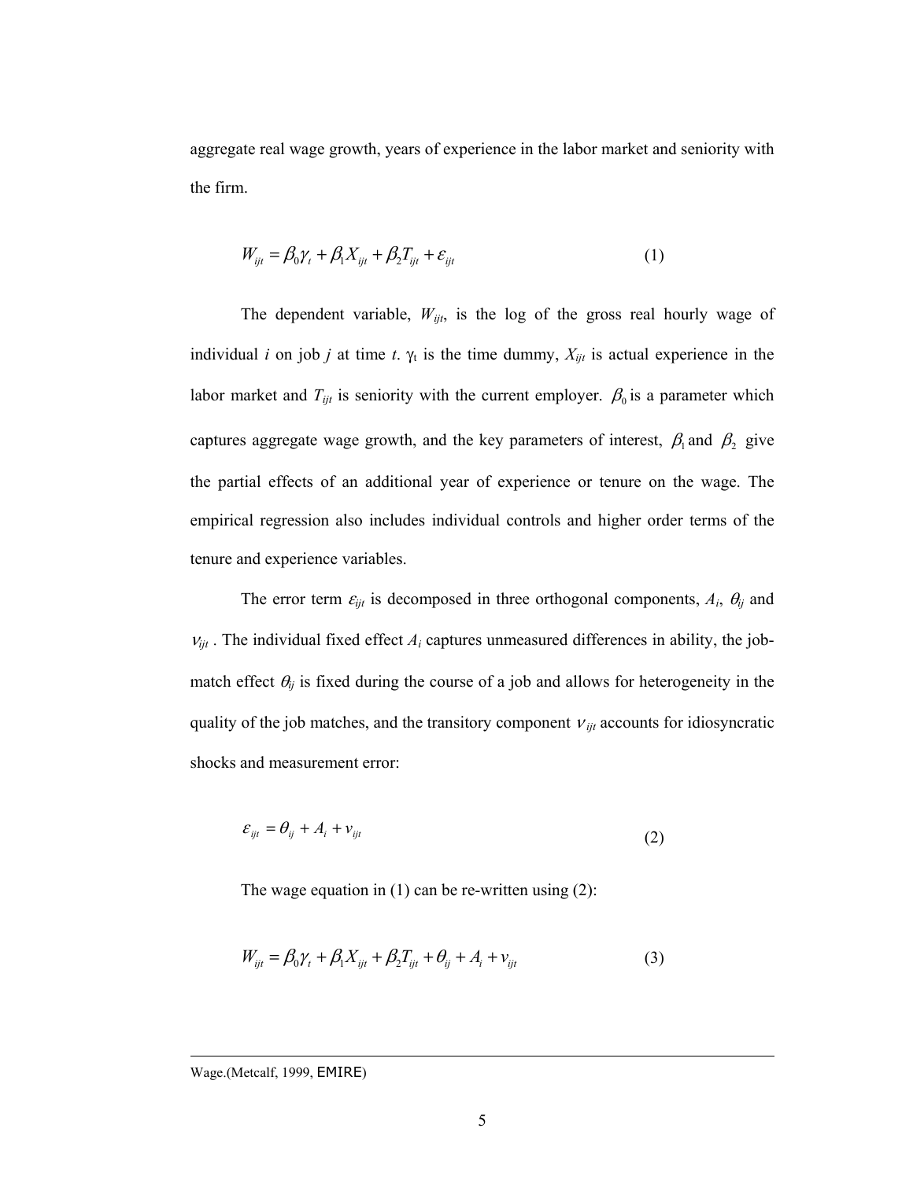aggregate real wage growth, years of experience in the labor market and seniority with the firm.

$$W_{ijt} = \beta_0 \gamma_t + \beta_1 X_{ijt} + \beta_2 T_{ijt} + \varepsilon_{ijt} \quad (1)$$

The dependent variable, $W_{ijt}$, is the log of the gross real hourly wage of individual $i$ on job $j$ at time $t$. $\gamma_t$ is the time dummy, $X_{ijt}$ is actual experience in the labor market and $T_{ijt}$ is seniority with the current employer. $\beta_0$ is a parameter which captures aggregate wage growth, and the key parameters of interest, $\beta_1$ and $\beta_2$ give the partial effects of an additional year of experience or tenure on the wage. The empirical regression also includes individual controls and higher order terms of the tenure and experience variables.

The error term $\varepsilon_{ijt}$ is decomposed in three orthogonal components, $A_i$, $\theta_{ij}$ and $v_{ijt}$. The individual fixed effect $A_i$ captures unmeasured differences in ability, the job-match effect $\theta_{ij}$ is fixed during the course of a job and allows for heterogeneity in the quality of the job matches, and the transitory component $v_{ijt}$ accounts for idiosyncratic shocks and measurement error:

$$\varepsilon_{ijt} = \theta_{ij} + A_i + v_{ijt} \quad (2)$$

The wage equation in (1) can be re-written using (2):

$$W_{ijt} = \beta_0 \gamma_t + \beta_1 X_{ijt} + \beta_2 T_{ijt} + \theta_{ij} + A_i + v_{ijt} \quad (3)$$

---

Wage.(Metcalf, 1999, EMIRE)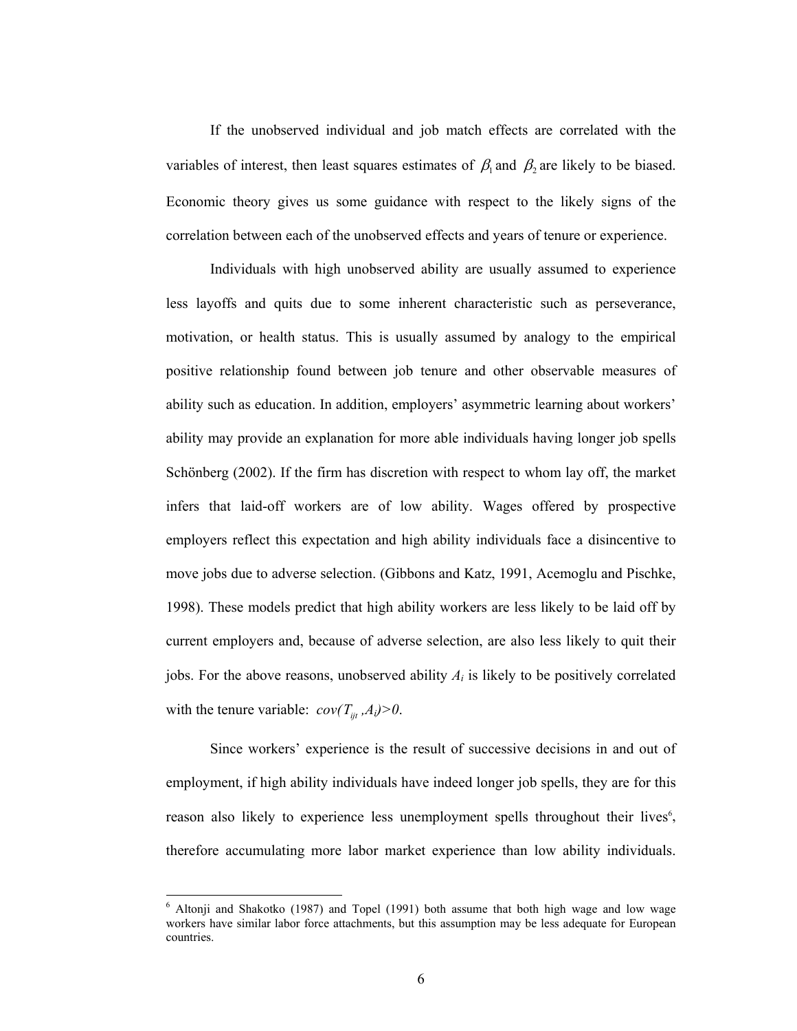If the unobserved individual and job match effects are correlated with the variables of interest, then least squares estimates of $\beta_1$ and $\beta_2$ are likely to be biased. Economic theory gives us some guidance with respect to the likely signs of the correlation between each of the unobserved effects and years of tenure or experience.

Individuals with high unobserved ability are usually assumed to experience less layoffs and quits due to some inherent characteristic such as perseverance, motivation, or health status. This is usually assumed by analogy to the empirical positive relationship found between job tenure and other observable measures of ability such as education. In addition, employers' asymmetric learning about workers' ability may provide an explanation for more able individuals having longer job spells Schönberg (2002). If the firm has discretion with respect to whom lay off, the market infers that laid-off workers are of low ability. Wages offered by prospective employers reflect this expectation and high ability individuals face a disincentive to move jobs due to adverse selection. (Gibbons and Katz, 1991, Acemoglu and Pischke, 1998). These models predict that high ability workers are less likely to be laid off by current employers and, because of adverse selection, are also less likely to quit their jobs. For the above reasons, unobserved ability $A_i$ is likely to be positively correlated with the tenure variable: $cov(T_{ijt}, A_i) > 0$.

Since workers' experience is the result of successive decisions in and out of employment, if high ability individuals have indeed longer job spells, they are for this reason also likely to experience less unemployment spells throughout their lives[6], therefore accumulating more labor market experience than low ability individuals.

[6] Altonji and Shakotko (1987) and Topel (1991) both assume that both high wage and low wage workers have similar labor force attachments, but this assumption may be less adequate for European countries.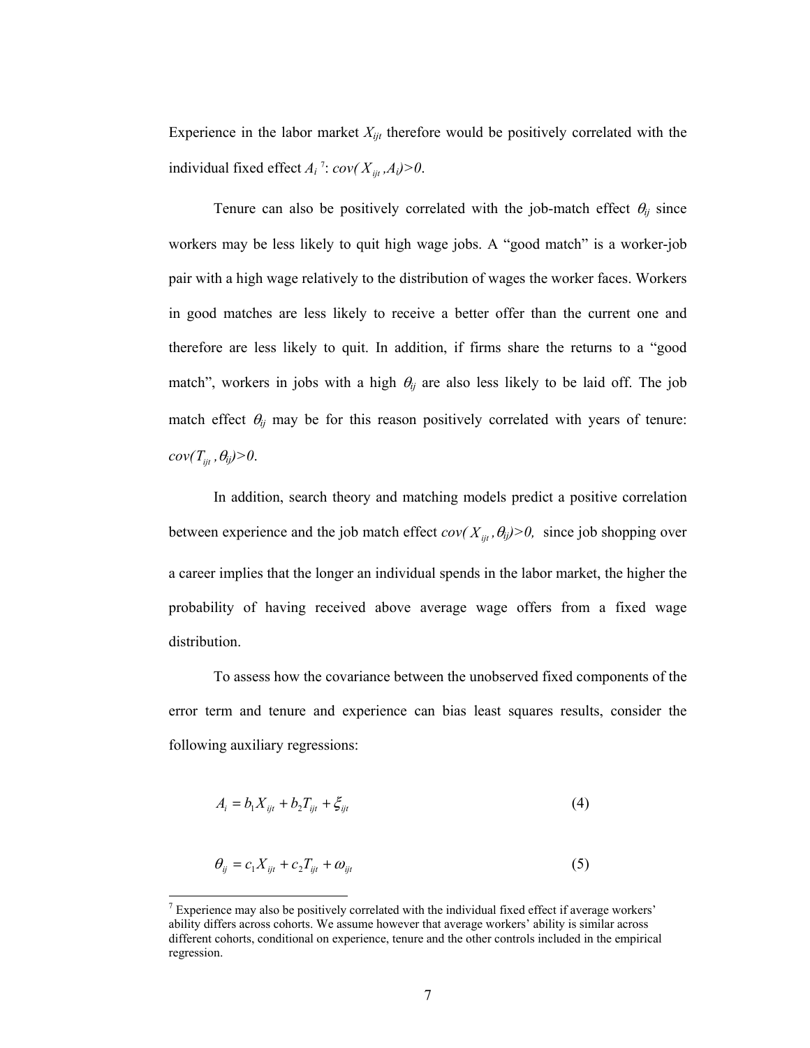Experience in the labor market $X_{ijt}$ therefore would be positively correlated with the individual fixed effect $A_i$ [7]: $cov(X_{ijt}, A_i)>0$.

Tenure can also be positively correlated with the job-match effect $\theta_{ij}$ since workers may be less likely to quit high wage jobs. A "good match" is a worker-job pair with a high wage relatively to the distribution of wages the worker faces. Workers in good matches are less likely to receive a better offer than the current one and therefore are less likely to quit. In addition, if firms share the returns to a "good match", workers in jobs with a high $\theta_{ij}$ are also less likely to be laid off. The job match effect $\theta_{ij}$ may be for this reason positively correlated with years of tenure: $cov(T_{ijt}, \theta_{ij})>0$.

In addition, search theory and matching models predict a positive correlation between experience and the job match effect $cov(X_{ijt}, \theta_{ij})>0$, since job shopping over a career implies that the longer an individual spends in the labor market, the higher the probability of having received above average wage offers from a fixed wage distribution.

To assess how the covariance between the unobserved fixed components of the error term and tenure and experience can bias least squares results, consider the following auxiliary regressions:

$$A_i = b_1 X_{ijt} + b_2 T_{ijt} + \xi_{ijt} \tag{4}$$

$$\theta_{ij} = c_1 X_{ijt} + c_2 T_{ijt} + \omega_{ijt} \tag{5}$$

[7] Experience may also be positively correlated with the individual fixed effect if average workers' ability differs across cohorts. We assume however that average workers' ability is similar across different cohorts, conditional on experience, tenure and the other controls included in the empirical regression.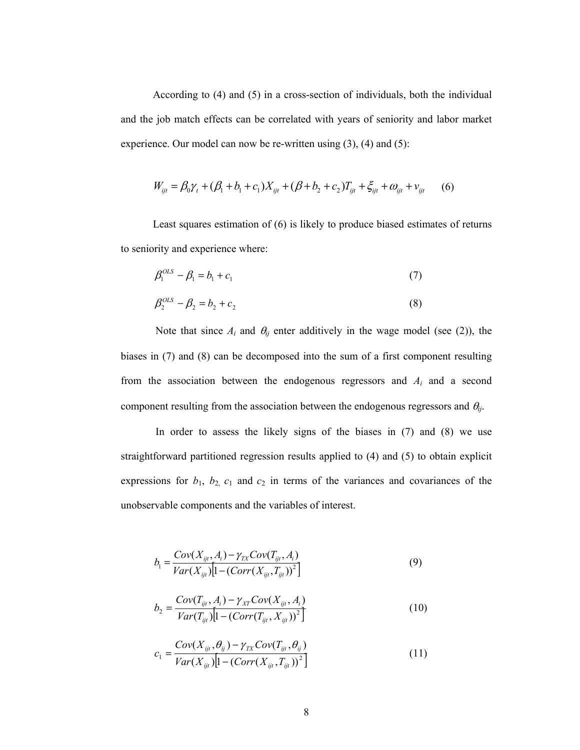According to (4) and (5) in a cross-section of individuals, both the individual and the job match effects can be correlated with years of seniority and labor market experience. Our model can now be re-written using (3), (4) and (5):

$$W_{ijt} = \beta_0 \gamma_t + (\beta_1 + b_1 + c_1) X_{ijt} + (\beta + b_2 + c_2) T_{ijt} + \xi_{ijt} + \omega_{ijt} + v_{ijt} \qquad (6)$$

Least squares estimation of (6) is likely to produce biased estimates of returns to seniority and experience where:

$$\beta_1^{OLS} - \beta_1 = b_1 + c_1 \qquad (7)$$

$$\beta_2^{OLS} - \beta_2 = b_2 + c_2 \qquad (8)$$

Note that since $A_i$ and $\theta_{ij}$ enter additively in the wage model (see (2)), the biases in (7) and (8) can be decomposed into the sum of a first component resulting from the association between the endogenous regressors and $A_i$ and a second component resulting from the association between the endogenous regressors and $\theta_{ij}$.

In order to assess the likely signs of the biases in (7) and (8) we use straightforward partitioned regression results applied to (4) and (5) to obtain explicit expressions for $b_1$, $b_2$, $c_1$ and $c_2$ in terms of the variances and covariances of the unobservable components and the variables of interest.

$$b_1 = \frac{Cov(X_{ijt}, A_i) - \gamma_{TX} Cov(T_{ijt}, A_i)}{Var(X_{ijt})\left[1 - (Corr(X_{ijt}, T_{ijt}))^2\right]} \qquad (9)$$

$$b_2 = \frac{Cov(T_{ijt}, A_i) - \gamma_{XT} Cov(X_{ijt}, A_i)}{Var(T_{ijt})\left[1 - (Corr(T_{ijt}, X_{ijt}))^2\right]} \qquad (10)$$

$$c_1 = \frac{Cov(X_{ijt}, \theta_{ij}) - \gamma_{TX} Cov(T_{ijt}, \theta_{ij})}{Var(X_{ijt})\left[1 - (Corr(X_{ijt}, T_{ijt}))^2\right]} \qquad (11)$$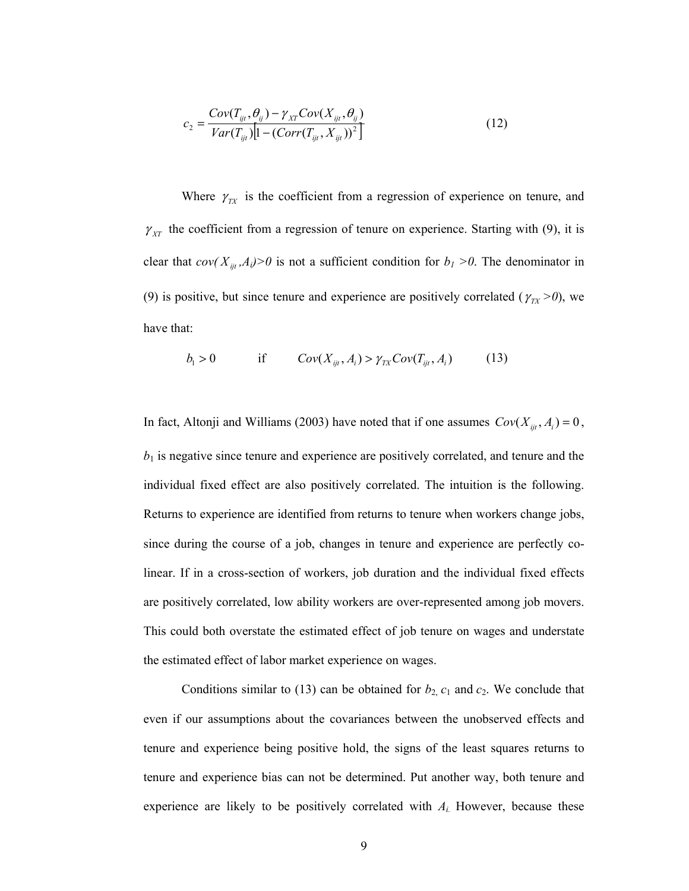$$c_2 = \frac{Cov(T_{ijt}, \theta_{ij}) - \gamma_{XT} Cov(X_{ijt}, \theta_{ij})}{Var(T_{ijt})\left[1 - (Corr(T_{ijt}, X_{ijt}))^2\right]} \qquad (12)$$

Where $\gamma_{TX}$ is the coefficient from a regression of experience on tenure, and $\gamma_{XT}$ the coefficient from a regression of tenure on experience. Starting with (9), it is clear that $cov(X_{ijt}, A_i) > 0$ is not a sufficient condition for $b_1 > 0$. The denominator in (9) is positive, but since tenure and experience are positively correlated ($\gamma_{TX} > 0$), we have that:

$$b_1 > 0 \qquad \text{if} \qquad Cov(X_{ijt}, A_i) > \gamma_{TX} Cov(T_{ijt}, A_i) \qquad (13)$$

In fact, Altonji and Williams (2003) have noted that if one assumes $Cov(X_{ijt}, A_i) = 0$, $b_1$ is negative since tenure and experience are positively correlated, and tenure and the individual fixed effect are also positively correlated. The intuition is the following. Returns to experience are identified from returns to tenure when workers change jobs, since during the course of a job, changes in tenure and experience are perfectly co-linear. If in a cross-section of workers, job duration and the individual fixed effects are positively correlated, low ability workers are over-represented among job movers. This could both overstate the estimated effect of job tenure on wages and understate the estimated effect of labor market experience on wages.

Conditions similar to (13) can be obtained for $b_2$, $c_1$ and $c_2$. We conclude that even if our assumptions about the covariances between the unobserved effects and tenure and experience being positive hold, the signs of the least squares returns to tenure and experience bias can not be determined. Put another way, both tenure and experience are likely to be positively correlated with $A_i$. However, because these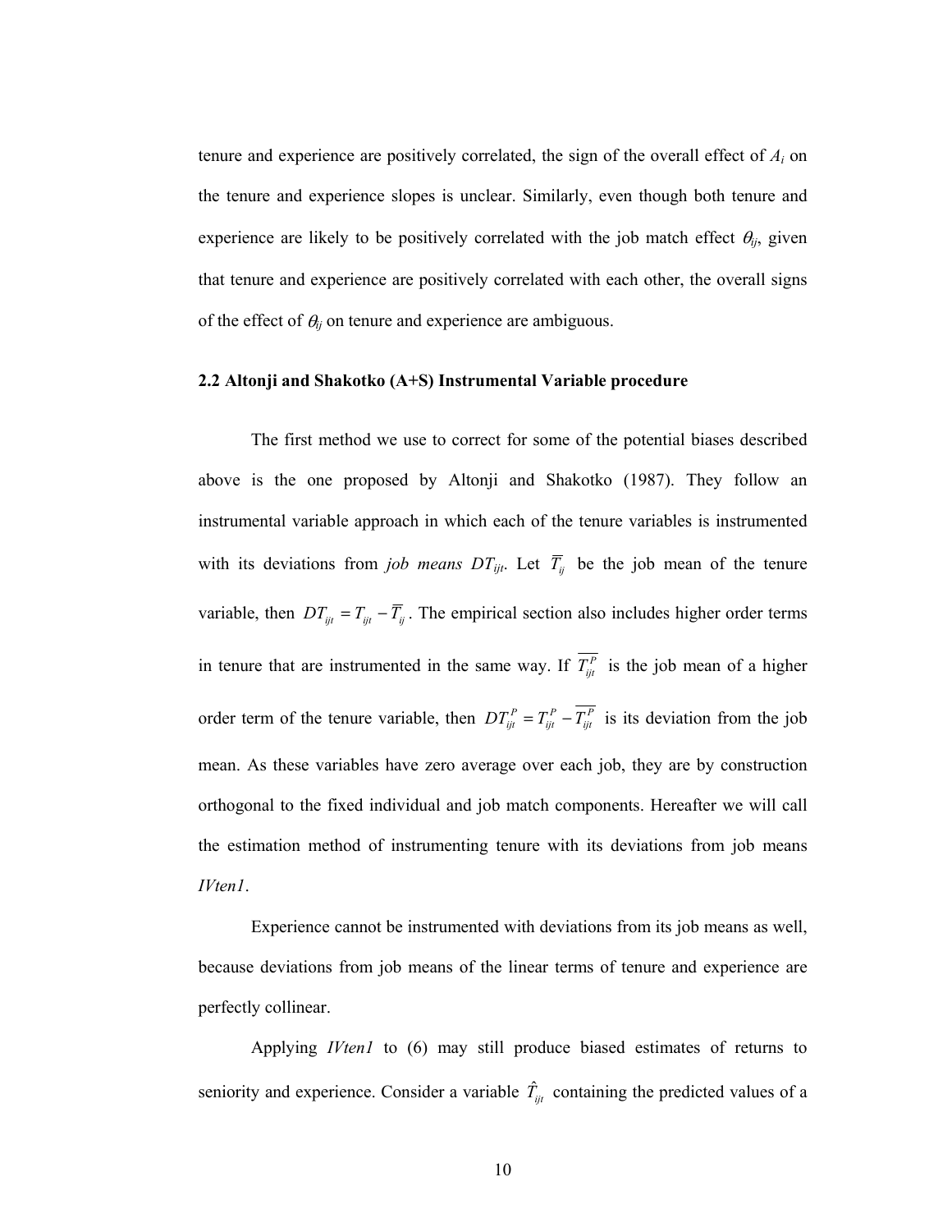tenure and experience are positively correlated, the sign of the overall effect of $A_i$ on the tenure and experience slopes is unclear. Similarly, even though both tenure and experience are likely to be positively correlated with the job match effect $\theta_{ij}$, given that tenure and experience are positively correlated with each other, the overall signs of the effect of $\theta_{ij}$ on tenure and experience are ambiguous.

### 2.2 Altonji and Shakotko (A+S) Instrumental Variable procedure

The first method we use to correct for some of the potential biases described above is the one proposed by Altonji and Shakotko (1987). They follow an instrumental variable approach in which each of the tenure variables is instrumented with its deviations from *job means* $DT_{ijt}$. Let $\overline{T}_{ij}$ be the job mean of the tenure variable, then $DT_{ijt} = T_{ijt} - \overline{T}_{ij}$. The empirical section also includes higher order terms in tenure that are instrumented in the same way. If $\overline{T^{P}_{ijt}}$ is the job mean of a higher order term of the tenure variable, then $DT^{P}_{ijt} = T^{P}_{ijt} - \overline{T^{P}_{ijt}}$ is its deviation from the job mean. As these variables have zero average over each job, they are by construction orthogonal to the fixed individual and job match components. Hereafter we will call the estimation method of instrumenting tenure with its deviations from job means *IVten1*.

Experience cannot be instrumented with deviations from its job means as well, because deviations from job means of the linear terms of tenure and experience are perfectly collinear.

Applying *IVten1* to (6) may still produce biased estimates of returns to seniority and experience. Consider a variable $\hat{T}_{ijt}$ containing the predicted values of a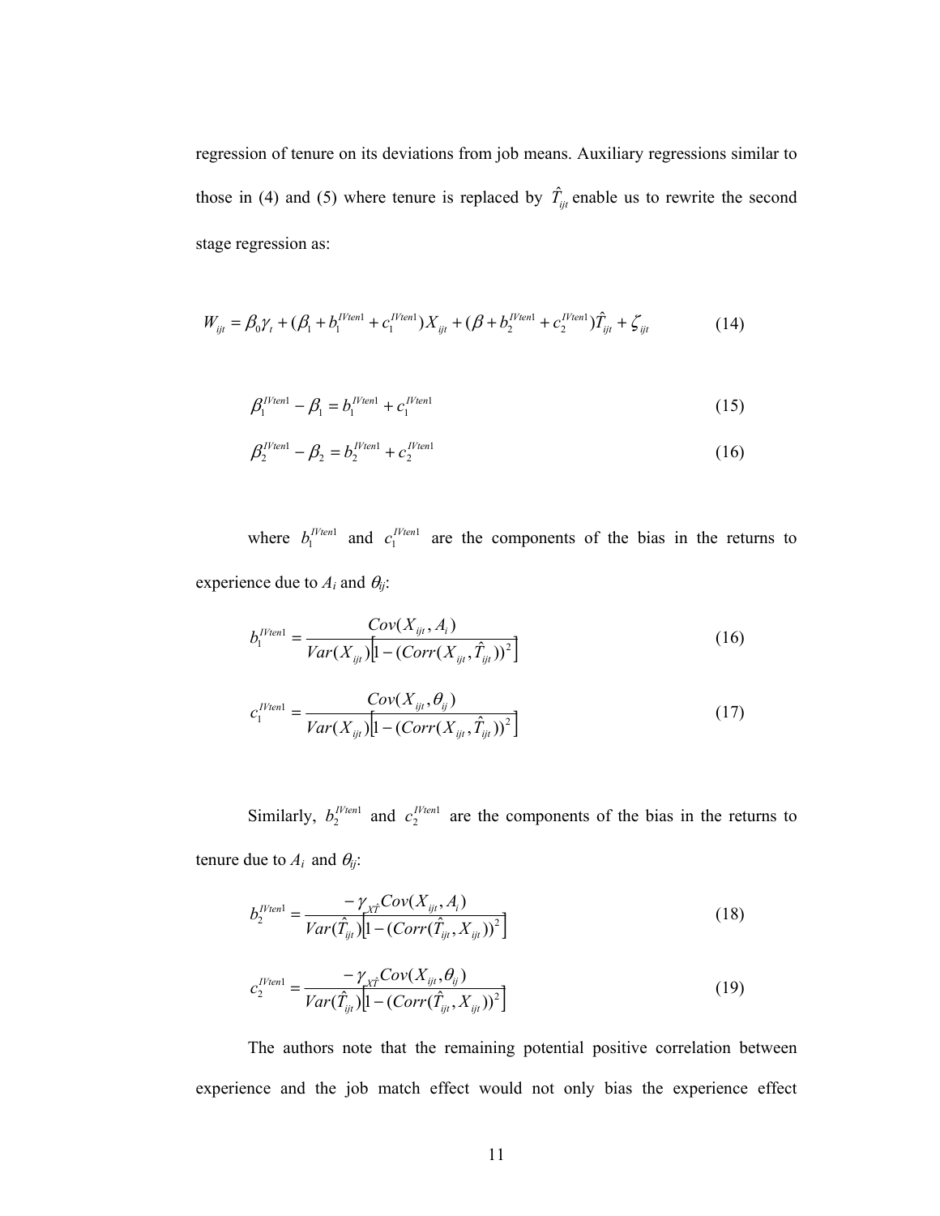regression of tenure on its deviations from job means. Auxiliary regressions similar to those in (4) and (5) where tenure is replaced by $\hat{T}_{ijt}$ enable us to rewrite the second stage regression as:

$$W_{ijt} = \beta_0 \gamma_t + (\beta_1 + b_1^{IVten1} + c_1^{IVten1}) X_{ijt} + (\beta + b_2^{IVten1} + c_2^{IVten1}) \hat{T}_{ijt} + \zeta_{ijt} \tag{14}$$

$$\beta_1^{IVten1} - \beta_1 = b_1^{IVten1} + c_1^{IVten1} \tag{15}$$

$$\beta_2^{IVten1} - \beta_2 = b_2^{IVten1} + c_2^{IVten1} \tag{16}$$

where $b_1^{IVten1}$ and $c_1^{IVten1}$ are the components of the bias in the returns to experience due to $A_i$ and $\theta_{ij}$:

$$b_1^{IVten1} = \frac{Cov(X_{ijt}, A_i)}{Var(X_{ijt})\left[1 - (Corr(X_{ijt}, \hat{T}_{ijt}))^2\right]} \tag{16}$$

$$c_1^{IVten1} = \frac{Cov(X_{ijt}, \theta_{ij})}{Var(X_{ijt})\left[1 - (Corr(X_{ijt}, \hat{T}_{ijt}))^2\right]} \tag{17}$$

Similarly, $b_2^{IVten1}$ and $c_2^{IVten1}$ are the components of the bias in the returns to tenure due to $A_i$ and $\theta_{ij}$:

$$b_2^{IVten1} = \frac{-\gamma_{X\hat{T}} Cov(X_{ijt}, A_i)}{Var(\hat{T}_{ijt})\left[1 - (Corr(\hat{T}_{ijt}, X_{ijt}))^2\right]} \tag{18}$$

$$c_2^{IVten1} = \frac{-\gamma_{X\hat{T}} Cov(X_{ijt}, \theta_{ij})}{Var(\hat{T}_{ijt})\left[1 - (Corr(\hat{T}_{ijt}, X_{ijt}))^2\right]} \tag{19}$$

The authors note that the remaining potential positive correlation between experience and the job match effect would not only bias the experience effect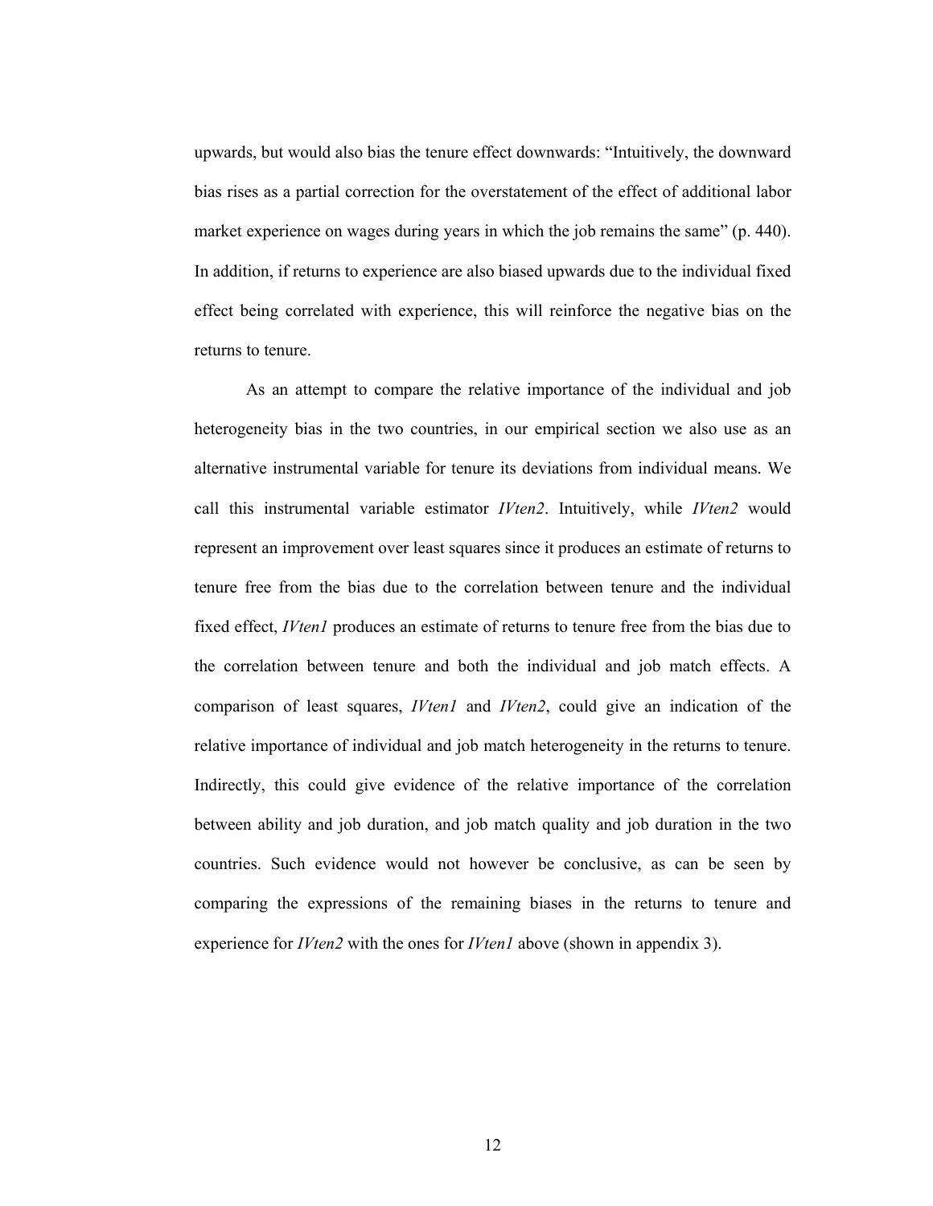upwards, but would also bias the tenure effect downwards: "Intuitively, the downward bias rises as a partial correction for the overstatement of the effect of additional labor market experience on wages during years in which the job remains the same" (p. 440). In addition, if returns to experience are also biased upwards due to the individual fixed effect being correlated with experience, this will reinforce the negative bias on the returns to tenure.

As an attempt to compare the relative importance of the individual and job heterogeneity bias in the two countries, in our empirical section we also use as an alternative instrumental variable for tenure its deviations from individual means. We call this instrumental variable estimator *IVten2*. Intuitively, while *IVten2* would represent an improvement over least squares since it produces an estimate of returns to tenure free from the bias due to the correlation between tenure and the individual fixed effect, *IVten1* produces an estimate of returns to tenure free from the bias due to the correlation between tenure and both the individual and job match effects. A comparison of least squares, *IVten1* and *IVten2*, could give an indication of the relative importance of individual and job match heterogeneity in the returns to tenure. Indirectly, this could give evidence of the relative importance of the correlation between ability and job duration, and job match quality and job duration in the two countries. Such evidence would not however be conclusive, as can be seen by comparing the expressions of the remaining biases in the returns to tenure and experience for *IVten2* with the ones for *IVten1* above (shown in appendix 3).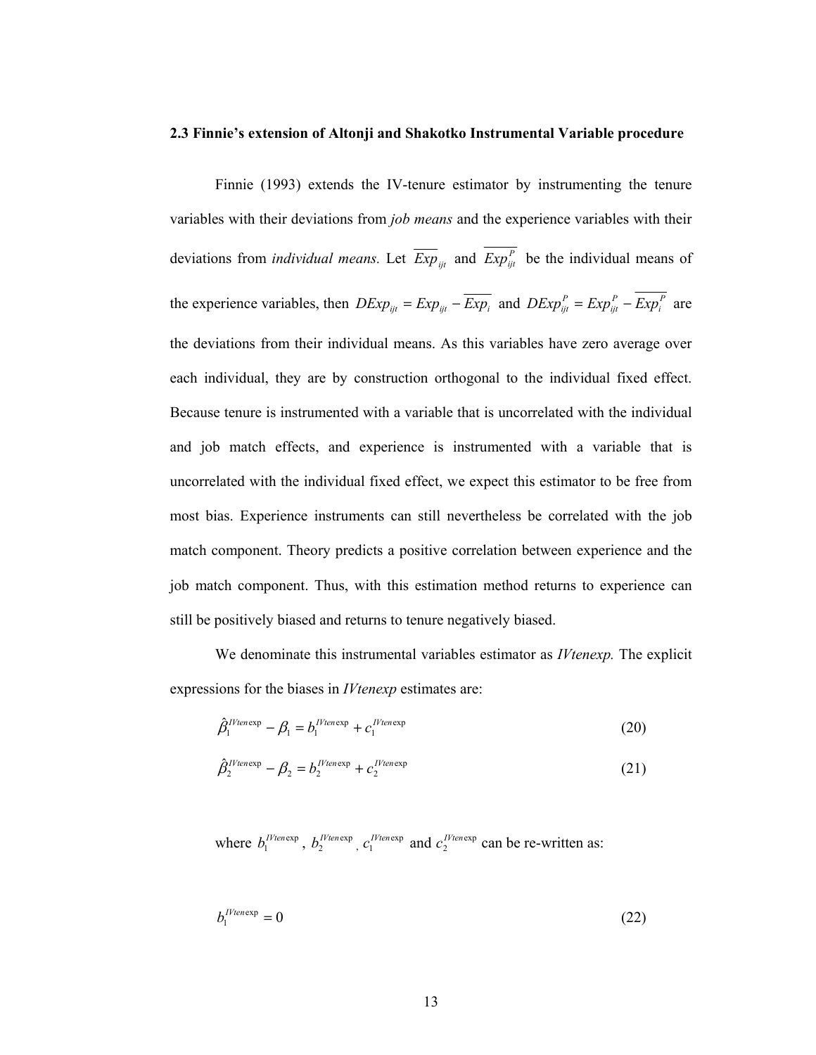### 2.3 Finnie's extension of Altonji and Shakotko Instrumental Variable procedure

Finnie (1993) extends the IV-tenure estimator by instrumenting the tenure variables with their deviations from *job means* and the experience variables with their deviations from *individual means.* Let $\overline{Exp}_{ijt}$ and $\overline{Exp_{ijt}^{P}}$ be the individual means of the experience variables, then $DExp_{ijt} = Exp_{ijt} - \overline{Exp_i}$ and $DExp_{ijt}^{P} = Exp_{ijt}^{P} - \overline{Exp_i^{P}}$ are the deviations from their individual means. As this variables have zero average over each individual, they are by construction orthogonal to the individual fixed effect. Because tenure is instrumented with a variable that is uncorrelated with the individual and job match effects, and experience is instrumented with a variable that is uncorrelated with the individual fixed effect, we expect this estimator to be free from most bias. Experience instruments can still nevertheless be correlated with the job match component. Theory predicts a positive correlation between experience and the job match component. Thus, with this estimation method returns to experience can still be positively biased and returns to tenure negatively biased.

We denominate this instrumental variables estimator as *IVtenexp.* The explicit expressions for the biases in *IVtenexp* estimates are:

$$\hat{\beta}_1^{IVten\exp} - \beta_1 = b_1^{IVten\exp} + c_1^{IVten\exp} \tag{20}$$

$$\hat{\beta}_2^{IVten\exp} - \beta_2 = b_2^{IVten\exp} + c_2^{IVten\exp} \tag{21}$$

where $b_1^{IVten\exp}$, $b_2^{IVten\exp}$, $c_1^{IVten\exp}$ and $c_2^{IVten\exp}$ can be re-written as:

$$b_1^{IVten\exp} = 0 \tag{22}$$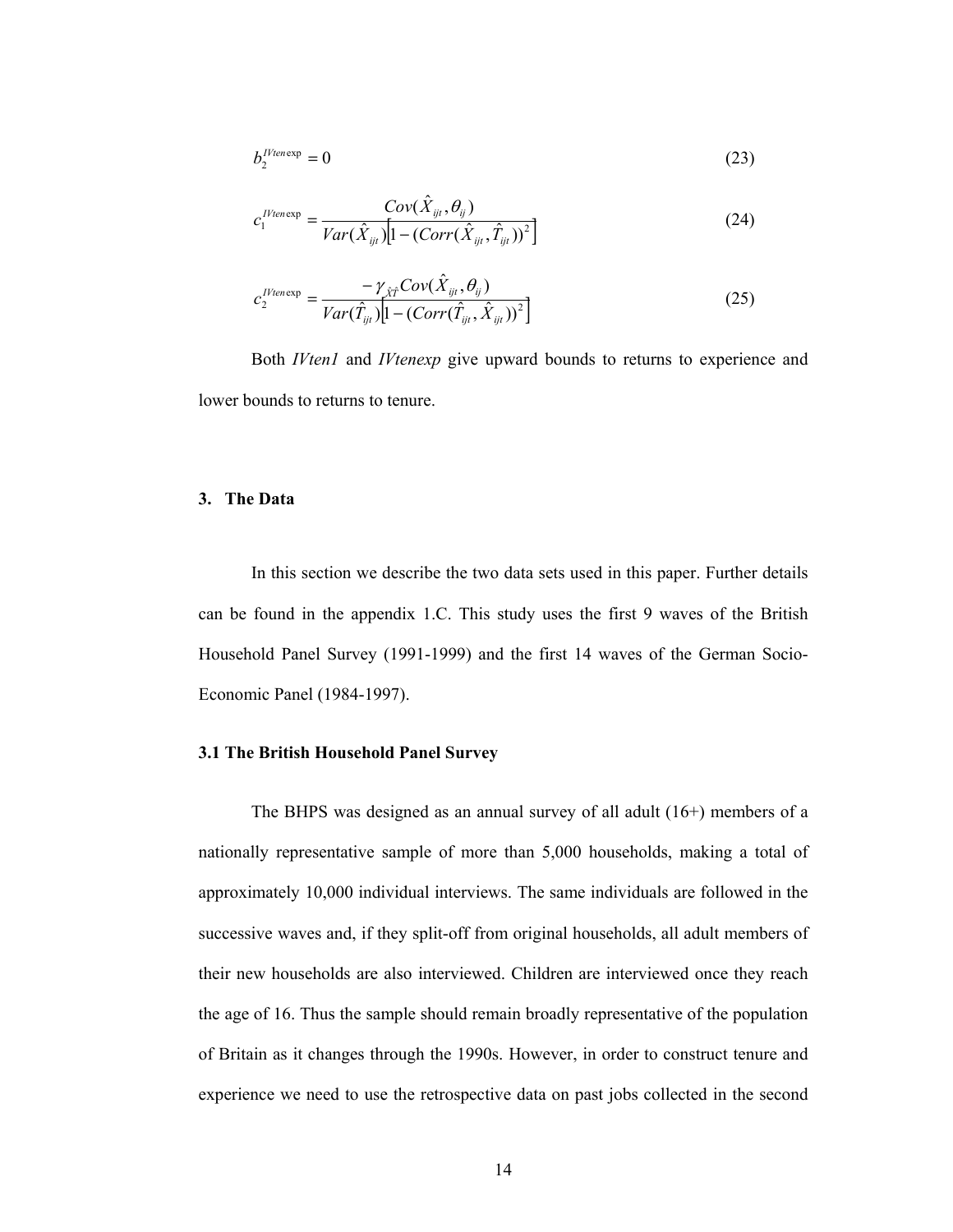$$b_2^{IVten\exp} = 0 \tag{23}$$

$$c_1^{IVten\exp} = \frac{Cov(\hat{X}_{ijt}, \theta_{ij})}{Var(\hat{X}_{ijt})\left[1 - (Corr(\hat{X}_{ijt}, \hat{T}_{ijt}))^2\right]} \tag{24}$$

$$c_2^{IVten\exp} = \frac{-\gamma_{\hat{X}\hat{T}} Cov(\hat{X}_{ijt}, \theta_{ij})}{Var(\hat{T}_{ijt})\left[1 - (Corr(\hat{T}_{ijt}, \hat{X}_{ijt}))^2\right]} \tag{25}$$

Both *IVten1* and *IVtenexp* give upward bounds to returns to experience and lower bounds to returns to tenure.

## 3. The Data

In this section we describe the two data sets used in this paper. Further details can be found in the appendix 1.C. This study uses the first 9 waves of the British Household Panel Survey (1991-1999) and the first 14 waves of the German Socio-Economic Panel (1984-1997).

### 3.1 The British Household Panel Survey

The BHPS was designed as an annual survey of all adult (16+) members of a nationally representative sample of more than 5,000 households, making a total of approximately 10,000 individual interviews. The same individuals are followed in the successive waves and, if they split-off from original households, all adult members of their new households are also interviewed. Children are interviewed once they reach the age of 16. Thus the sample should remain broadly representative of the population of Britain as it changes through the 1990s. However, in order to construct tenure and experience we need to use the retrospective data on past jobs collected in the second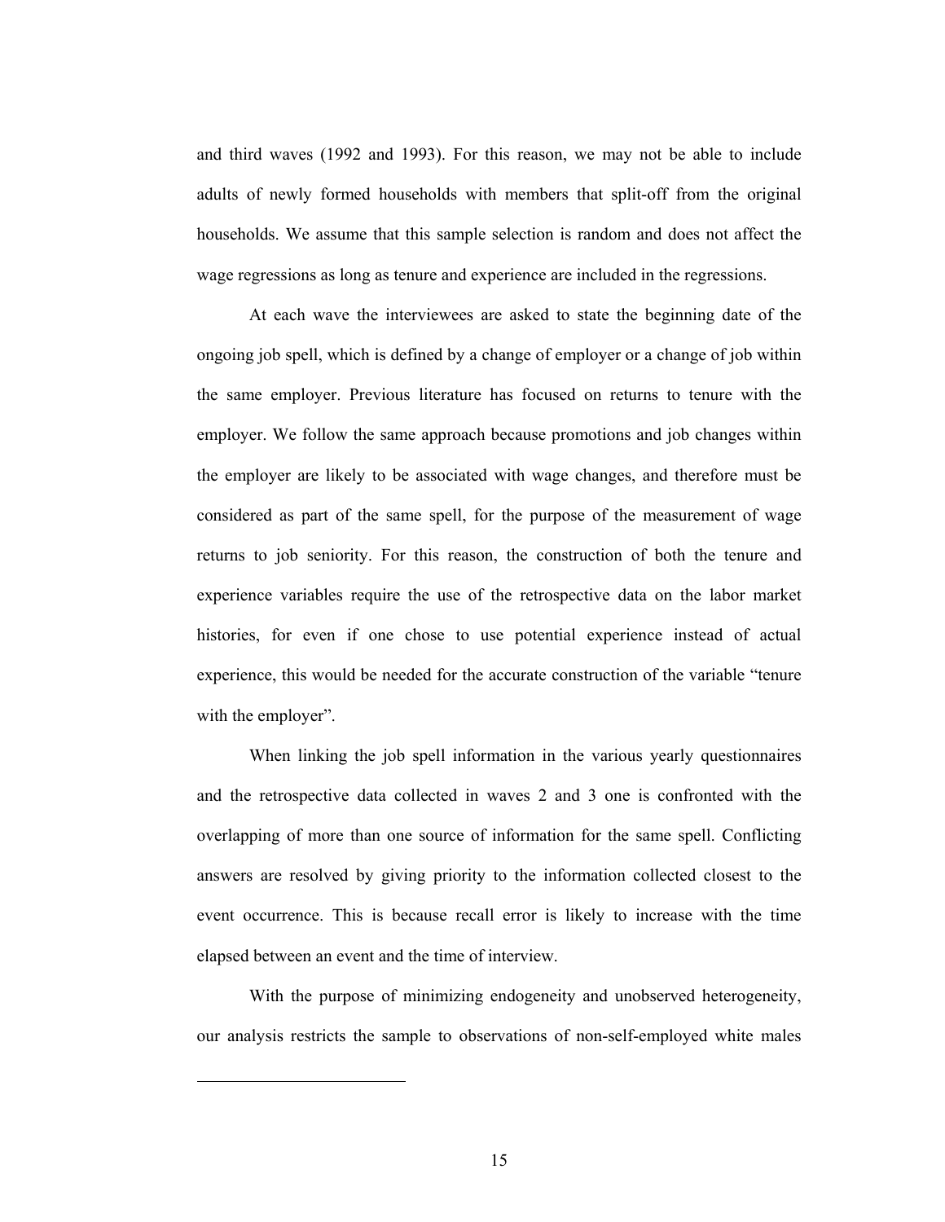and third waves (1992 and 1993). For this reason, we may not be able to include adults of newly formed households with members that split-off from the original households. We assume that this sample selection is random and does not affect the wage regressions as long as tenure and experience are included in the regressions.

At each wave the interviewees are asked to state the beginning date of the ongoing job spell, which is defined by a change of employer or a change of job within the same employer. Previous literature has focused on returns to tenure with the employer. We follow the same approach because promotions and job changes within the employer are likely to be associated with wage changes, and therefore must be considered as part of the same spell, for the purpose of the measurement of wage returns to job seniority. For this reason, the construction of both the tenure and experience variables require the use of the retrospective data on the labor market histories, for even if one chose to use potential experience instead of actual experience, this would be needed for the accurate construction of the variable "tenure with the employer".

When linking the job spell information in the various yearly questionnaires and the retrospective data collected in waves 2 and 3 one is confronted with the overlapping of more than one source of information for the same spell. Conflicting answers are resolved by giving priority to the information collected closest to the event occurrence. This is because recall error is likely to increase with the time elapsed between an event and the time of interview.

With the purpose of minimizing endogeneity and unobserved heterogeneity, our analysis restricts the sample to observations of non-self-employed white males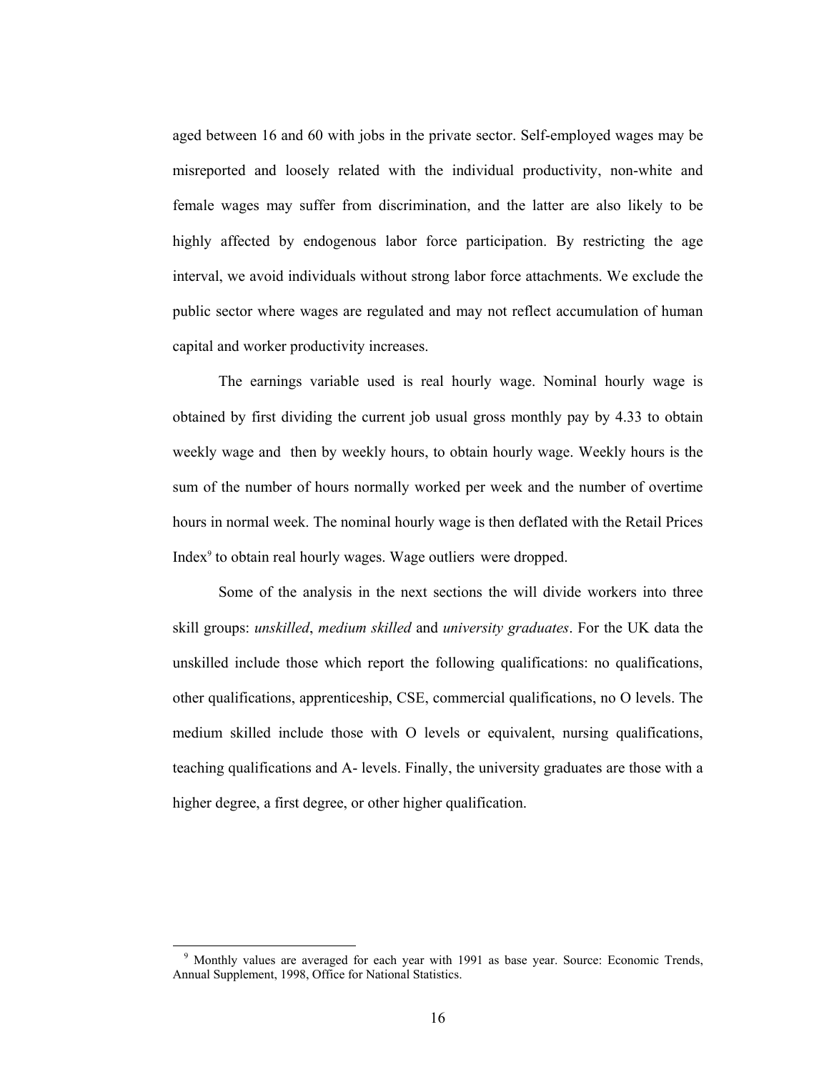aged between 16 and 60 with jobs in the private sector. Self-employed wages may be misreported and loosely related with the individual productivity, non-white and female wages may suffer from discrimination, and the latter are also likely to be highly affected by endogenous labor force participation. By restricting the age interval, we avoid individuals without strong labor force attachments. We exclude the public sector where wages are regulated and may not reflect accumulation of human capital and worker productivity increases.

The earnings variable used is real hourly wage. Nominal hourly wage is obtained by first dividing the current job usual gross monthly pay by 4.33 to obtain weekly wage and then by weekly hours, to obtain hourly wage. Weekly hours is the sum of the number of hours normally worked per week and the number of overtime hours in normal week. The nominal hourly wage is then deflated with the Retail Prices Index[9] to obtain real hourly wages. Wage outliers were dropped.

Some of the analysis in the next sections the will divide workers into three skill groups: *unskilled*, *medium skilled* and *university graduates*. For the UK data the unskilled include those which report the following qualifications: no qualifications, other qualifications, apprenticeship, CSE, commercial qualifications, no O levels. The medium skilled include those with O levels or equivalent, nursing qualifications, teaching qualifications and A- levels. Finally, the university graduates are those with a higher degree, a first degree, or other higher qualification.

[9] Monthly values are averaged for each year with 1991 as base year. Source: Economic Trends, Annual Supplement, 1998, Office for National Statistics.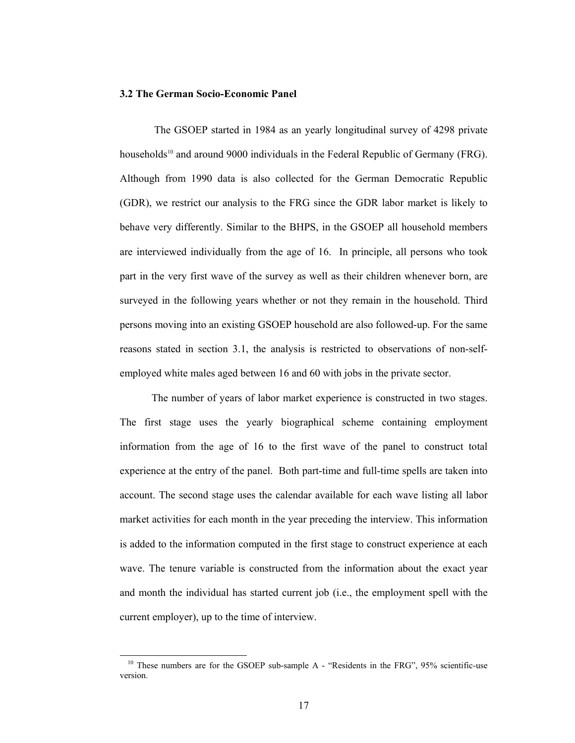### 3.2 The German Socio-Economic Panel

The GSOEP started in 1984 as an yearly longitudinal survey of 4298 private households[10] and around 9000 individuals in the Federal Republic of Germany (FRG). Although from 1990 data is also collected for the German Democratic Republic (GDR), we restrict our analysis to the FRG since the GDR labor market is likely to behave very differently. Similar to the BHPS, in the GSOEP all household members are interviewed individually from the age of 16. In principle, all persons who took part in the very first wave of the survey as well as their children whenever born, are surveyed in the following years whether or not they remain in the household. Third persons moving into an existing GSOEP household are also followed-up. For the same reasons stated in section 3.1, the analysis is restricted to observations of non-self-employed white males aged between 16 and 60 with jobs in the private sector.

The number of years of labor market experience is constructed in two stages. The first stage uses the yearly biographical scheme containing employment information from the age of 16 to the first wave of the panel to construct total experience at the entry of the panel. Both part-time and full-time spells are taken into account. The second stage uses the calendar available for each wave listing all labor market activities for each month in the year preceding the interview. This information is added to the information computed in the first stage to construct experience at each wave. The tenure variable is constructed from the information about the exact year and month the individual has started current job (i.e., the employment spell with the current employer), up to the time of interview.

---

[10] These numbers are for the GSOEP sub-sample A - "Residents in the FRG", 95% scientific-use version.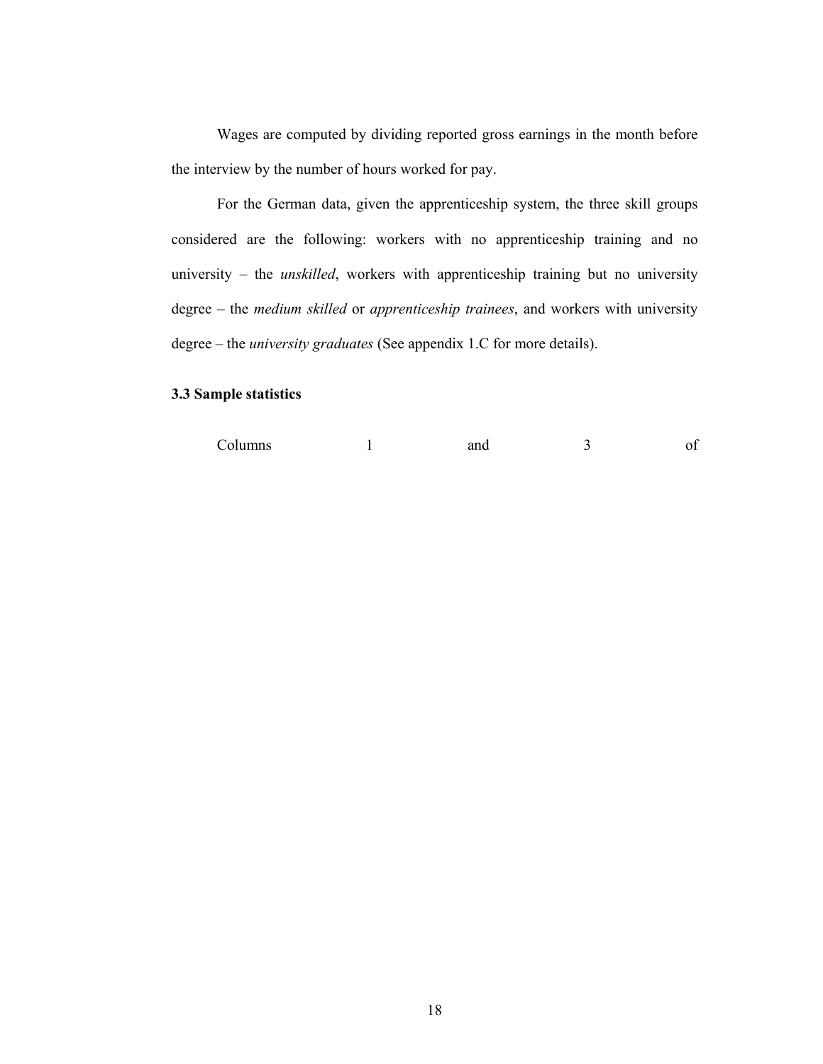Wages are computed by dividing reported gross earnings in the month before the interview by the number of hours worked for pay.

For the German data, given the apprenticeship system, the three skill groups considered are the following: workers with no apprenticeship training and no university – the *unskilled*, workers with apprenticeship training but no university degree – the *medium skilled* or *apprenticeship trainees*, and workers with university degree – the *university graduates* (See appendix 1.C for more details).

### 3.3 Sample statistics

Columns 1 and 3 of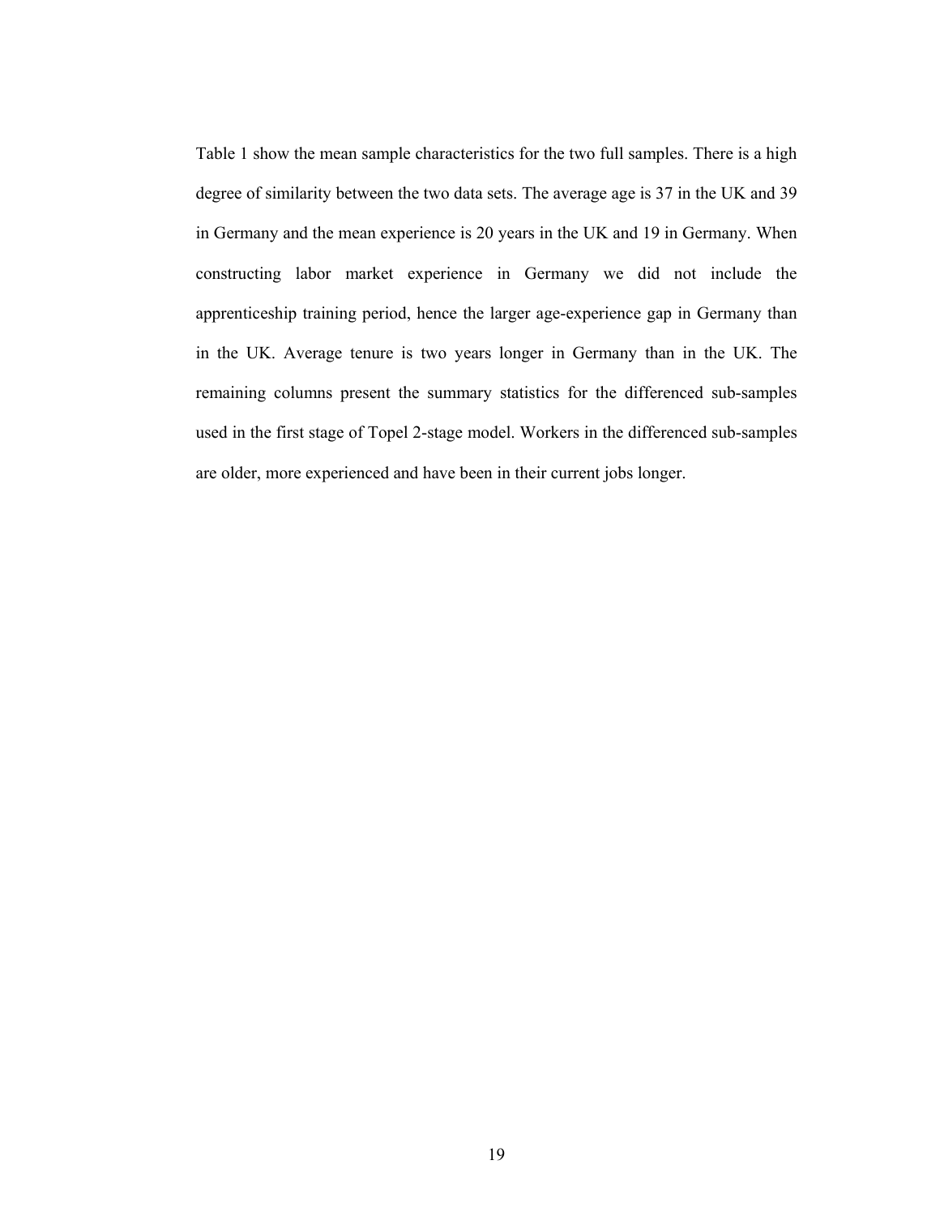Table 1 show the mean sample characteristics for the two full samples. There is a high degree of similarity between the two data sets. The average age is 37 in the UK and 39 in Germany and the mean experience is 20 years in the UK and 19 in Germany. When constructing labor market experience in Germany we did not include the apprenticeship training period, hence the larger age-experience gap in Germany than in the UK. Average tenure is two years longer in Germany than in the UK. The remaining columns present the summary statistics for the differenced sub-samples used in the first stage of Topel 2-stage model. Workers in the differenced sub-samples are older, more experienced and have been in their current jobs longer.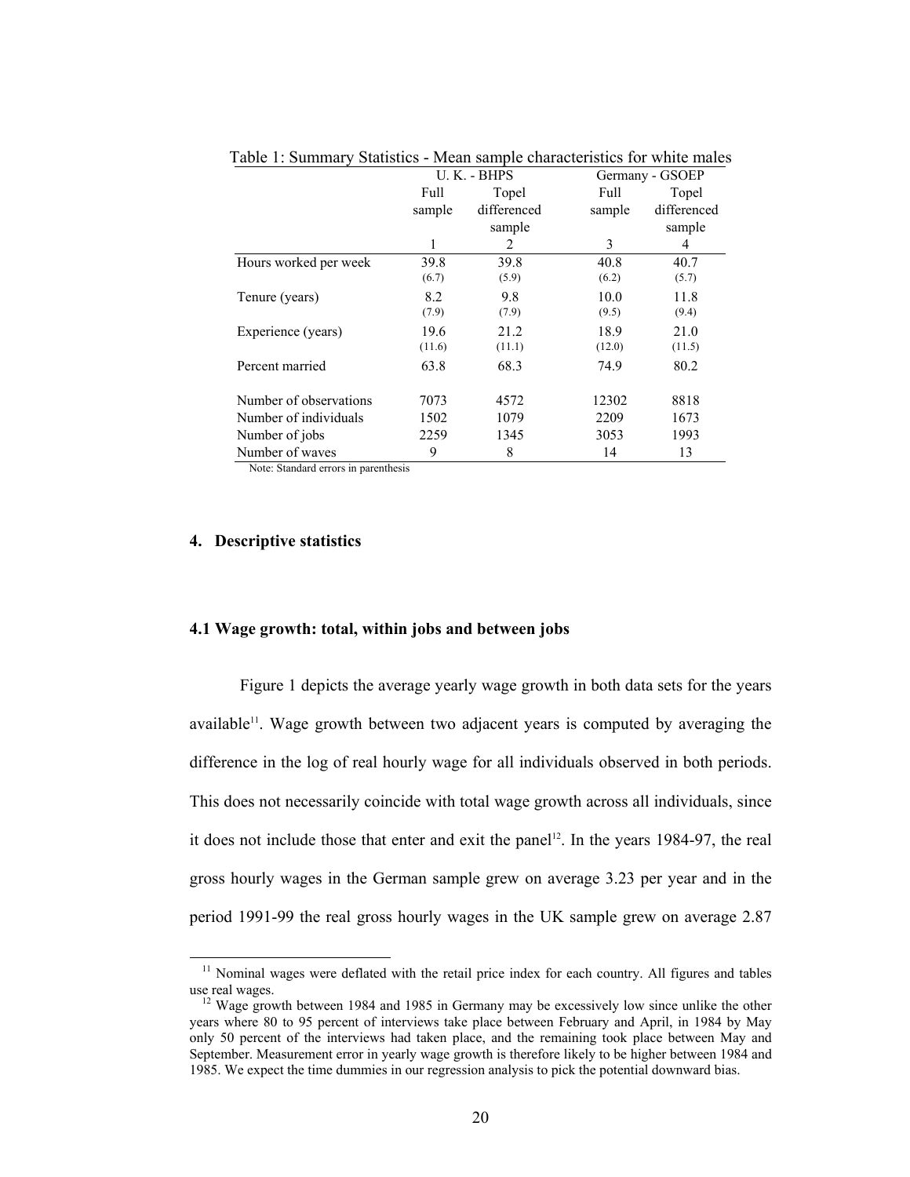Table 1: Summary Statistics - Mean sample characteristics for white males

| | U. K. - BHPS | | Germany - GSOEP | |
|---|---|---|---|---|
| | Full sample | Topel differenced sample | Full sample | Topel differenced sample |
| | 1 | 2 | 3 | 4 |
| Hours worked per week | 39.8 | 39.8 | 40.8 | 40.7 |
| | (6.7) | (5.9) | (6.2) | (5.7) |
| Tenure (years) | 8.2 | 9.8 | 10.0 | 11.8 |
| | (7.9) | (7.9) | (9.5) | (9.4) |
| Experience (years) | 19.6 | 21.2 | 18.9 | 21.0 |
| | (11.6) | (11.1) | (12.0) | (11.5) |
| Percent married | 63.8 | 68.3 | 74.9 | 80.2 |
| Number of observations | 7073 | 4572 | 12302 | 8818 |
| Number of individuals | 1502 | 1079 | 2209 | 1673 |
| Number of jobs | 2259 | 1345 | 3053 | 1993 |
| Number of waves | 9 | 8 | 14 | 13 |

Note: Standard errors in parenthesis

## 4. Descriptive statistics

### 4.1 Wage growth: total, within jobs and between jobs

Figure 1 depicts the average yearly wage growth in both data sets for the years available[11]. Wage growth between two adjacent years is computed by averaging the difference in the log of real hourly wage for all individuals observed in both periods. This does not necessarily coincide with total wage growth across all individuals, since it does not include those that enter and exit the panel[12]. In the years 1984-97, the real gross hourly wages in the German sample grew on average 3.23 per year and in the period 1991-99 the real gross hourly wages in the UK sample grew on average 2.87

[11] Nominal wages were deflated with the retail price index for each country. All figures and tables use real wages.

[12] Wage growth between 1984 and 1985 in Germany may be excessively low since unlike the other years where 80 to 95 percent of interviews take place between February and April, in 1984 by May only 50 percent of the interviews had taken place, and the remaining took place between May and September. Measurement error in yearly wage growth is therefore likely to be higher between 1984 and 1985. We expect the time dummies in our regression analysis to pick the potential downward bias.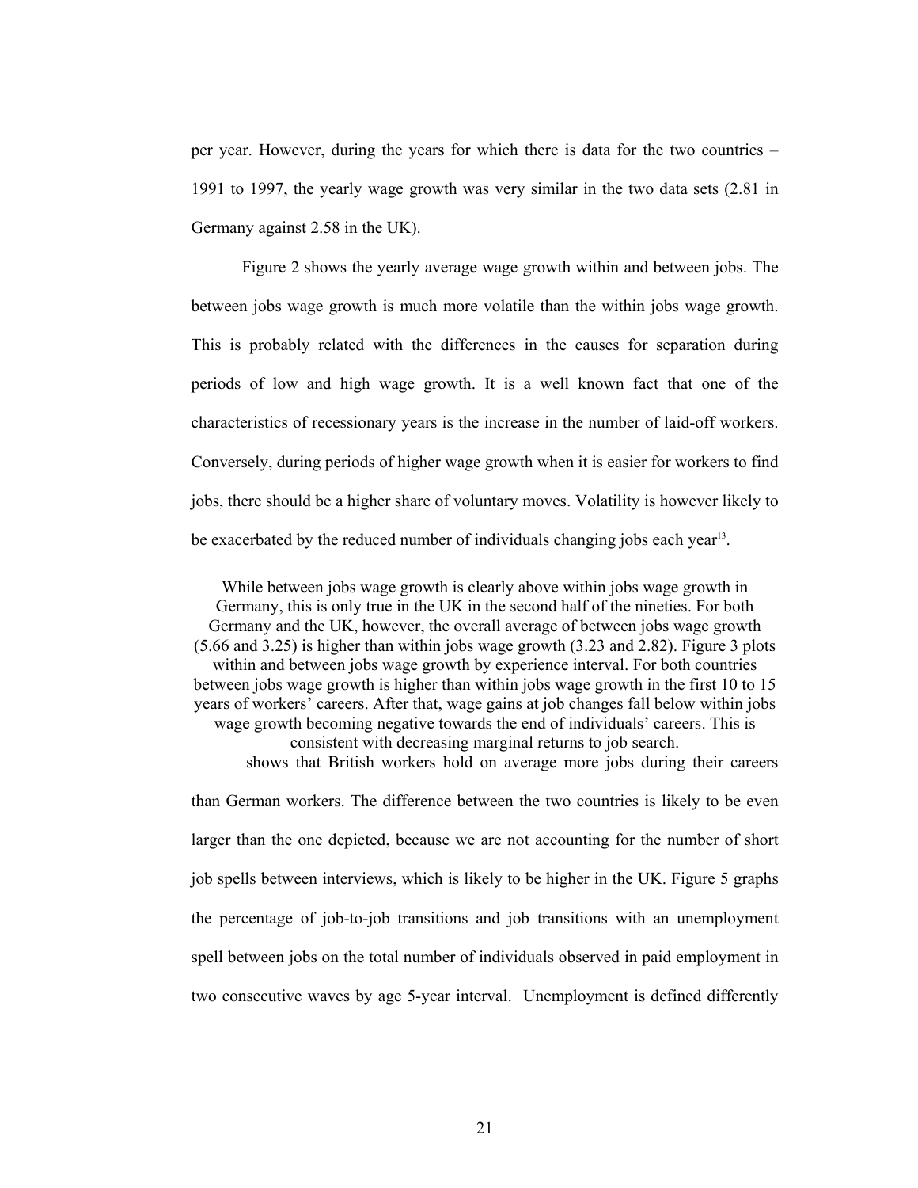per year. However, during the years for which there is data for the two countries – 1991 to 1997, the yearly wage growth was very similar in the two data sets (2.81 in Germany against 2.58 in the UK).

Figure 2 shows the yearly average wage growth within and between jobs. The between jobs wage growth is much more volatile than the within jobs wage growth. This is probably related with the differences in the causes for separation during periods of low and high wage growth. It is a well known fact that one of the characteristics of recessionary years is the increase in the number of laid-off workers. Conversely, during periods of higher wage growth when it is easier for workers to find jobs, there should be a higher share of voluntary moves. Volatility is however likely to be exacerbated by the reduced number of individuals changing jobs each year[13].

While between jobs wage growth is clearly above within jobs wage growth in Germany, this is only true in the UK in the second half of the nineties. For both Germany and the UK, however, the overall average of between jobs wage growth (5.66 and 3.25) is higher than within jobs wage growth (3.23 and 2.82). Figure 3 plots within and between jobs wage growth by experience interval. For both countries between jobs wage growth is higher than within jobs wage growth in the first 10 to 15 years of workers' careers. After that, wage gains at job changes fall below within jobs wage growth becoming negative towards the end of individuals' careers. This is consistent with decreasing marginal returns to job search.

shows that British workers hold on average more jobs during their careers than German workers. The difference between the two countries is likely to be even larger than the one depicted, because we are not accounting for the number of short job spells between interviews, which is likely to be higher in the UK. Figure 5 graphs the percentage of job-to-job transitions and job transitions with an unemployment spell between jobs on the total number of individuals observed in paid employment in two consecutive waves by age 5-year interval. Unemployment is defined differently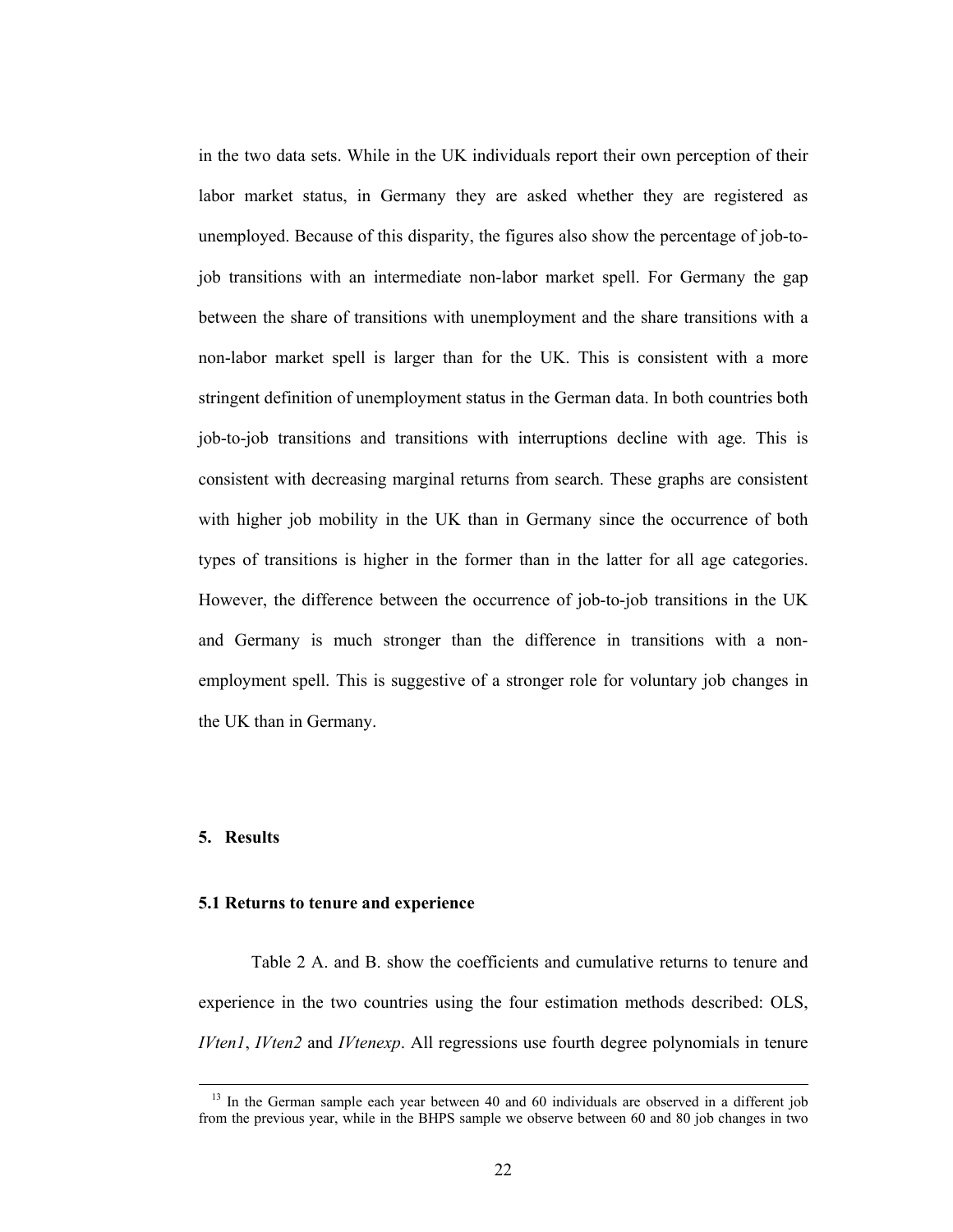in the two data sets. While in the UK individuals report their own perception of their labor market status, in Germany they are asked whether they are registered as unemployed. Because of this disparity, the figures also show the percentage of job-to-job transitions with an intermediate non-labor market spell. For Germany the gap between the share of transitions with unemployment and the share transitions with a non-labor market spell is larger than for the UK. This is consistent with a more stringent definition of unemployment status in the German data. In both countries both job-to-job transitions and transitions with interruptions decline with age. This is consistent with decreasing marginal returns from search. These graphs are consistent with higher job mobility in the UK than in Germany since the occurrence of both types of transitions is higher in the former than in the latter for all age categories. However, the difference between the occurrence of job-to-job transitions in the UK and Germany is much stronger than the difference in transitions with a non-employment spell. This is suggestive of a stronger role for voluntary job changes in the UK than in Germany.

## 5. Results

### 5.1 Returns to tenure and experience

Table 2 A. and B. show the coefficients and cumulative returns to tenure and experience in the two countries using the four estimation methods described: OLS, *IVten1*, *IVten2* and *IVtenexp*. All regressions use fourth degree polynomials in tenure

---

[13] In the German sample each year between 40 and 60 individuals are observed in a different job from the previous year, while in the BHPS sample we observe between 60 and 80 job changes in two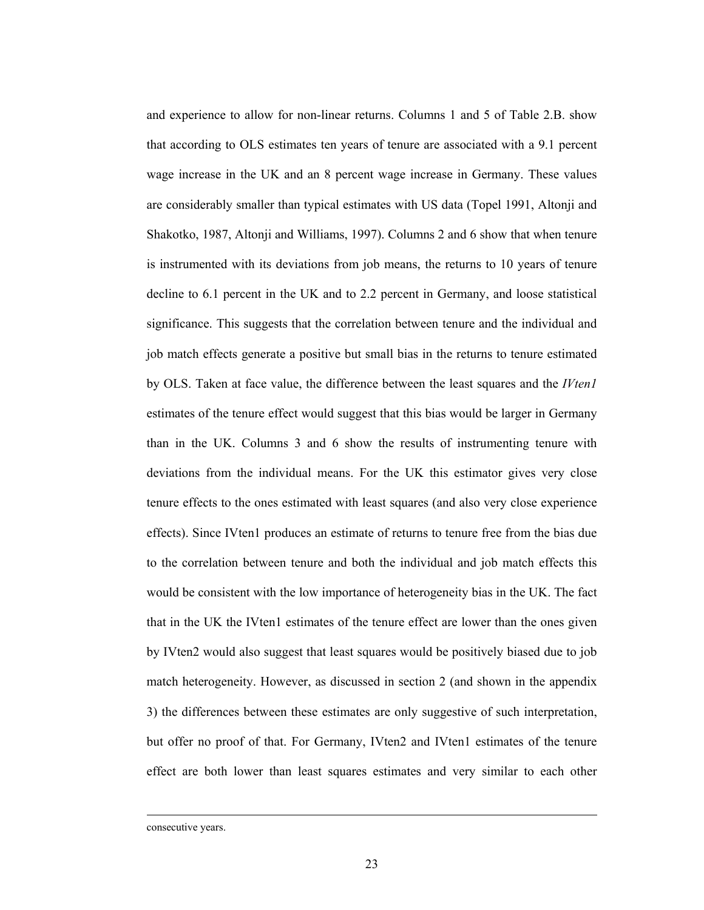and experience to allow for non-linear returns. Columns 1 and 5 of Table 2.B. show that according to OLS estimates ten years of tenure are associated with a 9.1 percent wage increase in the UK and an 8 percent wage increase in Germany. These values are considerably smaller than typical estimates with US data (Topel 1991, Altonji and Shakotko, 1987, Altonji and Williams, 1997). Columns 2 and 6 show that when tenure is instrumented with its deviations from job means, the returns to 10 years of tenure decline to 6.1 percent in the UK and to 2.2 percent in Germany, and loose statistical significance. This suggests that the correlation between tenure and the individual and job match effects generate a positive but small bias in the returns to tenure estimated by OLS. Taken at face value, the difference between the least squares and the *IVten1* estimates of the tenure effect would suggest that this bias would be larger in Germany than in the UK. Columns 3 and 6 show the results of instrumenting tenure with deviations from the individual means. For the UK this estimator gives very close tenure effects to the ones estimated with least squares (and also very close experience effects). Since IVten1 produces an estimate of returns to tenure free from the bias due to the correlation between tenure and both the individual and job match effects this would be consistent with the low importance of heterogeneity bias in the UK. The fact that in the UK the IVten1 estimates of the tenure effect are lower than the ones given by IVten2 would also suggest that least squares would be positively biased due to job match heterogeneity. However, as discussed in section 2 (and shown in the appendix 3) the differences between these estimates are only suggestive of such interpretation, but offer no proof of that. For Germany, IVten2 and IVten1 estimates of the tenure effect are both lower than least squares estimates and very similar to each other

consecutive years.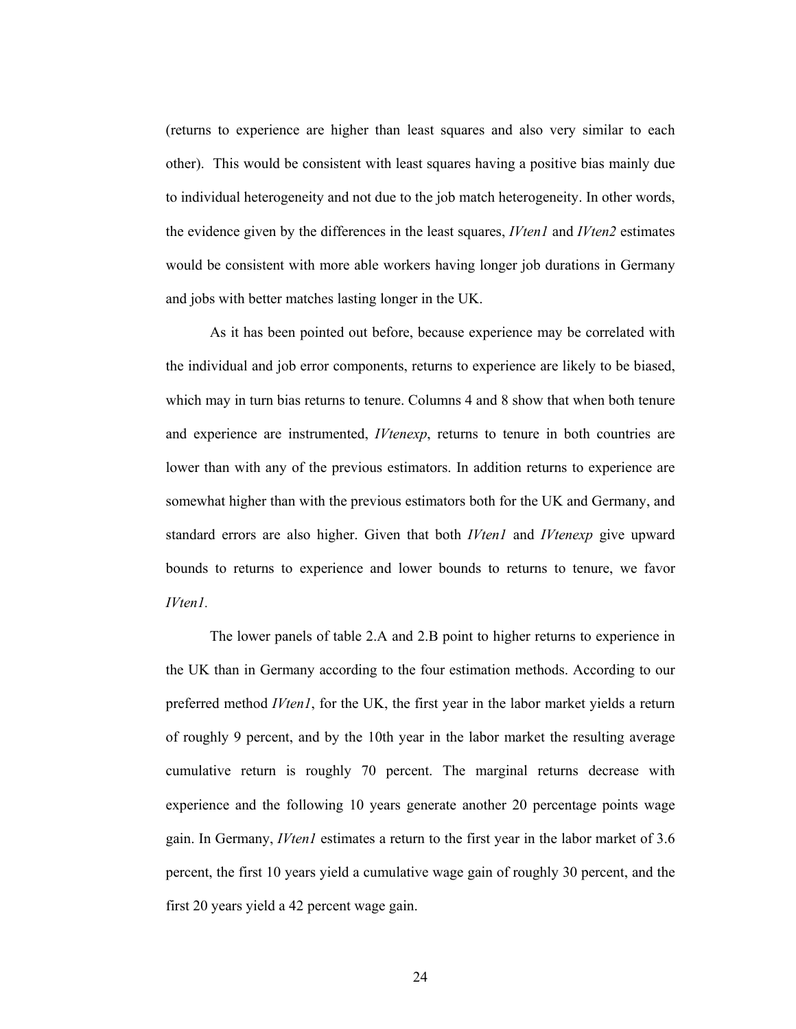(returns to experience are higher than least squares and also very similar to each other). This would be consistent with least squares having a positive bias mainly due to individual heterogeneity and not due to the job match heterogeneity. In other words, the evidence given by the differences in the least squares, *IVten1* and *IVten2* estimates would be consistent with more able workers having longer job durations in Germany and jobs with better matches lasting longer in the UK.

As it has been pointed out before, because experience may be correlated with the individual and job error components, returns to experience are likely to be biased, which may in turn bias returns to tenure. Columns 4 and 8 show that when both tenure and experience are instrumented, *IVtenexp*, returns to tenure in both countries are lower than with any of the previous estimators. In addition returns to experience are somewhat higher than with the previous estimators both for the UK and Germany, and standard errors are also higher. Given that both *IVten1* and *IVtenexp* give upward bounds to returns to experience and lower bounds to returns to tenure, we favor *IVten1*.

The lower panels of table 2.A and 2.B point to higher returns to experience in the UK than in Germany according to the four estimation methods. According to our preferred method *IVten1*, for the UK, the first year in the labor market yields a return of roughly 9 percent, and by the 10th year in the labor market the resulting average cumulative return is roughly 70 percent. The marginal returns decrease with experience and the following 10 years generate another 20 percentage points wage gain. In Germany, *IVten1* estimates a return to the first year in the labor market of 3.6 percent, the first 10 years yield a cumulative wage gain of roughly 30 percent, and the first 20 years yield a 42 percent wage gain.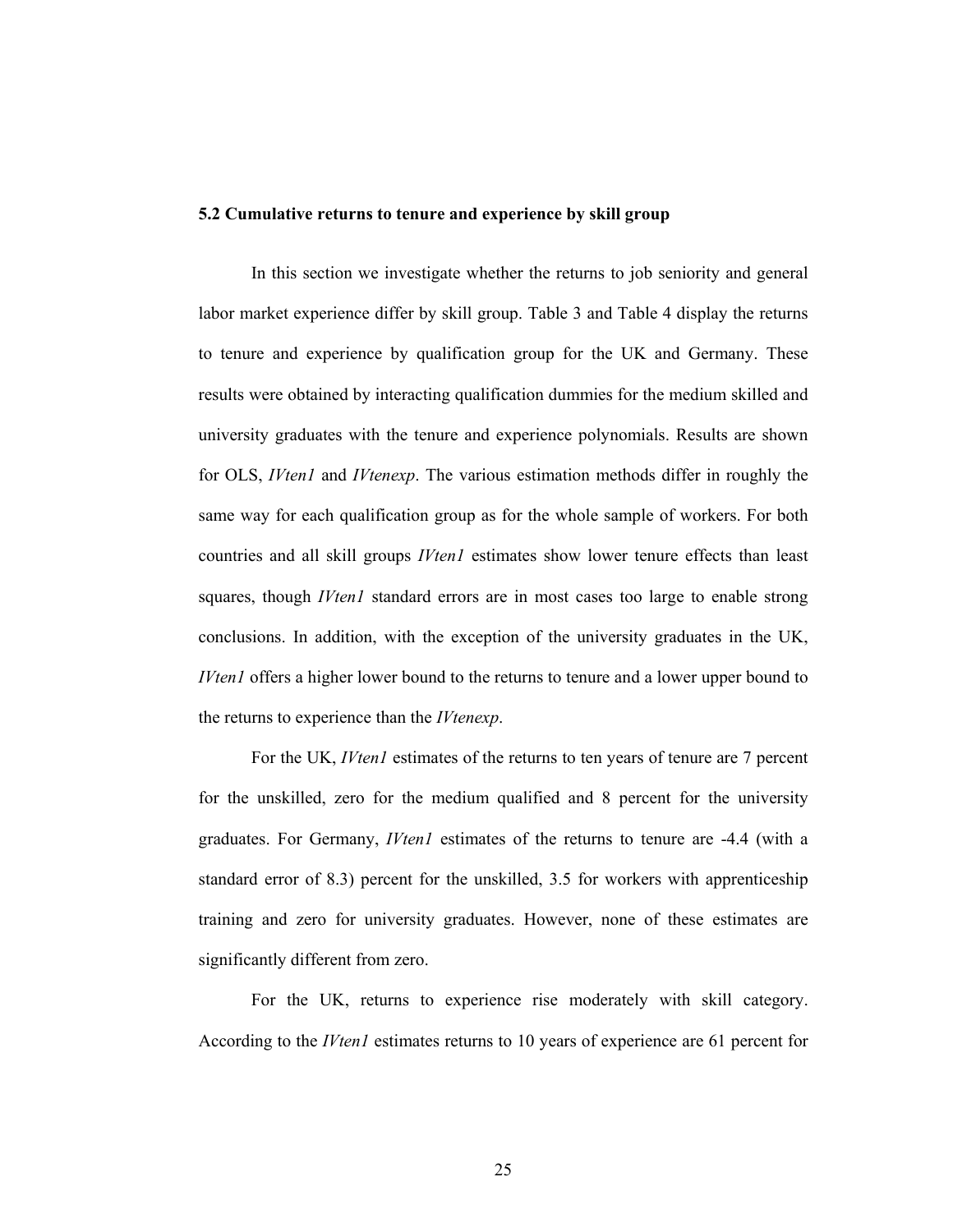### 5.2 Cumulative returns to tenure and experience by skill group

In this section we investigate whether the returns to job seniority and general labor market experience differ by skill group. Table 3 and Table 4 display the returns to tenure and experience by qualification group for the UK and Germany. These results were obtained by interacting qualification dummies for the medium skilled and university graduates with the tenure and experience polynomials. Results are shown for OLS, *IVten1* and *IVtenexp*. The various estimation methods differ in roughly the same way for each qualification group as for the whole sample of workers. For both countries and all skill groups *IVten1* estimates show lower tenure effects than least squares, though *IVten1* standard errors are in most cases too large to enable strong conclusions. In addition, with the exception of the university graduates in the UK, *IVten1* offers a higher lower bound to the returns to tenure and a lower upper bound to the returns to experience than the *IVtenexp*.

For the UK, *IVten1* estimates of the returns to ten years of tenure are 7 percent for the unskilled, zero for the medium qualified and 8 percent for the university graduates. For Germany, *IVten1* estimates of the returns to tenure are -4.4 (with a standard error of 8.3) percent for the unskilled, 3.5 for workers with apprenticeship training and zero for university graduates. However, none of these estimates are significantly different from zero.

For the UK, returns to experience rise moderately with skill category. According to the *IVten1* estimates returns to 10 years of experience are 61 percent for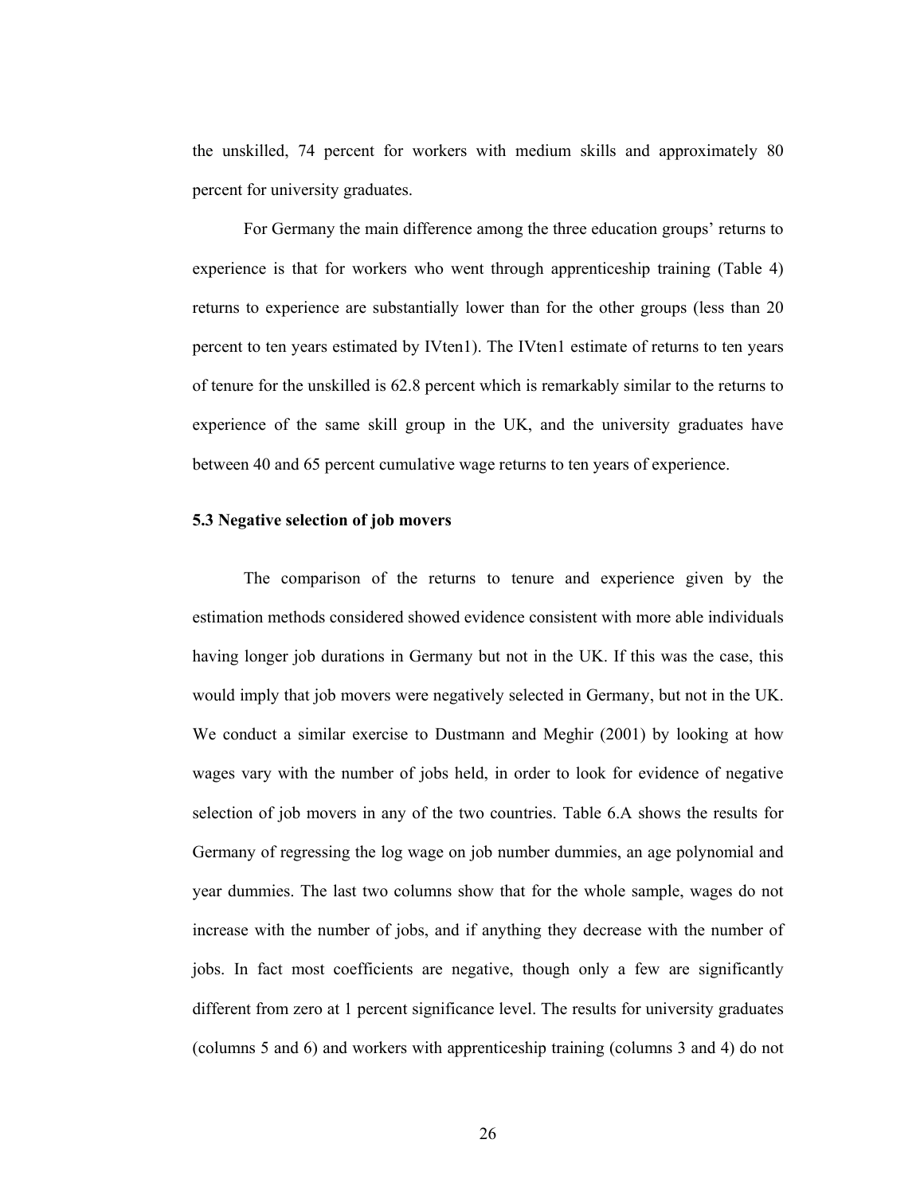the unskilled, 74 percent for workers with medium skills and approximately 80 percent for university graduates.

For Germany the main difference among the three education groups' returns to experience is that for workers who went through apprenticeship training (Table 4) returns to experience are substantially lower than for the other groups (less than 20 percent to ten years estimated by IVten1). The IVten1 estimate of returns to ten years of tenure for the unskilled is 62.8 percent which is remarkably similar to the returns to experience of the same skill group in the UK, and the university graduates have between 40 and 65 percent cumulative wage returns to ten years of experience.

### 5.3 Negative selection of job movers

The comparison of the returns to tenure and experience given by the estimation methods considered showed evidence consistent with more able individuals having longer job durations in Germany but not in the UK. If this was the case, this would imply that job movers were negatively selected in Germany, but not in the UK. We conduct a similar exercise to Dustmann and Meghir (2001) by looking at how wages vary with the number of jobs held, in order to look for evidence of negative selection of job movers in any of the two countries. Table 6.A shows the results for Germany of regressing the log wage on job number dummies, an age polynomial and year dummies. The last two columns show that for the whole sample, wages do not increase with the number of jobs, and if anything they decrease with the number of jobs. In fact most coefficients are negative, though only a few are significantly different from zero at 1 percent significance level. The results for university graduates (columns 5 and 6) and workers with apprenticeship training (columns 3 and 4) do not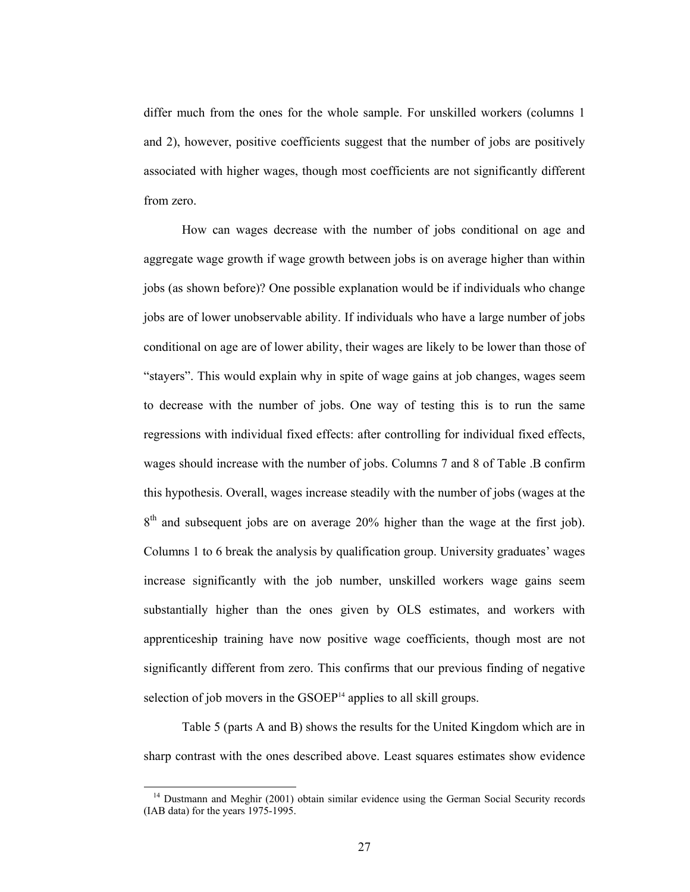differ much from the ones for the whole sample. For unskilled workers (columns 1 and 2), however, positive coefficients suggest that the number of jobs are positively associated with higher wages, though most coefficients are not significantly different from zero.

How can wages decrease with the number of jobs conditional on age and aggregate wage growth if wage growth between jobs is on average higher than within jobs (as shown before)? One possible explanation would be if individuals who change jobs are of lower unobservable ability. If individuals who have a large number of jobs conditional on age are of lower ability, their wages are likely to be lower than those of "stayers". This would explain why in spite of wage gains at job changes, wages seem to decrease with the number of jobs. One way of testing this is to run the same regressions with individual fixed effects: after controlling for individual fixed effects, wages should increase with the number of jobs. Columns 7 and 8 of Table .B confirm this hypothesis. Overall, wages increase steadily with the number of jobs (wages at the 8th and subsequent jobs are on average 20% higher than the wage at the first job). Columns 1 to 6 break the analysis by qualification group. University graduates' wages increase significantly with the job number, unskilled workers wage gains seem substantially higher than the ones given by OLS estimates, and workers with apprenticeship training have now positive wage coefficients, though most are not significantly different from zero. This confirms that our previous finding of negative selection of job movers in the GSOEP[14] applies to all skill groups.

Table 5 (parts A and B) shows the results for the United Kingdom which are in sharp contrast with the ones described above. Least squares estimates show evidence

[14] Dustmann and Meghir (2001) obtain similar evidence using the German Social Security records (IAB data) for the years 1975-1995.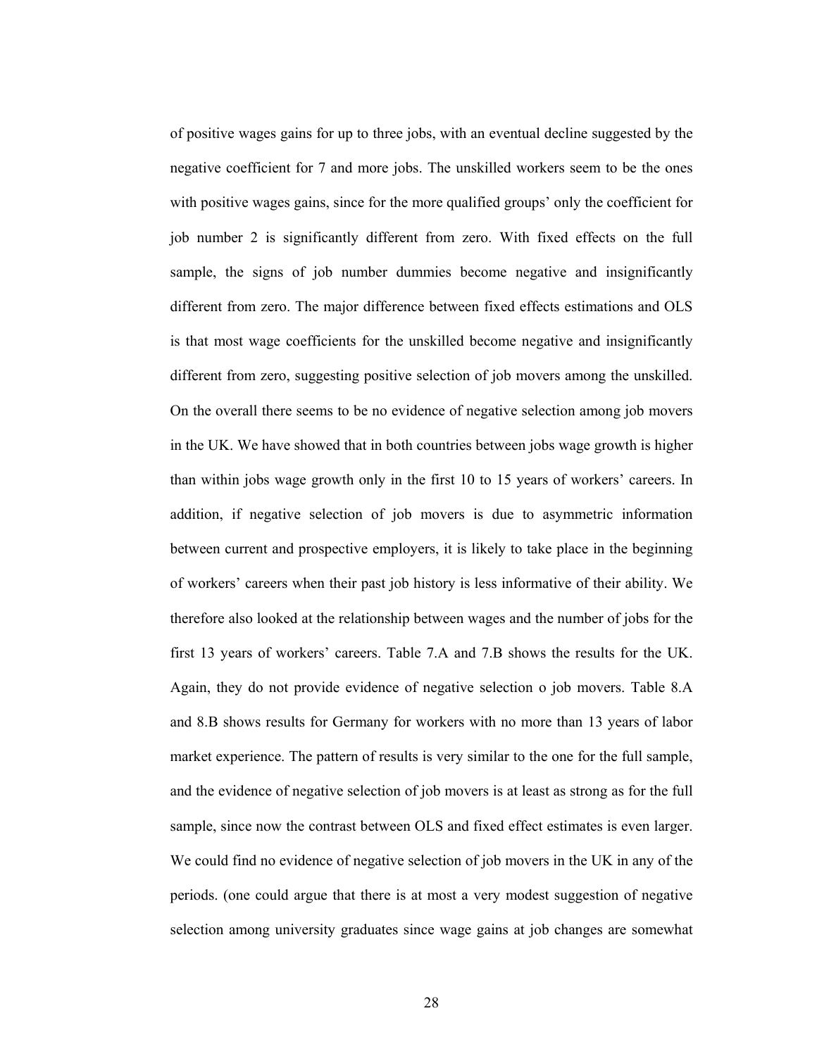of positive wages gains for up to three jobs, with an eventual decline suggested by the negative coefficient for 7 and more jobs. The unskilled workers seem to be the ones with positive wages gains, since for the more qualified groups' only the coefficient for job number 2 is significantly different from zero. With fixed effects on the full sample, the signs of job number dummies become negative and insignificantly different from zero. The major difference between fixed effects estimations and OLS is that most wage coefficients for the unskilled become negative and insignificantly different from zero, suggesting positive selection of job movers among the unskilled. On the overall there seems to be no evidence of negative selection among job movers in the UK. We have showed that in both countries between jobs wage growth is higher than within jobs wage growth only in the first 10 to 15 years of workers' careers. In addition, if negative selection of job movers is due to asymmetric information between current and prospective employers, it is likely to take place in the beginning of workers' careers when their past job history is less informative of their ability. We therefore also looked at the relationship between wages and the number of jobs for the first 13 years of workers' careers. Table 7.A and 7.B shows the results for the UK. Again, they do not provide evidence of negative selection o job movers. Table 8.A and 8.B shows results for Germany for workers with no more than 13 years of labor market experience. The pattern of results is very similar to the one for the full sample, and the evidence of negative selection of job movers is at least as strong as for the full sample, since now the contrast between OLS and fixed effect estimates is even larger. We could find no evidence of negative selection of job movers in the UK in any of the periods. (one could argue that there is at most a very modest suggestion of negative selection among university graduates since wage gains at job changes are somewhat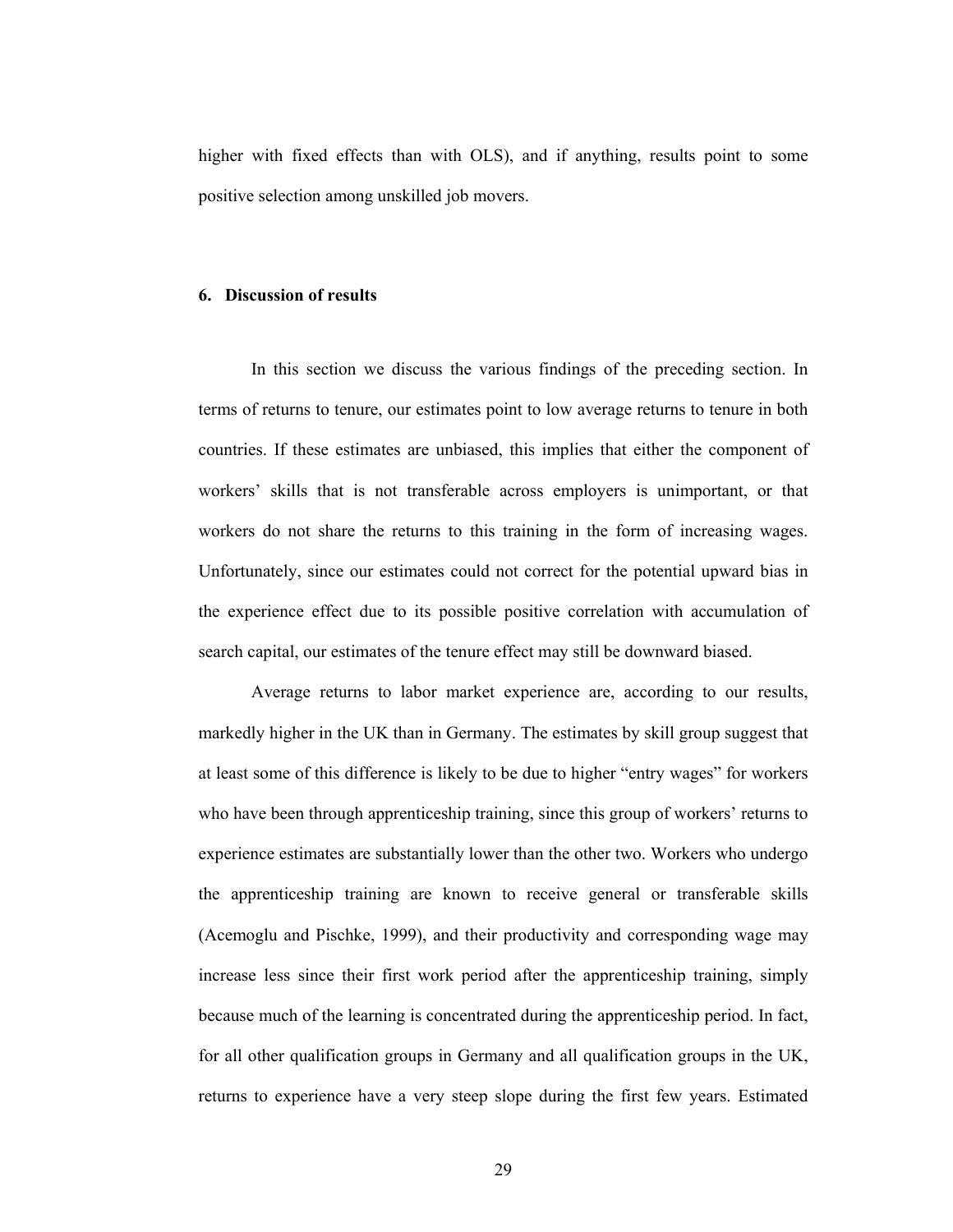higher with fixed effects than with OLS), and if anything, results point to some positive selection among unskilled job movers.

## 6. Discussion of results

In this section we discuss the various findings of the preceding section. In terms of returns to tenure, our estimates point to low average returns to tenure in both countries. If these estimates are unbiased, this implies that either the component of workers' skills that is not transferable across employers is unimportant, or that workers do not share the returns to this training in the form of increasing wages. Unfortunately, since our estimates could not correct for the potential upward bias in the experience effect due to its possible positive correlation with accumulation of search capital, our estimates of the tenure effect may still be downward biased.

Average returns to labor market experience are, according to our results, markedly higher in the UK than in Germany. The estimates by skill group suggest that at least some of this difference is likely to be due to higher "entry wages" for workers who have been through apprenticeship training, since this group of workers' returns to experience estimates are substantially lower than the other two. Workers who undergo the apprenticeship training are known to receive general or transferable skills (Acemoglu and Pischke, 1999), and their productivity and corresponding wage may increase less since their first work period after the apprenticeship training, simply because much of the learning is concentrated during the apprenticeship period. In fact, for all other qualification groups in Germany and all qualification groups in the UK, returns to experience have a very steep slope during the first few years. Estimated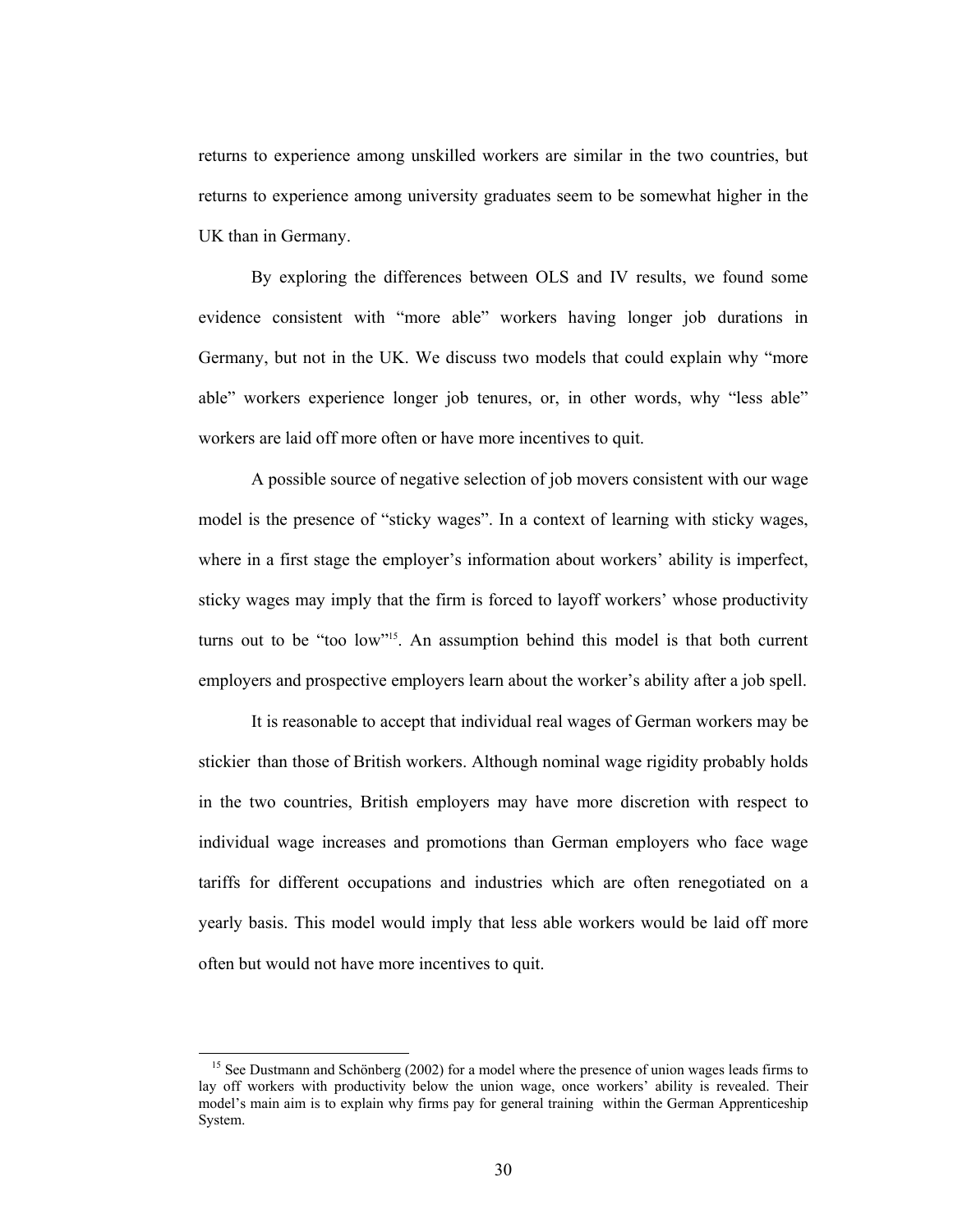returns to experience among unskilled workers are similar in the two countries, but returns to experience among university graduates seem to be somewhat higher in the UK than in Germany.

By exploring the differences between OLS and IV results, we found some evidence consistent with "more able" workers having longer job durations in Germany, but not in the UK. We discuss two models that could explain why "more able" workers experience longer job tenures, or, in other words, why "less able" workers are laid off more often or have more incentives to quit.

A possible source of negative selection of job movers consistent with our wage model is the presence of "sticky wages". In a context of learning with sticky wages, where in a first stage the employer's information about workers' ability is imperfect, sticky wages may imply that the firm is forced to layoff workers' whose productivity turns out to be "too low"[15]. An assumption behind this model is that both current employers and prospective employers learn about the worker's ability after a job spell.

It is reasonable to accept that individual real wages of German workers may be stickier than those of British workers. Although nominal wage rigidity probably holds in the two countries, British employers may have more discretion with respect to individual wage increases and promotions than German employers who face wage tariffs for different occupations and industries which are often renegotiated on a yearly basis. This model would imply that less able workers would be laid off more often but would not have more incentives to quit.

---

[15] See Dustmann and Schönberg (2002) for a model where the presence of union wages leads firms to lay off workers with productivity below the union wage, once workers' ability is revealed. Their model's main aim is to explain why firms pay for general training within the German Apprenticeship System.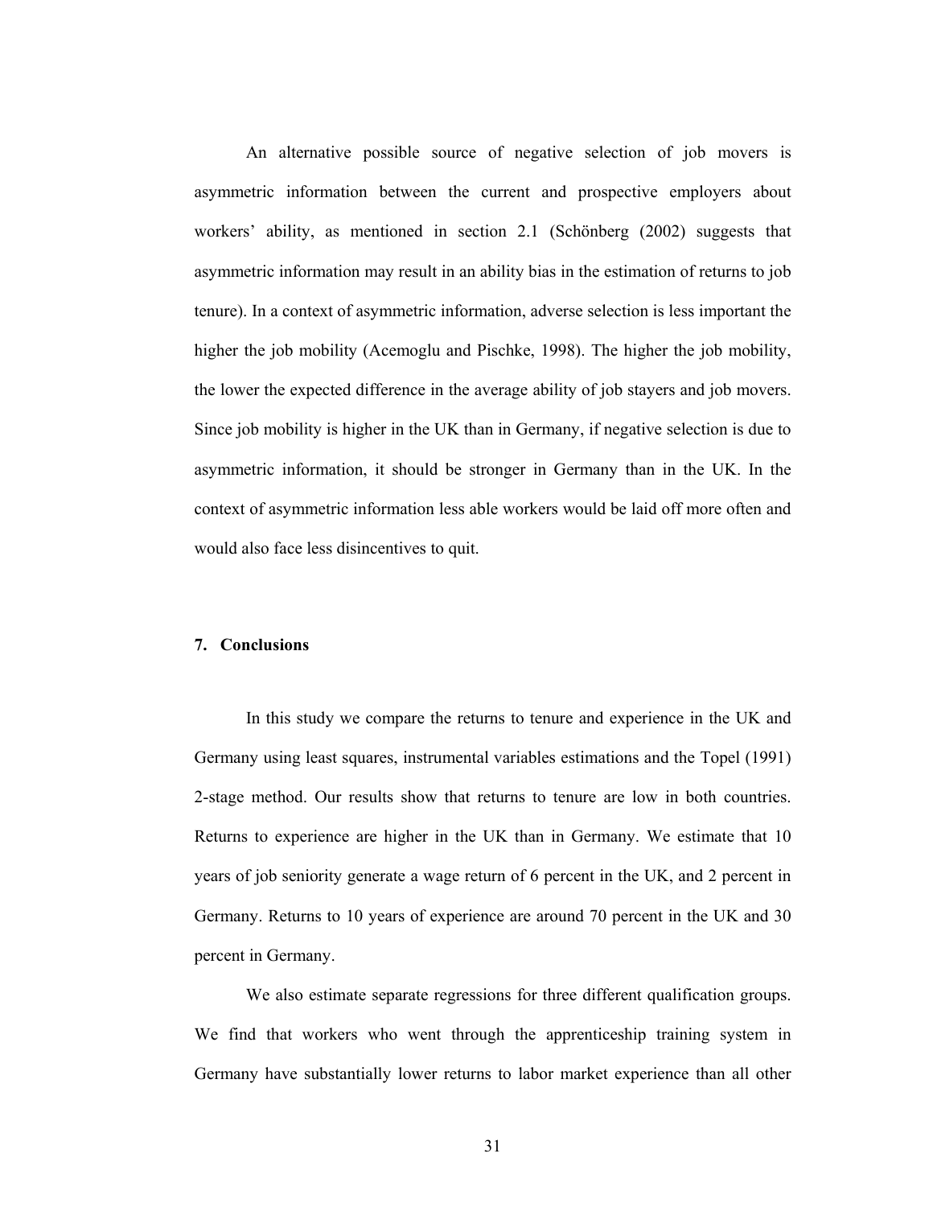An alternative possible source of negative selection of job movers is asymmetric information between the current and prospective employers about workers' ability, as mentioned in section 2.1 (Schönberg (2002) suggests that asymmetric information may result in an ability bias in the estimation of returns to job tenure). In a context of asymmetric information, adverse selection is less important the higher the job mobility (Acemoglu and Pischke, 1998). The higher the job mobility, the lower the expected difference in the average ability of job stayers and job movers. Since job mobility is higher in the UK than in Germany, if negative selection is due to asymmetric information, it should be stronger in Germany than in the UK. In the context of asymmetric information less able workers would be laid off more often and would also face less disincentives to quit.

## 7. Conclusions

In this study we compare the returns to tenure and experience in the UK and Germany using least squares, instrumental variables estimations and the Topel (1991) 2-stage method. Our results show that returns to tenure are low in both countries. Returns to experience are higher in the UK than in Germany. We estimate that 10 years of job seniority generate a wage return of 6 percent in the UK, and 2 percent in Germany. Returns to 10 years of experience are around 70 percent in the UK and 30 percent in Germany.

We also estimate separate regressions for three different qualification groups. We find that workers who went through the apprenticeship training system in Germany have substantially lower returns to labor market experience than all other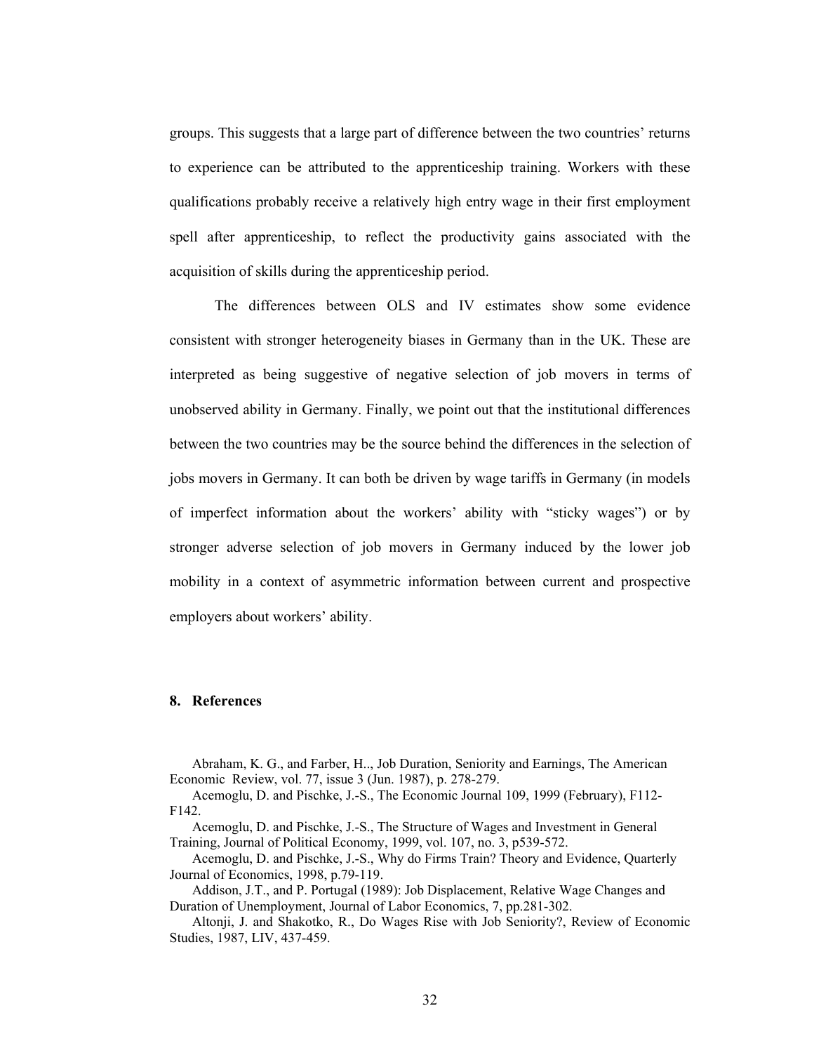groups. This suggests that a large part of difference between the two countries' returns to experience can be attributed to the apprenticeship training. Workers with these qualifications probably receive a relatively high entry wage in their first employment spell after apprenticeship, to reflect the productivity gains associated with the acquisition of skills during the apprenticeship period.

The differences between OLS and IV estimates show some evidence consistent with stronger heterogeneity biases in Germany than in the UK. These are interpreted as being suggestive of negative selection of job movers in terms of unobserved ability in Germany. Finally, we point out that the institutional differences between the two countries may be the source behind the differences in the selection of jobs movers in Germany. It can both be driven by wage tariffs in Germany (in models of imperfect information about the workers' ability with "sticky wages") or by stronger adverse selection of job movers in Germany induced by the lower job mobility in a context of asymmetric information between current and prospective employers about workers' ability.

## 8. References

Abraham, K. G., and Farber, H.., Job Duration, Seniority and Earnings, The American Economic Review, vol. 77, issue 3 (Jun. 1987), p. 278-279.

Acemoglu, D. and Pischke, J.-S., The Economic Journal 109, 1999 (February), F112-F142.

Acemoglu, D. and Pischke, J.-S., The Structure of Wages and Investment in General Training, Journal of Political Economy, 1999, vol. 107, no. 3, p539-572.

Acemoglu, D. and Pischke, J.-S., Why do Firms Train? Theory and Evidence, Quarterly Journal of Economics, 1998, p.79-119.

Addison, J.T., and P. Portugal (1989): Job Displacement, Relative Wage Changes and Duration of Unemployment, Journal of Labor Economics, 7, pp.281-302.

Altonji, J. and Shakotko, R., Do Wages Rise with Job Seniority?, Review of Economic Studies, 1987, LIV, 437-459.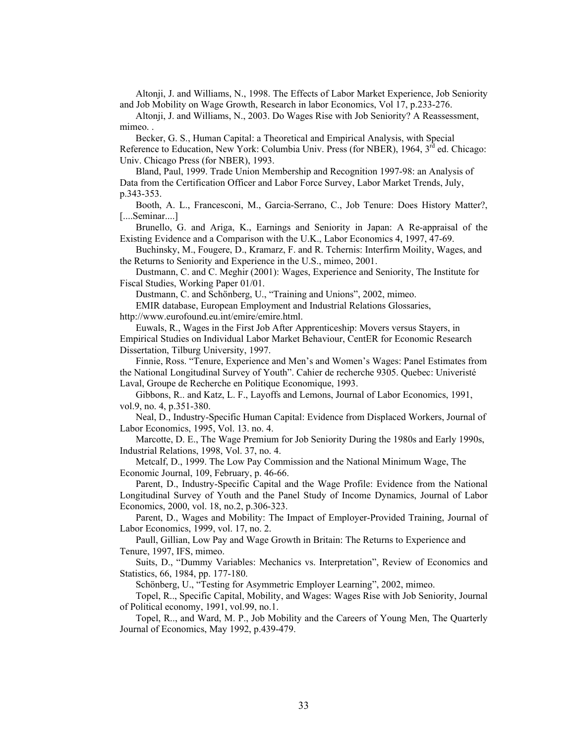Altonji, J. and Williams, N., 1998. The Effects of Labor Market Experience, Job Seniority and Job Mobility on Wage Growth, Research in labor Economics, Vol 17, p.233-276.

Altonji, J. and Williams, N., 2003. Do Wages Rise with Job Seniority? A Reassessment, mimeo. .

Becker, G. S., Human Capital: a Theoretical and Empirical Analysis, with Special Reference to Education, New York: Columbia Univ. Press (for NBER), 1964, 3rd ed. Chicago: Univ. Chicago Press (for NBER), 1993.

Bland, Paul, 1999. Trade Union Membership and Recognition 1997-98: an Analysis of Data from the Certification Officer and Labor Force Survey, Labor Market Trends, July, p.343-353.

Booth, A. L., Francesconi, M., Garcia-Serrano, C., Job Tenure: Does History Matter?, [....Seminar....]

Brunello, G. and Ariga, K., Earnings and Seniority in Japan: A Re-appraisal of the Existing Evidence and a Comparison with the U.K., Labor Economics 4, 1997, 47-69.

Buchinsky, M., Fougere, D., Kramarz, F. and R. Tchernis: Interfirm Moility, Wages, and the Returns to Seniority and Experience in the U.S., mimeo, 2001.

Dustmann, C. and C. Meghir (2001): Wages, Experience and Seniority, The Institute for Fiscal Studies, Working Paper 01/01.

Dustmann, C. and Schönberg, U., "Training and Unions", 2002, mimeo.

EMIR database, European Employment and Industrial Relations Glossaries, http://www.eurofound.eu.int/emire/emire.html.

Euwals, R., Wages in the First Job After Apprenticeship: Movers versus Stayers, in Empirical Studies on Individual Labor Market Behaviour, CentER for Economic Research Dissertation, Tilburg University, 1997.

Finnie, Ross. "Tenure, Experience and Men's and Women's Wages: Panel Estimates from the National Longitudinal Survey of Youth". Cahier de recherche 9305. Quebec: Univeristé Laval, Groupe de Recherche en Politique Economique, 1993.

Gibbons, R.. and Katz, L. F., Layoffs and Lemons, Journal of Labor Economics, 1991, vol.9, no. 4, p.351-380.

Neal, D., Industry-Specific Human Capital: Evidence from Displaced Workers, Journal of Labor Economics, 1995, Vol. 13. no. 4.

Marcotte, D. E., The Wage Premium for Job Seniority During the 1980s and Early 1990s, Industrial Relations, 1998, Vol. 37, no. 4.

Metcalf, D., 1999. The Low Pay Commission and the National Minimum Wage, The Economic Journal, 109, February, p. 46-66.

Parent, D., Industry-Specific Capital and the Wage Profile: Evidence from the National Longitudinal Survey of Youth and the Panel Study of Income Dynamics, Journal of Labor Economics, 2000, vol. 18, no.2, p.306-323.

Parent, D., Wages and Mobility: The Impact of Employer-Provided Training, Journal of Labor Economics, 1999, vol. 17, no. 2.

Paull, Gillian, Low Pay and Wage Growth in Britain: The Returns to Experience and Tenure, 1997, IFS, mimeo.

Suits, D., "Dummy Variables: Mechanics vs. Interpretation", Review of Economics and Statistics, 66, 1984, pp. 177-180.

Schönberg, U., "Testing for Asymmetric Employer Learning", 2002, mimeo.

Topel, R.., Specific Capital, Mobility, and Wages: Wages Rise with Job Seniority, Journal of Political economy, 1991, vol.99, no.1.

Topel, R.., and Ward, M. P., Job Mobility and the Careers of Young Men, The Quarterly Journal of Economics, May 1992, p.439-479.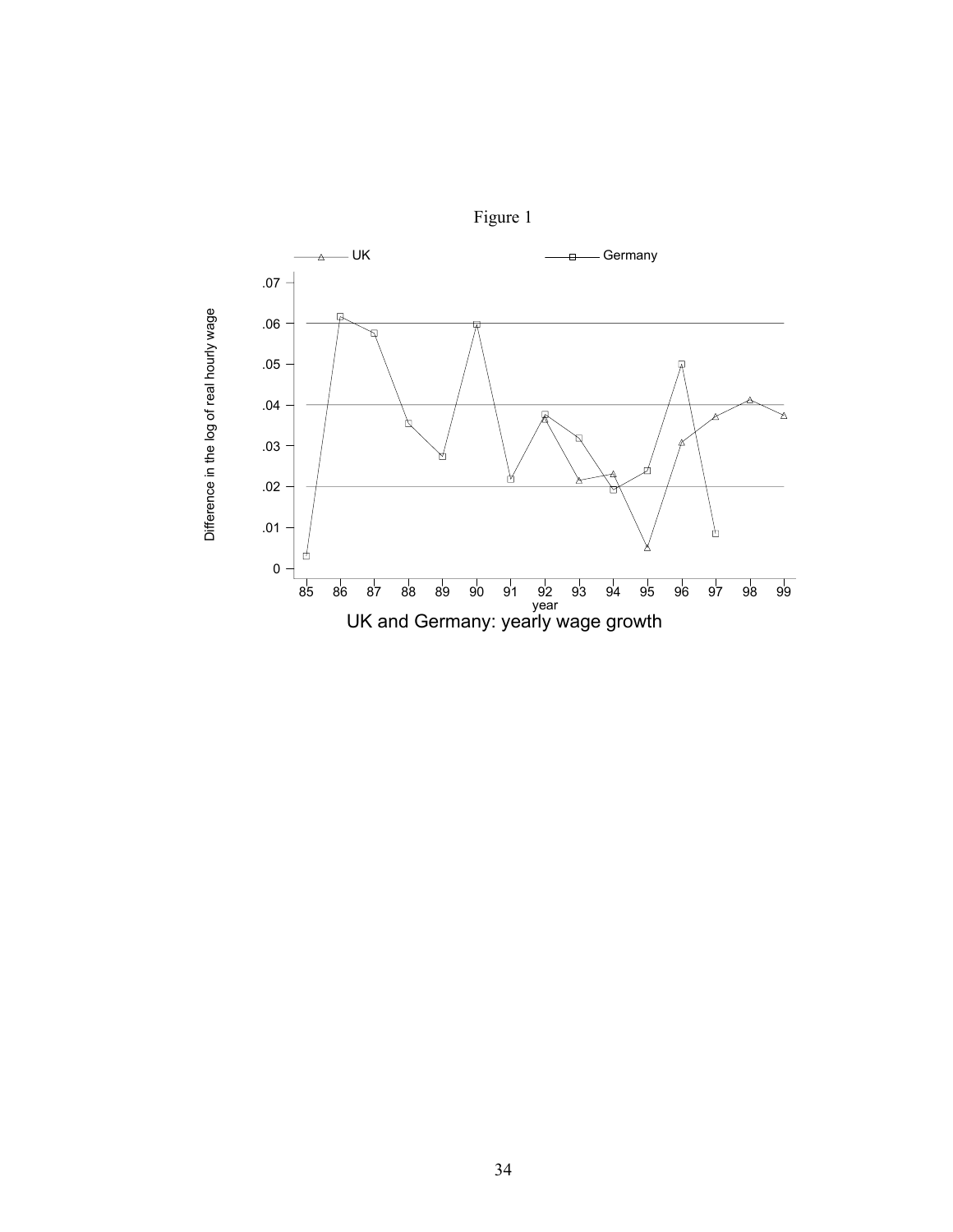Figure 1

UK and Germany: yearly wage growth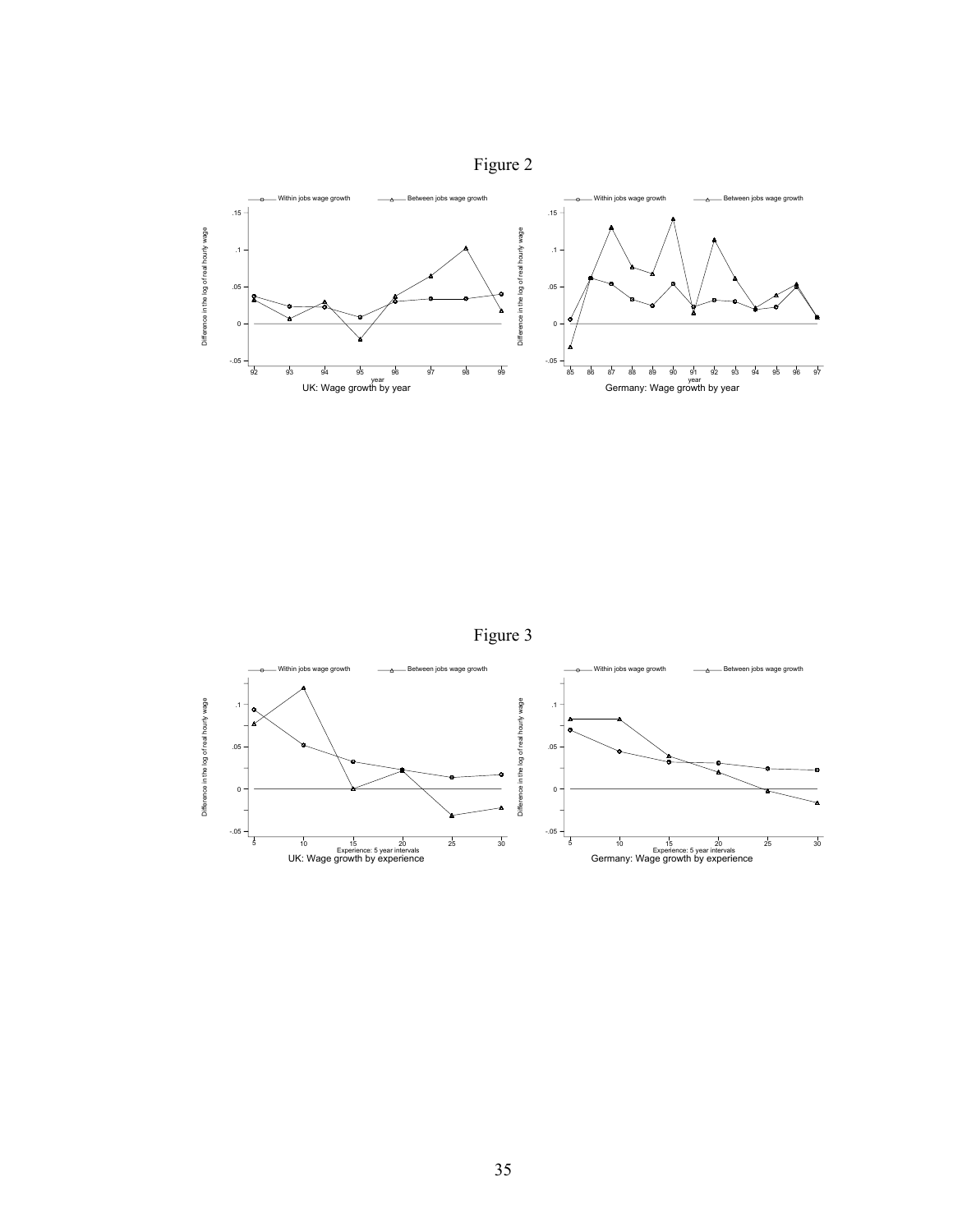Figure 2

Figure 3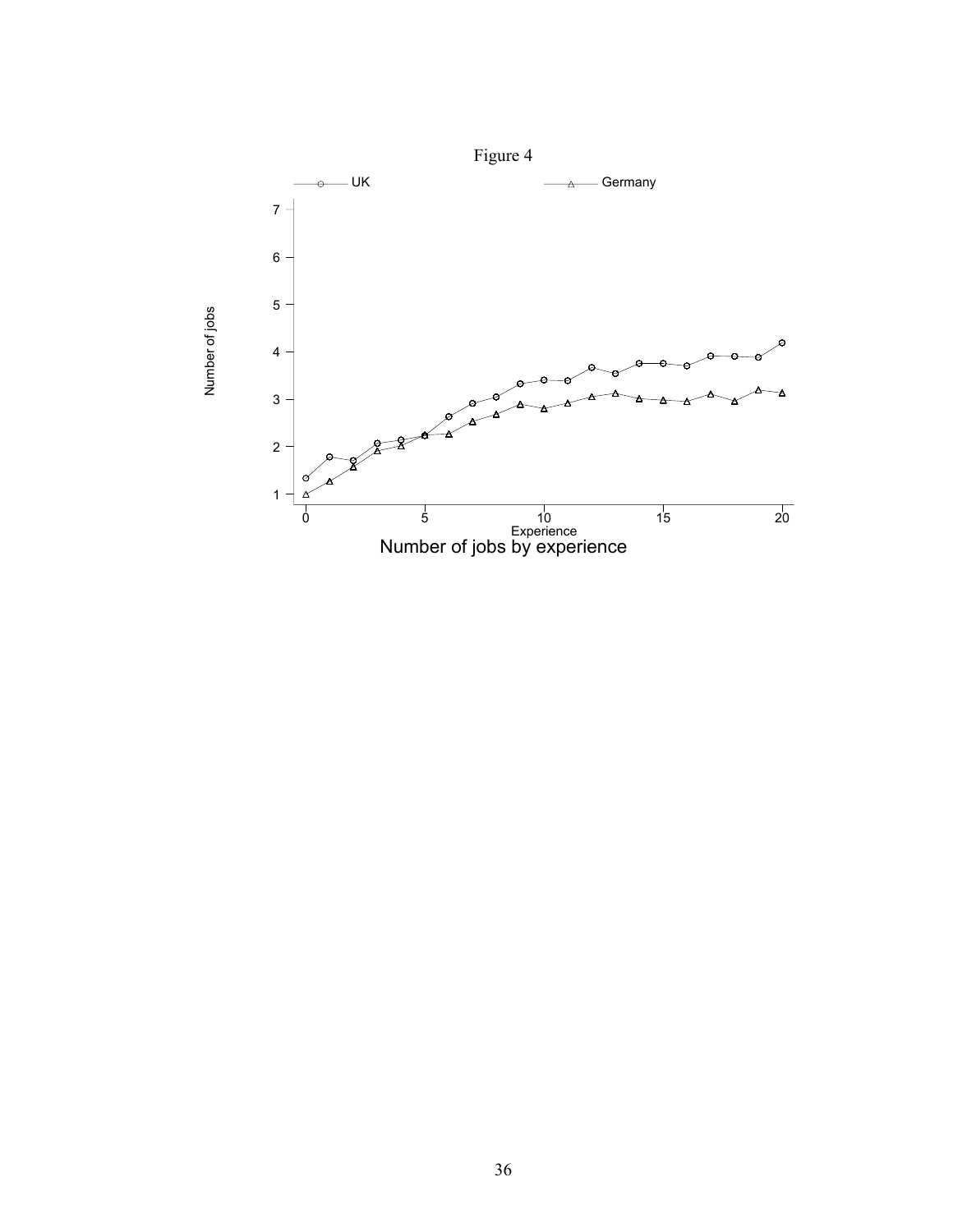Figure 4

Number of jobs by experience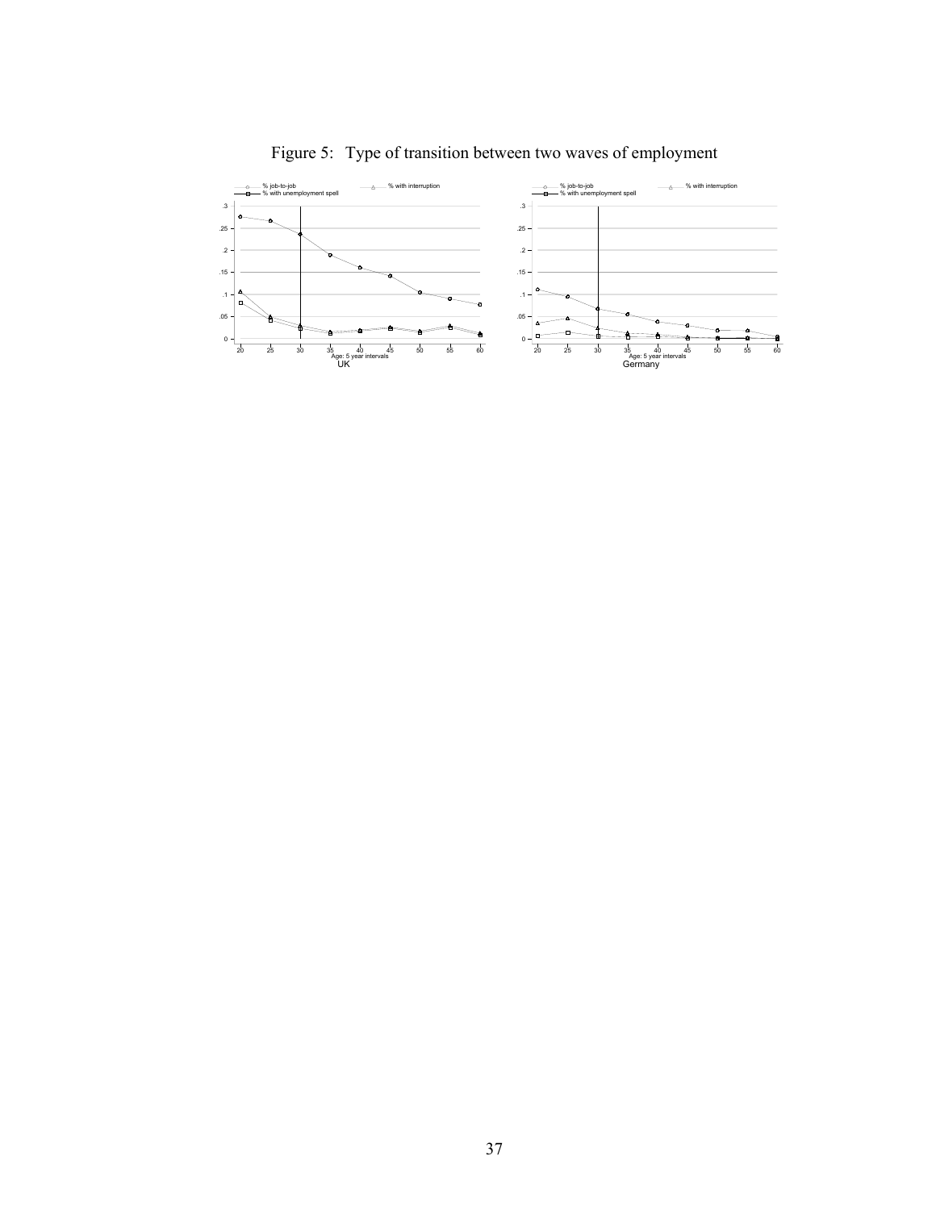Figure 5: Type of transition between two waves of employment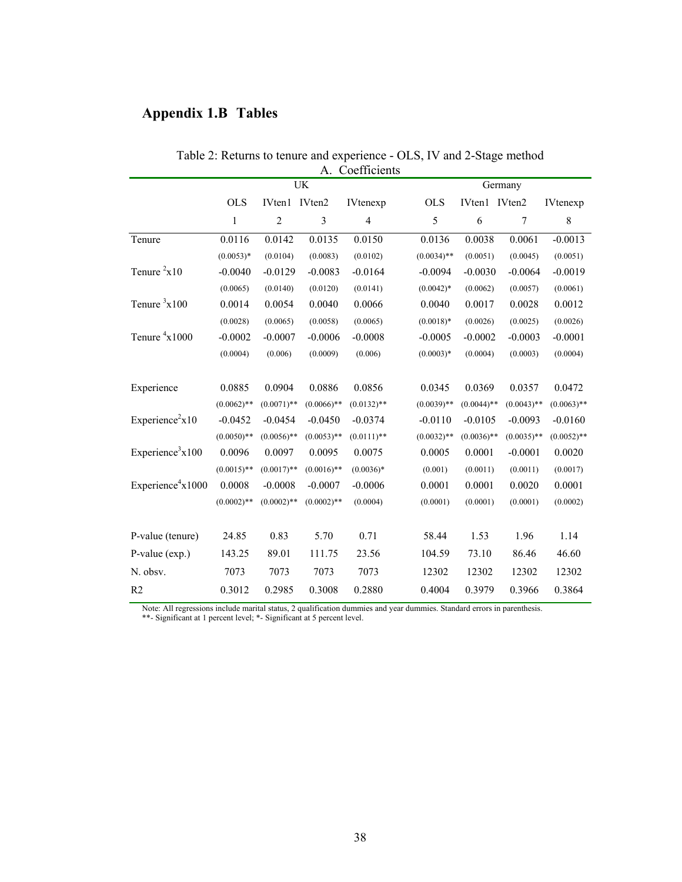## Appendix 1.B Tables

Table 2: Returns to tenure and experience - OLS, IV and 2-Stage method

A. Coefficients

| | UK | | | | Germany | | | |
|---|---|---|---|---|---|---|---|---|
| | OLS | IVten1 | IVten2 | IVtenexp | OLS | IVten1 | IVten2 | IVtenexp |
| | 1 | 2 | 3 | 4 | 5 | 6 | 7 | 8 |
| Tenure | 0.0116 | 0.0142 | 0.0135 | 0.0150 | 0.0136 | 0.0038 | 0.0061 | -0.0013 |
| | (0.0053)* | (0.0104) | (0.0083) | (0.0102) | (0.0034)** | (0.0051) | (0.0045) | (0.0051) |
| Tenure $^2$x10 | -0.0040 | -0.0129 | -0.0083 | -0.0164 | -0.0094 | -0.0030 | -0.0064 | -0.0019 |
| | (0.0065) | (0.0140) | (0.0120) | (0.0141) | (0.0042)* | (0.0062) | (0.0057) | (0.0061) |
| Tenure $^3$x100 | 0.0014 | 0.0054 | 0.0040 | 0.0066 | 0.0040 | 0.0017 | 0.0028 | 0.0012 |
| | (0.0028) | (0.0065) | (0.0058) | (0.0065) | (0.0018)* | (0.0026) | (0.0025) | (0.0026) |
| Tenure $^4$x1000 | -0.0002 | -0.0007 | -0.0006 | -0.0008 | -0.0005 | -0.0002 | -0.0003 | -0.0001 |
| | (0.0004) | (0.006) | (0.0009) | (0.006) | (0.0003)* | (0.0004) | (0.0003) | (0.0004) |
| Experience | 0.0885 | 0.0904 | 0.0886 | 0.0856 | 0.0345 | 0.0369 | 0.0357 | 0.0472 |
| | (0.0062)** | (0.0071)** | (0.0066)** | (0.0132)** | (0.0039)** | (0.0044)** | (0.0043)** | (0.0063)** |
| Experience$^2$x10 | -0.0452 | -0.0454 | -0.0450 | -0.0374 | -0.0110 | -0.0105 | -0.0093 | -0.0160 |
| | (0.0050)** | (0.0056)** | (0.0053)** | (0.0111)** | (0.0032)** | (0.0036)** | (0.0035)** | (0.0052)** |
| Experience$^3$x100 | 0.0096 | 0.0097 | 0.0095 | 0.0075 | 0.0005 | 0.0001 | -0.0001 | 0.0020 |
| | (0.0015)** | (0.0017)** | (0.0016)** | (0.0036)* | (0.001) | (0.0011) | (0.0011) | (0.0017) |
| Experience$^4$x1000 | 0.0008 | -0.0008 | -0.0007 | -0.0006 | 0.0001 | 0.0001 | 0.0020 | 0.0001 |
| | (0.0002)** | (0.0002)** | (0.0002)** | (0.0004) | (0.0001) | (0.0001) | (0.0001) | (0.0002) |
| P-value (tenure) | 24.85 | 0.83 | 5.70 | 0.71 | 58.44 | 1.53 | 1.96 | 1.14 |
| P-value (exp.) | 143.25 | 89.01 | 111.75 | 23.56 | 104.59 | 73.10 | 86.46 | 46.60 |
| N. obsv. | 7073 | 7073 | 7073 | 7073 | 12302 | 12302 | 12302 | 12302 |
| R2 | 0.3012 | 0.2985 | 0.3008 | 0.2880 | 0.4004 | 0.3979 | 0.3966 | 0.3864 |

Note: All regressions include marital status, 2 qualification dummies and year dummies. Standard errors in parenthesis.
**- Significant at 1 percent level; *- Significant at 5 percent level.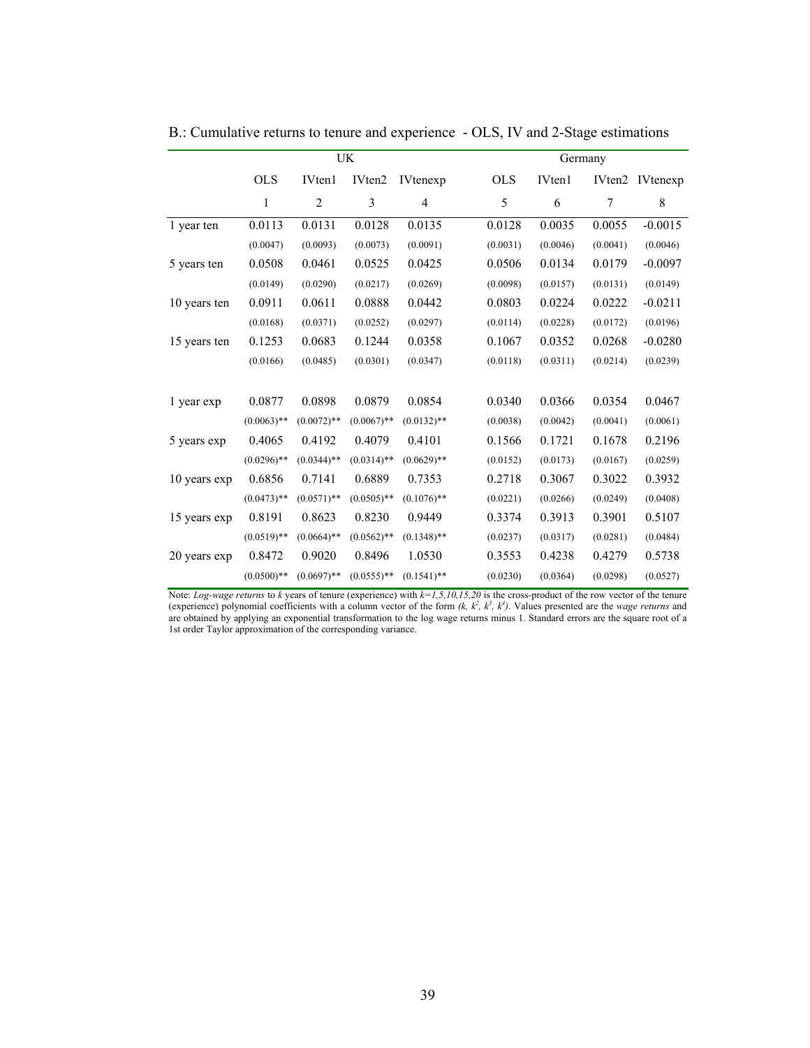B.: Cumulative returns to tenure and experience - OLS, IV and 2-Stage estimations

| | UK | | | | Germany | | | |
|---|---|---|---|---|---|---|---|---|
| | OLS | IVten1 | IVten2 | IVtenexp | OLS | IVten1 | IVten2 | IVtenexp |
| | 1 | 2 | 3 | 4 | 5 | 6 | 7 | 8 |
| 1 year ten | 0.0113 | 0.0131 | 0.0128 | 0.0135 | 0.0128 | 0.0035 | 0.0055 | -0.0015 |
| | (0.0047) | (0.0093) | (0.0073) | (0.0091) | (0.0031) | (0.0046) | (0.0041) | (0.0046) |
| 5 years ten | 0.0508 | 0.0461 | 0.0525 | 0.0425 | 0.0506 | 0.0134 | 0.0179 | -0.0097 |
| | (0.0149) | (0.0290) | (0.0217) | (0.0269) | (0.0098) | (0.0157) | (0.0131) | (0.0149) |
| 10 years ten | 0.0911 | 0.0611 | 0.0888 | 0.0442 | 0.0803 | 0.0224 | 0.0222 | -0.0211 |
| | (0.0168) | (0.0371) | (0.0252) | (0.0297) | (0.0114) | (0.0228) | (0.0172) | (0.0196) |
| 15 years ten | 0.1253 | 0.0683 | 0.1244 | 0.0358 | 0.1067 | 0.0352 | 0.0268 | -0.0280 |
| | (0.0166) | (0.0485) | (0.0301) | (0.0347) | (0.0118) | (0.0311) | (0.0214) | (0.0239) |
| | | | | | | | | |
| 1 year exp | 0.0877 | 0.0898 | 0.0879 | 0.0854 | 0.0340 | 0.0366 | 0.0354 | 0.0467 |
| | (0.0063)** | (0.0072)** | (0.0067)** | (0.0132)** | (0.0038) | (0.0042) | (0.0041) | (0.0061) |
| 5 years exp | 0.4065 | 0.4192 | 0.4079 | 0.4101 | 0.1566 | 0.1721 | 0.1678 | 0.2196 |
| | (0.0296)** | (0.0344)** | (0.0314)** | (0.0629)** | (0.0152) | (0.0173) | (0.0167) | (0.0259) |
| 10 years exp | 0.6856 | 0.7141 | 0.6889 | 0.7353 | 0.2718 | 0.3067 | 0.3022 | 0.3932 |
| | (0.0473)** | (0.0571)** | (0.0505)** | (0.1076)** | (0.0221) | (0.0266) | (0.0249) | (0.0408) |
| 15 years exp | 0.8191 | 0.8623 | 0.8230 | 0.9449 | 0.3374 | 0.3913 | 0.3901 | 0.5107 |
| | (0.0519)** | (0.0664)** | (0.0562)** | (0.1348)** | (0.0237) | (0.0317) | (0.0281) | (0.0484) |
| 20 years exp | 0.8472 | 0.9020 | 0.8496 | 1.0530 | 0.3553 | 0.4238 | 0.4279 | 0.5738 |
| | (0.0500)** | (0.0697)** | (0.0555)** | (0.1541)** | (0.0230) | (0.0364) | (0.0298) | (0.0527) |

Note: *Log-wage returns* to *k* years of tenure (experience) with *k=1,5,10,15,20* is the cross-product of the row vector of the tenure (experience) polynomial coefficients with a column vector of the form $(k, k^2, k^3, k^4)$. Values presented are the *wage returns* and are obtained by applying an exponential transformation to the log wage returns minus 1. Standard errors are the square root of a 1st order Taylor approximation of the corresponding variance.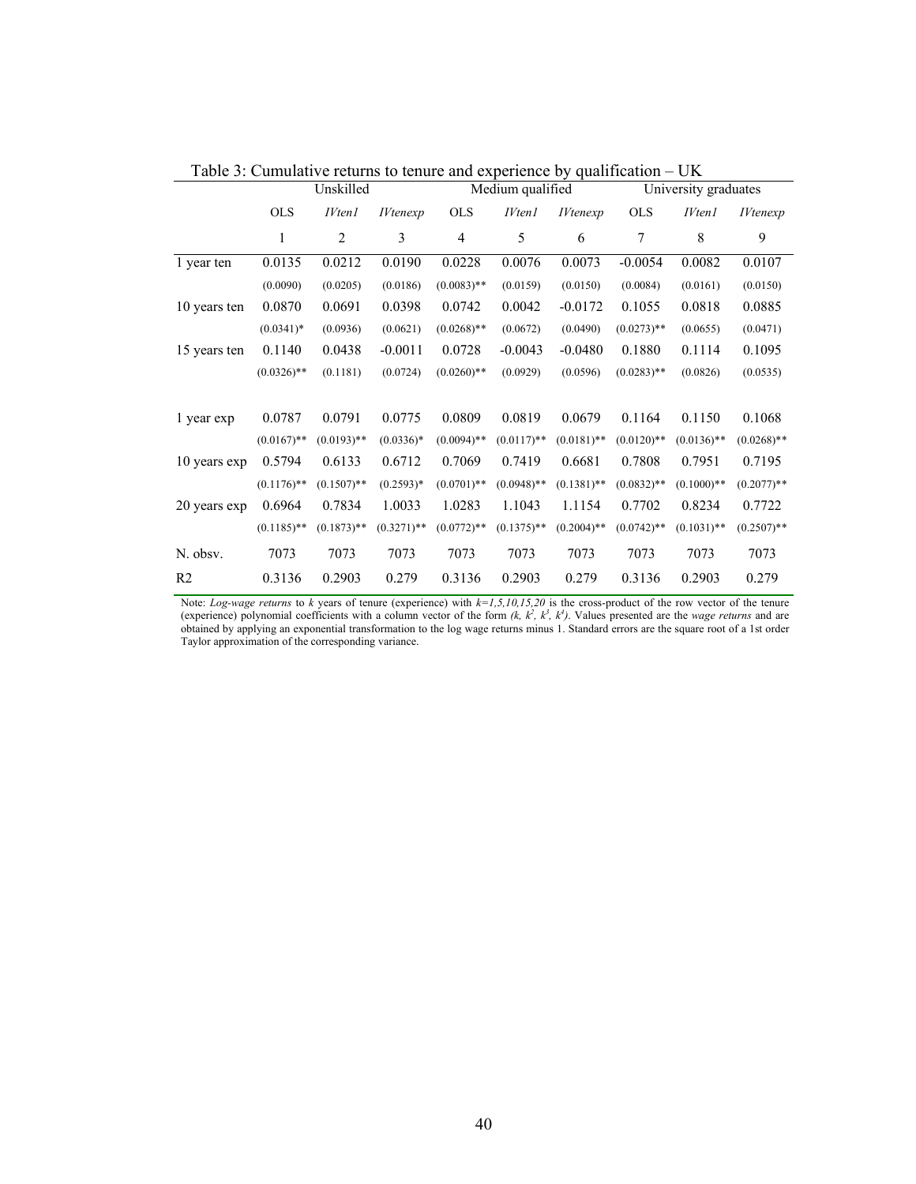Table 3: Cumulative returns to tenure and experience by qualification – UK

| | Unskilled | | | Medium qualified | | | University graduates | | |
|---|---|---|---|---|---|---|---|---|---|
| | OLS | *IVten1* | *IVtenexp* | OLS | *IVten1* | *IVtenexp* | OLS | *IVten1* | *IVtenexp* |
| | 1 | 2 | 3 | 4 | 5 | 6 | 7 | 8 | 9 |
| 1 year ten | 0.0135 | 0.0212 | 0.0190 | 0.0228 | 0.0076 | 0.0073 | -0.0054 | 0.0082 | 0.0107 |
| | (0.0090) | (0.0205) | (0.0186) | (0.0083)** | (0.0159) | (0.0150) | (0.0084) | (0.0161) | (0.0150) |
| 10 years ten | 0.0870 | 0.0691 | 0.0398 | 0.0742 | 0.0042 | -0.0172 | 0.1055 | 0.0818 | 0.0885 |
| | (0.0341)* | (0.0936) | (0.0621) | (0.0268)** | (0.0672) | (0.0490) | (0.0273)** | (0.0655) | (0.0471) |
| 15 years ten | 0.1140 | 0.0438 | -0.0011 | 0.0728 | -0.0043 | -0.0480 | 0.1880 | 0.1114 | 0.1095 |
| | (0.0326)** | (0.1181) | (0.0724) | (0.0260)** | (0.0929) | (0.0596) | (0.0283)** | (0.0826) | (0.0535) |
| 1 year exp | 0.0787 | 0.0791 | 0.0775 | 0.0809 | 0.0819 | 0.0679 | 0.1164 | 0.1150 | 0.1068 |
| | (0.0167)** | (0.0193)** | (0.0336)* | (0.0094)** | (0.0117)** | (0.0181)** | (0.0120)** | (0.0136)** | (0.0268)** |
| 10 years exp | 0.5794 | 0.6133 | 0.6712 | 0.7069 | 0.7419 | 0.6681 | 0.7808 | 0.7951 | 0.7195 |
| | (0.1176)** | (0.1507)** | (0.2593)* | (0.0701)** | (0.0948)** | (0.1381)** | (0.0832)** | (0.1000)** | (0.2077)** |
| 20 years exp | 0.6964 | 0.7834 | 1.0033 | 1.0283 | 1.1043 | 1.1154 | 0.7702 | 0.8234 | 0.7722 |
| | (0.1185)** | (0.1873)** | (0.3271)** | (0.0772)** | (0.1375)** | (0.2004)** | (0.0742)** | (0.1031)** | (0.2507)** |
| N. obsv. | 7073 | 7073 | 7073 | 7073 | 7073 | 7073 | 7073 | 7073 | 7073 |
| R2 | 0.3136 | 0.2903 | 0.279 | 0.3136 | 0.2903 | 0.279 | 0.3136 | 0.2903 | 0.279 |

Note: *Log-wage returns* to *k* years of tenure (experience) with $k=1,5,10,15,20$ is the cross-product of the row vector of the tenure (experience) polynomial coefficients with a column vector of the form $(k, k^2, k^3, k^4)$. Values presented are the *wage returns* and are obtained by applying an exponential transformation to the log wage returns minus 1. Standard errors are the square root of a 1st order Taylor approximation of the corresponding variance.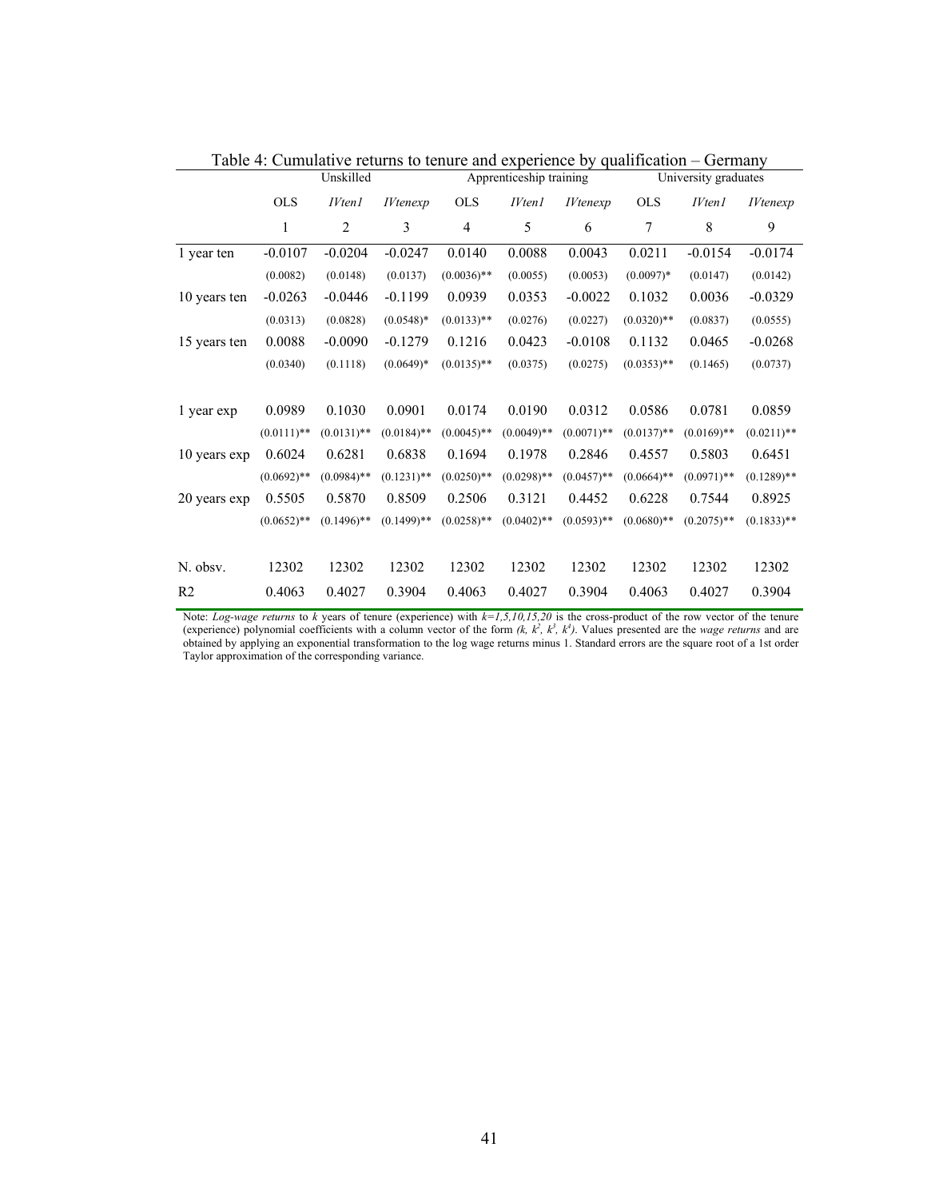Table 4: Cumulative returns to tenure and experience by qualification – Germany

| | Unskilled | | | Apprenticeship training | | | University graduates | | |
|---|---|---|---|---|---|---|---|---|---|
| | OLS | *IVten1* | *IVtenexp* | OLS | *IVten1* | *IVtenexp* | OLS | *IVten1* | *IVtenexp* |
| | 1 | 2 | 3 | 4 | 5 | 6 | 7 | 8 | 9 |
| 1 year ten | -0.0107 | -0.0204 | -0.0247 | 0.0140 | 0.0088 | 0.0043 | 0.0211 | -0.0154 | -0.0174 |
| | (0.0082) | (0.0148) | (0.0137) | (0.0036)** | (0.0055) | (0.0053) | (0.0097)* | (0.0147) | (0.0142) |
| 10 years ten | -0.0263 | -0.0446 | -0.1199 | 0.0939 | 0.0353 | -0.0022 | 0.1032 | 0.0036 | -0.0329 |
| | (0.0313) | (0.0828) | (0.0548)* | (0.0133)** | (0.0276) | (0.0227) | (0.0320)** | (0.0837) | (0.0555) |
| 15 years ten | 0.0088 | -0.0090 | -0.1279 | 0.1216 | 0.0423 | -0.0108 | 0.1132 | 0.0465 | -0.0268 |
| | (0.0340) | (0.1118) | (0.0649)* | (0.0135)** | (0.0375) | (0.0275) | (0.0353)** | (0.1465) | (0.0737) |
| | | | | | | | | | |
| 1 year exp | 0.0989 | 0.1030 | 0.0901 | 0.0174 | 0.0190 | 0.0312 | 0.0586 | 0.0781 | 0.0859 |
| | (0.0111)** | (0.0131)** | (0.0184)** | (0.0045)** | (0.0049)** | (0.0071)** | (0.0137)** | (0.0169)** | (0.0211)** |
| 10 years exp | 0.6024 | 0.6281 | 0.6838 | 0.1694 | 0.1978 | 0.2846 | 0.4557 | 0.5803 | 0.6451 |
| | (0.0692)** | (0.0984)** | (0.1231)** | (0.0250)** | (0.0298)** | (0.0457)** | (0.0664)** | (0.0971)** | (0.1289)** |
| 20 years exp | 0.5505 | 0.5870 | 0.8509 | 0.2506 | 0.3121 | 0.4452 | 0.6228 | 0.7544 | 0.8925 |
| | (0.0652)** | (0.1496)** | (0.1499)** | (0.0258)** | (0.0402)** | (0.0593)** | (0.0680)** | (0.2075)** | (0.1833)** |
| | | | | | | | | | |
| N. obsv. | 12302 | 12302 | 12302 | 12302 | 12302 | 12302 | 12302 | 12302 | 12302 |
| R2 | 0.4063 | 0.4027 | 0.3904 | 0.4063 | 0.4027 | 0.3904 | 0.4063 | 0.4027 | 0.3904 |

Note: *Log-wage returns* to *k* years of tenure (experience) with *k=1,5,10,15,20* is the cross-product of the row vector of the tenure (experience) polynomial coefficients with a column vector of the form $(k, k^2, k^3, k^4)$. Values presented are the *wage returns* and are obtained by applying an exponential transformation to the log wage returns minus 1. Standard errors are the square root of a 1st order Taylor approximation of the corresponding variance.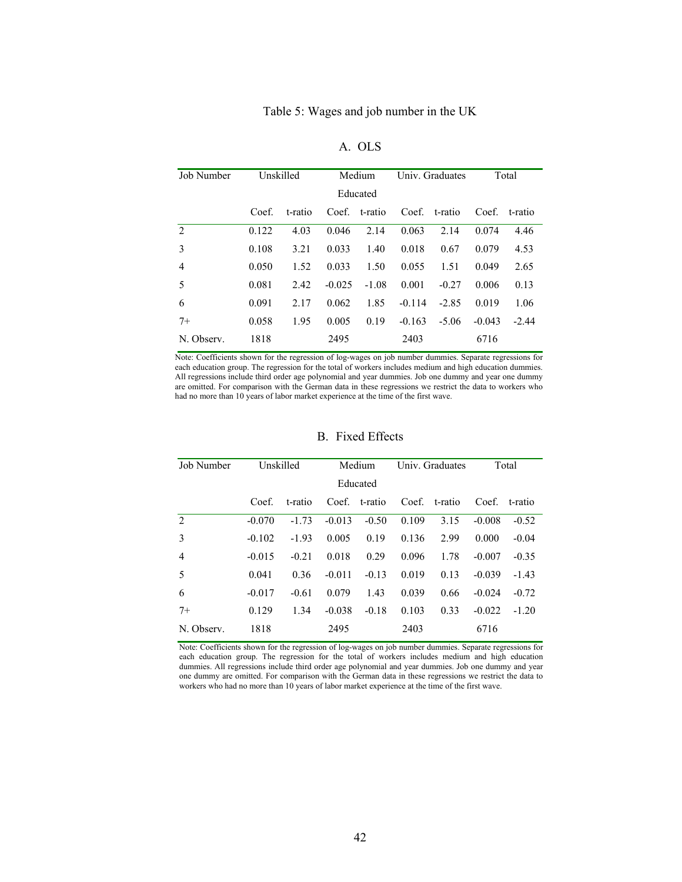# Table 5: Wages and job number in the UK

## A. OLS

| Job Number | Unskilled | | Medium Educated | | Univ. Graduates | | Total | |
|---|---|---|---|---|---|---|---|---|
| | Coef. | t-ratio | Coef. | t-ratio | Coef. | t-ratio | Coef. | t-ratio |
| 2 | 0.122 | 4.03 | 0.046 | 2.14 | 0.063 | 2.14 | 0.074 | 4.46 |
| 3 | 0.108 | 3.21 | 0.033 | 1.40 | 0.018 | 0.67 | 0.079 | 4.53 |
| 4 | 0.050 | 1.52 | 0.033 | 1.50 | 0.055 | 1.51 | 0.049 | 2.65 |
| 5 | 0.081 | 2.42 | -0.025 | -1.08 | 0.001 | -0.27 | 0.006 | 0.13 |
| 6 | 0.091 | 2.17 | 0.062 | 1.85 | -0.114 | -2.85 | 0.019 | 1.06 |
| 7+ | 0.058 | 1.95 | 0.005 | 0.19 | -0.163 | -5.06 | -0.043 | -2.44 |
| N. Observ. | 1818 | | 2495 | | 2403 | | 6716 | |

Note: Coefficients shown for the regression of log-wages on job number dummies. Separate regressions for each education group. The regression for the total of workers includes medium and high education dummies. All regressions include third order age polynomial and year dummies. Job one dummy and year one dummy are omitted. For comparison with the German data in these regressions we restrict the data to workers who had no more than 10 years of labor market experience at the time of the first wave.

## B. Fixed Effects

| Job Number | Unskilled | | Medium Educated | | Univ. Graduates | | Total | |
|---|---|---|---|---|---|---|---|---|
| | Coef. | t-ratio | Coef. | t-ratio | Coef. | t-ratio | Coef. | t-ratio |
| 2 | -0.070 | -1.73 | -0.013 | -0.50 | 0.109 | 3.15 | -0.008 | -0.52 |
| 3 | -0.102 | -1.93 | 0.005 | 0.19 | 0.136 | 2.99 | 0.000 | -0.04 |
| 4 | -0.015 | -0.21 | 0.018 | 0.29 | 0.096 | 1.78 | -0.007 | -0.35 |
| 5 | 0.041 | 0.36 | -0.011 | -0.13 | 0.019 | 0.13 | -0.039 | -1.43 |
| 6 | -0.017 | -0.61 | 0.079 | 1.43 | 0.039 | 0.66 | -0.024 | -0.72 |
| 7+ | 0.129 | 1.34 | -0.038 | -0.18 | 0.103 | 0.33 | -0.022 | -1.20 |
| N. Observ. | 1818 | | 2495 | | 2403 | | 6716 | |

Note: Coefficients shown for the regression of log-wages on job number dummies. Separate regressions for each education group. The regression for the total of workers includes medium and high education dummies. All regressions include third order age polynomial and year dummies. Job one dummy and year one dummy are omitted. For comparison with the German data in these regressions we restrict the data to workers who had no more than 10 years of labor market experience at the time of the first wave.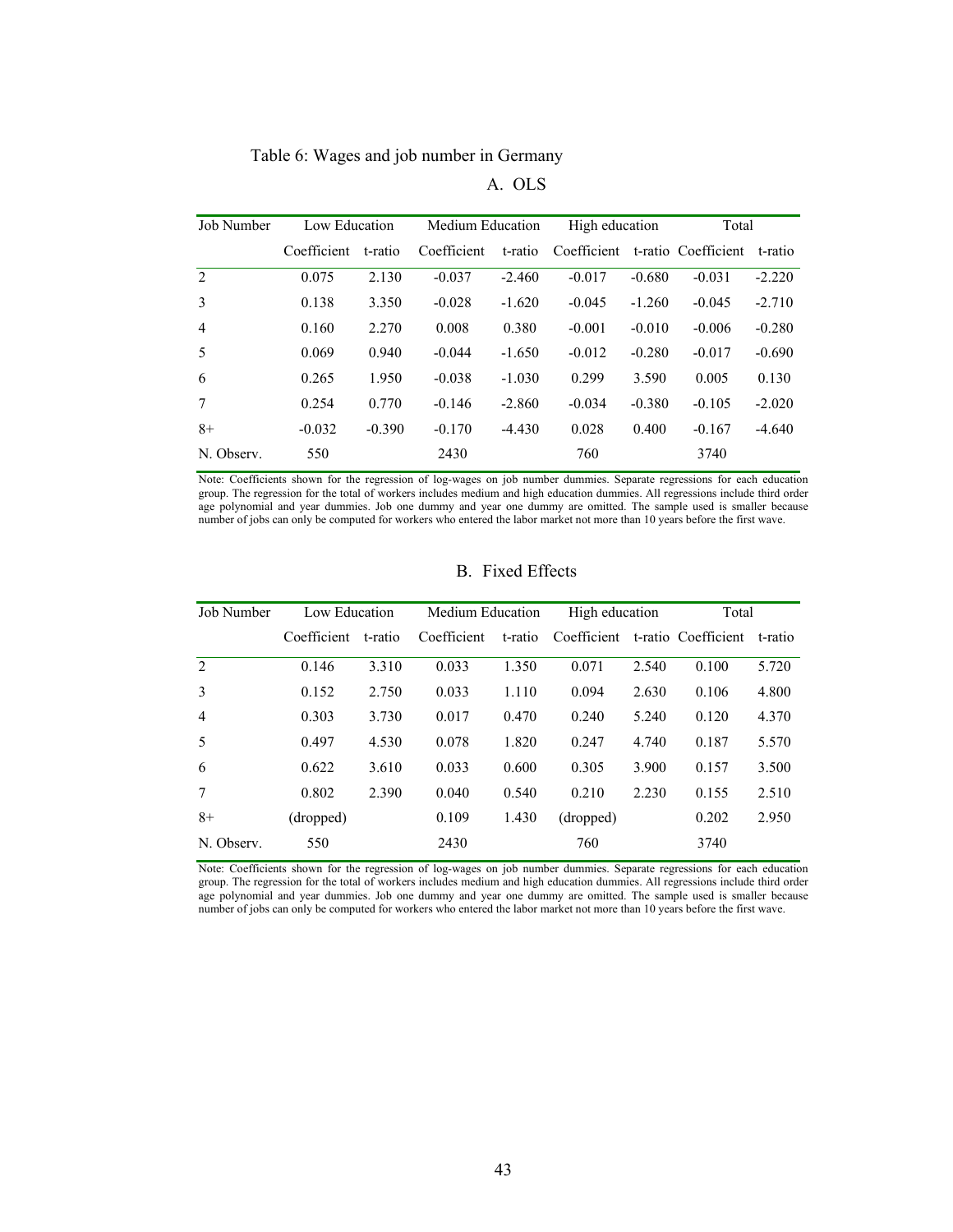Table 6: Wages and job number in Germany

A. OLS

| Job Number | Low Education | | Medium Education | | High education | | Total | |
|---|---|---|---|---|---|---|---|---|
| | Coefficient | t-ratio | Coefficient | t-ratio | Coefficient | t-ratio | Coefficient | t-ratio |
| 2 | 0.075 | 2.130 | -0.037 | -2.460 | -0.017 | -0.680 | -0.031 | -2.220 |
| 3 | 0.138 | 3.350 | -0.028 | -1.620 | -0.045 | -1.260 | -0.045 | -2.710 |
| 4 | 0.160 | 2.270 | 0.008 | 0.380 | -0.001 | -0.010 | -0.006 | -0.280 |
| 5 | 0.069 | 0.940 | -0.044 | -1.650 | -0.012 | -0.280 | -0.017 | -0.690 |
| 6 | 0.265 | 1.950 | -0.038 | -1.030 | 0.299 | 3.590 | 0.005 | 0.130 |
| 7 | 0.254 | 0.770 | -0.146 | -2.860 | -0.034 | -0.380 | -0.105 | -2.020 |
| 8+ | -0.032 | -0.390 | -0.170 | -4.430 | 0.028 | 0.400 | -0.167 | -4.640 |
| N. Observ. | 550 | | 2430 | | 760 | | 3740 | |

Note: Coefficients shown for the regression of log-wages on job number dummies. Separate regressions for each education group. The regression for the total of workers includes medium and high education dummies. All regressions include third order age polynomial and year dummies. Job one dummy and year one dummy are omitted. The sample used is smaller because number of jobs can only be computed for workers who entered the labor market not more than 10 years before the first wave.

B. Fixed Effects

| Job Number | Low Education | | Medium Education | | High education | | Total | |
|---|---|---|---|---|---|---|---|---|
| | Coefficient | t-ratio | Coefficient | t-ratio | Coefficient | t-ratio | Coefficient | t-ratio |
| 2 | 0.146 | 3.310 | 0.033 | 1.350 | 0.071 | 2.540 | 0.100 | 5.720 |
| 3 | 0.152 | 2.750 | 0.033 | 1.110 | 0.094 | 2.630 | 0.106 | 4.800 |
| 4 | 0.303 | 3.730 | 0.017 | 0.470 | 0.240 | 5.240 | 0.120 | 4.370 |
| 5 | 0.497 | 4.530 | 0.078 | 1.820 | 0.247 | 4.740 | 0.187 | 5.570 |
| 6 | 0.622 | 3.610 | 0.033 | 0.600 | 0.305 | 3.900 | 0.157 | 3.500 |
| 7 | 0.802 | 2.390 | 0.040 | 0.540 | 0.210 | 2.230 | 0.155 | 2.510 |
| 8+ | (dropped) | | 0.109 | 1.430 | (dropped) | | 0.202 | 2.950 |
| N. Observ. | 550 | | 2430 | | 760 | | 3740 | |

Note: Coefficients shown for the regression of log-wages on job number dummies. Separate regressions for each education group. The regression for the total of workers includes medium and high education dummies. All regressions include third order age polynomial and year dummies. Job one dummy and year one dummy are omitted. The sample used is smaller because number of jobs can only be computed for workers who entered the labor market not more than 10 years before the first wave.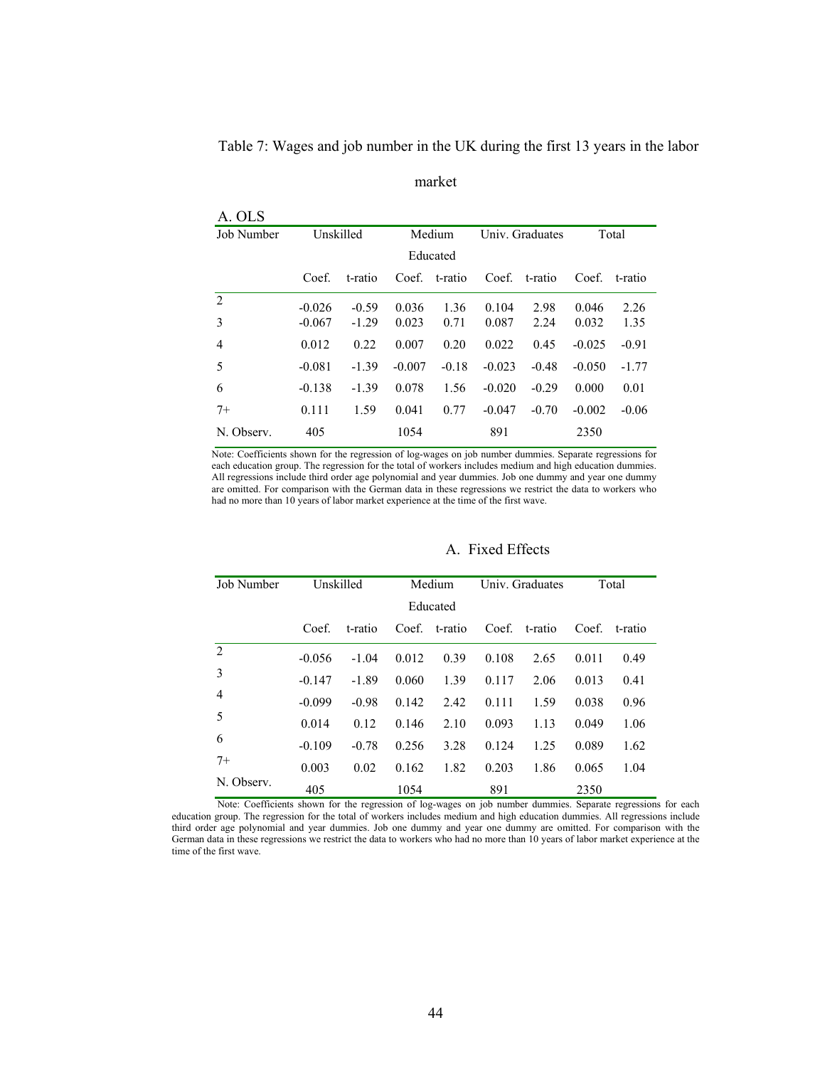Table 7: Wages and job number in the UK during the first 13 years in the labor market

A. OLS

| Job Number | Unskilled | | Medium Educated | | Univ. Graduates | | Total | |
|---|---|---|---|---|---|---|---|---|
| | Coef. | t-ratio | Coef. | t-ratio | Coef. | t-ratio | Coef. | t-ratio |
| 2 | -0.026 | -0.59 | 0.036 | 1.36 | 0.104 | 2.98 | 0.046 | 2.26 |
| 3 | -0.067 | -1.29 | 0.023 | 0.71 | 0.087 | 2.24 | 0.032 | 1.35 |
| 4 | 0.012 | 0.22 | 0.007 | 0.20 | 0.022 | 0.45 | -0.025 | -0.91 |
| 5 | -0.081 | -1.39 | -0.007 | -0.18 | -0.023 | -0.48 | -0.050 | -1.77 |
| 6 | -0.138 | -1.39 | 0.078 | 1.56 | -0.020 | -0.29 | 0.000 | 0.01 |
| 7+ | 0.111 | 1.59 | 0.041 | 0.77 | -0.047 | -0.70 | -0.002 | -0.06 |
| N. Observ. | 405 | | 1054 | | 891 | | 2350 | |

Note: Coefficients shown for the regression of log-wages on job number dummies. Separate regressions for each education group. The regression for the total of workers includes medium and high education dummies. All regressions include third order age polynomial and year dummies. Job one dummy and year one dummy are omitted. For comparison with the German data in these regressions we restrict the data to workers who had no more than 10 years of labor market experience at the time of the first wave.

A. Fixed Effects

| Job Number | Unskilled | | Medium Educated | | Univ. Graduates | | Total | |
|---|---|---|---|---|---|---|---|---|
| | Coef. | t-ratio | Coef. | t-ratio | Coef. | t-ratio | Coef. | t-ratio |
| 2 | -0.056 | -1.04 | 0.012 | 0.39 | 0.108 | 2.65 | 0.011 | 0.49 |
| 3 | -0.147 | -1.89 | 0.060 | 1.39 | 0.117 | 2.06 | 0.013 | 0.41 |
| 4 | -0.099 | -0.98 | 0.142 | 2.42 | 0.111 | 1.59 | 0.038 | 0.96 |
| 5 | 0.014 | 0.12 | 0.146 | 2.10 | 0.093 | 1.13 | 0.049 | 1.06 |
| 6 | -0.109 | -0.78 | 0.256 | 3.28 | 0.124 | 1.25 | 0.089 | 1.62 |
| 7+ | 0.003 | 0.02 | 0.162 | 1.82 | 0.203 | 1.86 | 0.065 | 1.04 |
| N. Observ. | 405 | | 1054 | | 891 | | 2350 | |

Note: Coefficients shown for the regression of log-wages on job number dummies. Separate regressions for each education group. The regression for the total of workers includes medium and high education dummies. All regressions include third order age polynomial and year dummies. Job one dummy and year one dummy are omitted. For comparison with the German data in these regressions we restrict the data to workers who had no more than 10 years of labor market experience at the time of the first wave.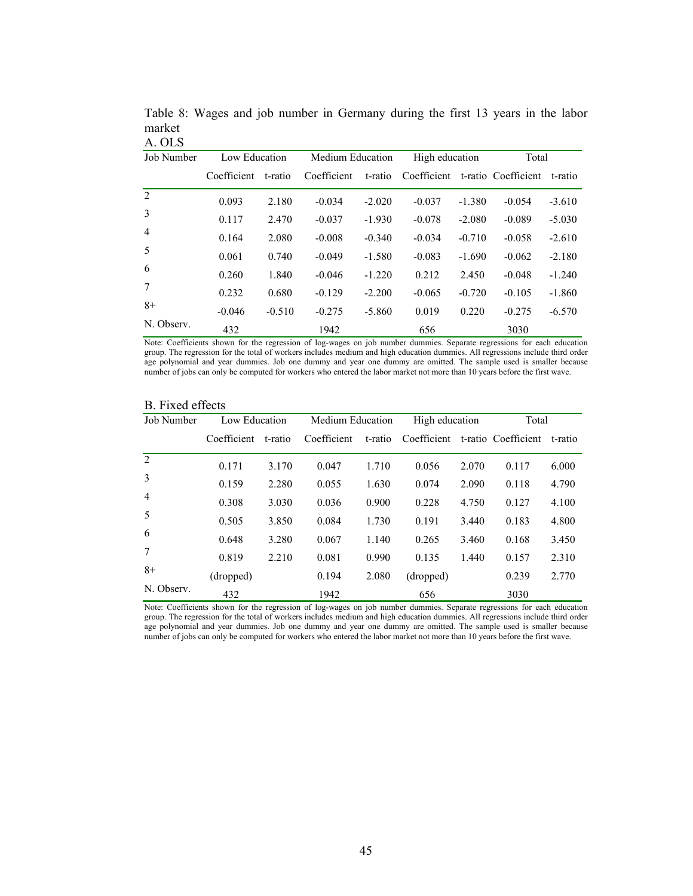Table 8: Wages and job number in Germany during the first 13 years in the labor market

A. OLS

| Job Number | Low Education | | Medium Education | | High education | | Total | |
|---|---|---|---|---|---|---|---|---|
| | Coefficient | t-ratio | Coefficient | t-ratio | Coefficient | t-ratio | Coefficient | t-ratio |
| 2 | 0.093 | 2.180 | -0.034 | -2.020 | -0.037 | -1.380 | -0.054 | -3.610 |
| 3 | 0.117 | 2.470 | -0.037 | -1.930 | -0.078 | -2.080 | -0.089 | -5.030 |
| 4 | 0.164 | 2.080 | -0.008 | -0.340 | -0.034 | -0.710 | -0.058 | -2.610 |
| 5 | 0.061 | 0.740 | -0.049 | -1.580 | -0.083 | -1.690 | -0.062 | -2.180 |
| 6 | 0.260 | 1.840 | -0.046 | -1.220 | 0.212 | 2.450 | -0.048 | -1.240 |
| 7 | 0.232 | 0.680 | -0.129 | -2.200 | -0.065 | -0.720 | -0.105 | -1.860 |
| 8+ | -0.046 | -0.510 | -0.275 | -5.860 | 0.019 | 0.220 | -0.275 | -6.570 |
| N. Observ. | 432 | | 1942 | | 656 | | 3030 | |

Note: Coefficients shown for the regression of log-wages on job number dummies. Separate regressions for each education group. The regression for the total of workers includes medium and high education dummies. All regressions include third order age polynomial and year dummies. Job one dummy and year one dummy are omitted. The sample used is smaller because number of jobs can only be computed for workers who entered the labor market not more than 10 years before the first wave.

B. Fixed effects

| Job Number | Low Education | | Medium Education | | High education | | Total | |
|---|---|---|---|---|---|---|---|---|
| | Coefficient | t-ratio | Coefficient | t-ratio | Coefficient | t-ratio | Coefficient | t-ratio |
| 2 | 0.171 | 3.170 | 0.047 | 1.710 | 0.056 | 2.070 | 0.117 | 6.000 |
| 3 | 0.159 | 2.280 | 0.055 | 1.630 | 0.074 | 2.090 | 0.118 | 4.790 |
| 4 | 0.308 | 3.030 | 0.036 | 0.900 | 0.228 | 4.750 | 0.127 | 4.100 |
| 5 | 0.505 | 3.850 | 0.084 | 1.730 | 0.191 | 3.440 | 0.183 | 4.800 |
| 6 | 0.648 | 3.280 | 0.067 | 1.140 | 0.265 | 3.460 | 0.168 | 3.450 |
| 7 | 0.819 | 2.210 | 0.081 | 0.990 | 0.135 | 1.440 | 0.157 | 2.310 |
| 8+ | (dropped) | | 0.194 | 2.080 | (dropped) | | 0.239 | 2.770 |
| N. Observ. | 432 | | 1942 | | 656 | | 3030 | |

Note: Coefficients shown for the regression of log-wages on job number dummies. Separate regressions for each education group. The regression for the total of workers includes medium and high education dummies. All regressions include third order age polynomial and year dummies. Job one dummy and year one dummy are omitted. The sample used is smaller because number of jobs can only be computed for workers who entered the labor market not more than 10 years before the first wave.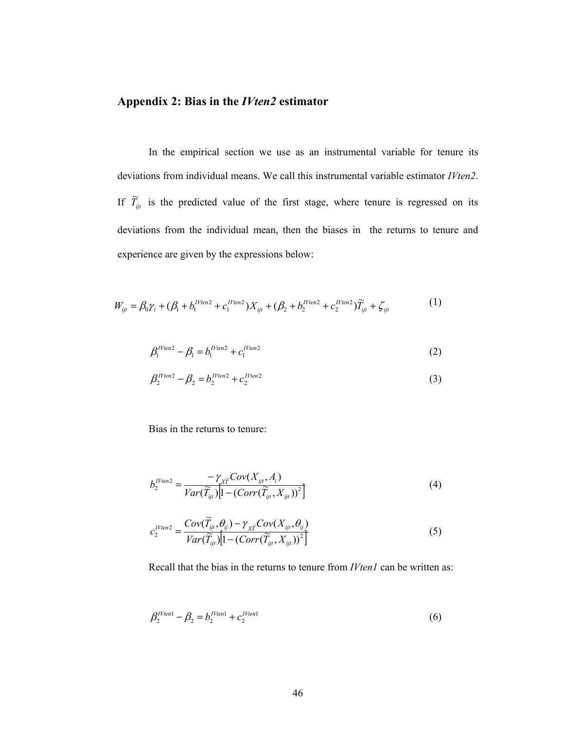## Appendix 2: Bias in the *IVten2* estimator

In the empirical section we use as an instrumental variable for tenure its deviations from individual means. We call this instrumental variable estimator *IVten2*. If $\widetilde{T}_{ijt}$ is the predicted value of the first stage, where tenure is regressed on its deviations from the individual mean, then the biases in the returns to tenure and experience are given by the expressions below:

$$W_{ijt} = \beta_0 \gamma_t + (\beta_1 + b_1^{IVten2} + c_1^{IVten2}) X_{ijt} + (\beta_2 + b_2^{IVten2} + c_2^{IVten2}) \widetilde{T}_{ijt} + \zeta_{ijt} \tag{1}$$

$$\beta_1^{IVten2} - \beta_1 = b_1^{IVten2} + c_1^{IVten2} \tag{2}$$

$$\beta_2^{IVten2} - \beta_2 = b_2^{IVten2} + c_2^{IVten2} \tag{3}$$

Bias in the returns to tenure:

$$b_2^{IVten2} = \frac{-\gamma_{X\widetilde{T}} Cov(X_{ijt}, A_i)}{Var(\widetilde{T}_{ijt})\left[1 - (Corr(\widetilde{T}_{ijt}, X_{ijt}))^2\right]} \tag{4}$$

$$c_2^{IVten2} = \frac{Cov(\widetilde{T}_{ijt}, \theta_{ij}) - \gamma_{X\widetilde{T}} Cov(X_{ijt}, \theta_{ij})}{Var(\widetilde{T}_{ijt})\left[1 - (Corr(\widetilde{T}_{ijt}, X_{ijt}))^2\right]} \tag{5}$$

Recall that the bias in the returns to tenure from *IVten1* can be written as:

$$\beta_2^{IVten1} - \beta_2 = b_2^{IVten1} + c_2^{IVten1} \tag{6}$$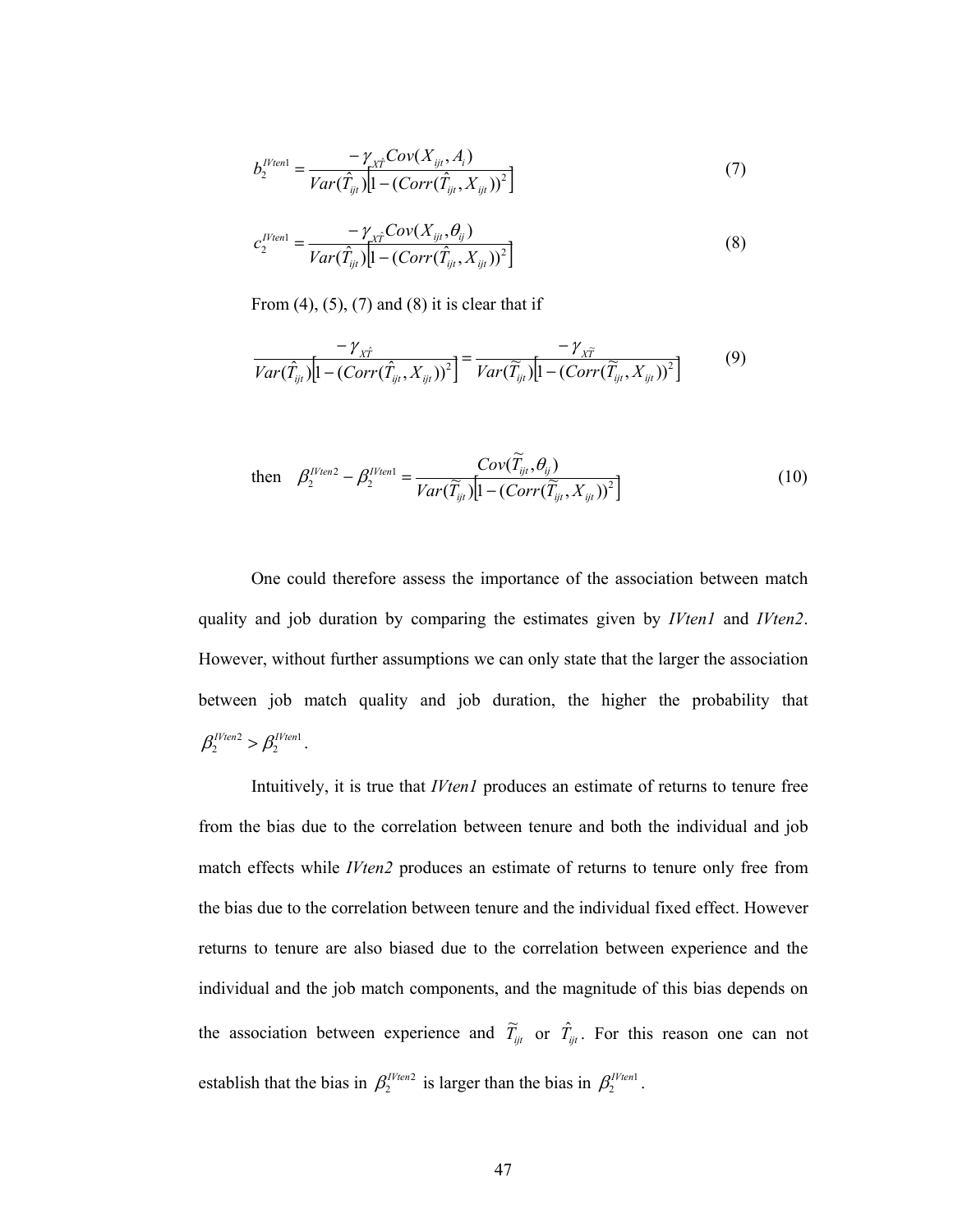$$b_2^{IVten1} = \frac{-\gamma_{X\hat{T}} Cov(X_{ijt}, A_i)}{Var(\hat{T}_{ijt})\left[1-(Corr(\hat{T}_{ijt}, X_{ijt}))^2\right]} \tag{7}$$

$$c_2^{IVten1} = \frac{-\gamma_{X\hat{T}} Cov(X_{ijt}, \theta_{ij})}{Var(\hat{T}_{ijt})\left[1-(Corr(\hat{T}_{ijt}, X_{ijt}))^2\right]} \tag{8}$$

From (4), (5), (7) and (8) it is clear that if

$$\frac{-\gamma_{X\hat{T}}}{Var(\hat{T}_{ijt})\left[1-(Corr(\hat{T}_{ijt}, X_{ijt}))^2\right]} = \frac{-\gamma_{X\tilde{T}}}{Var(\tilde{T}_{ijt})\left[1-(Corr(\tilde{T}_{ijt}, X_{ijt}))^2\right]} \tag{9}$$

then $$\beta_2^{IVten2} - \beta_2^{IVten1} = \frac{Cov(\tilde{T}_{ijt}, \theta_{ij})}{Var(\tilde{T}_{ijt})\left[1-(Corr(\tilde{T}_{ijt}, X_{ijt}))^2\right]} \tag{10}$$

One could therefore assess the importance of the association between match quality and job duration by comparing the estimates given by *IVten1* and *IVten2*. However, without further assumptions we can only state that the larger the association between job match quality and job duration, the higher the probability that $\beta_2^{IVten2} > \beta_2^{IVten1}$.

Intuitively, it is true that *IVten1* produces an estimate of returns to tenure free from the bias due to the correlation between tenure and both the individual and job match effects while *IVten2* produces an estimate of returns to tenure only free from the bias due to the correlation between tenure and the individual fixed effect. However returns to tenure are also biased due to the correlation between experience and the individual and the job match components, and the magnitude of this bias depends on the association between experience and $\tilde{T}_{ijt}$ or $\hat{T}_{ijt}$. For this reason one can not establish that the bias in $\beta_2^{IVten2}$ is larger than the bias in $\beta_2^{IVten1}$.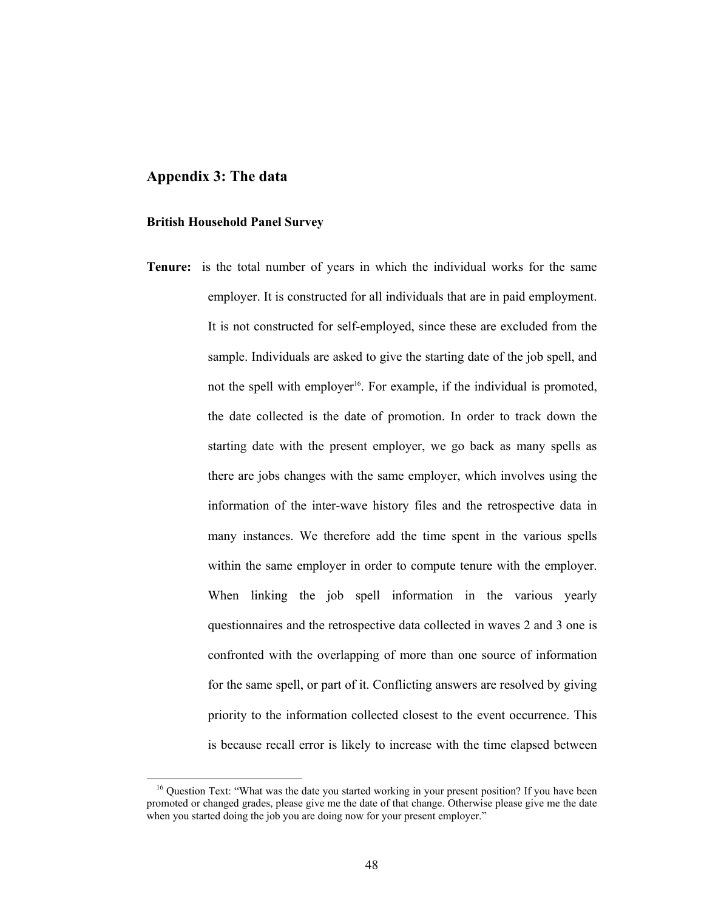## Appendix 3: The data

### British Household Panel Survey

**Tenure:** is the total number of years in which the individual works for the same employer. It is constructed for all individuals that are in paid employment. It is not constructed for self-employed, since these are excluded from the sample. Individuals are asked to give the starting date of the job spell, and not the spell with employer[16]. For example, if the individual is promoted, the date collected is the date of promotion. In order to track down the starting date with the present employer, we go back as many spells as there are jobs changes with the same employer, which involves using the information of the inter-wave history files and the retrospective data in many instances. We therefore add the time spent in the various spells within the same employer in order to compute tenure with the employer. When linking the job spell information in the various yearly questionnaires and the retrospective data collected in waves 2 and 3 one is confronted with the overlapping of more than one source of information for the same spell, or part of it. Conflicting answers are resolved by giving priority to the information collected closest to the event occurrence. This is because recall error is likely to increase with the time elapsed between

[16] Question Text: "What was the date you started working in your present position? If you have been promoted or changed grades, please give me the date of that change. Otherwise please give me the date when you started doing the job you are doing now for your present employer."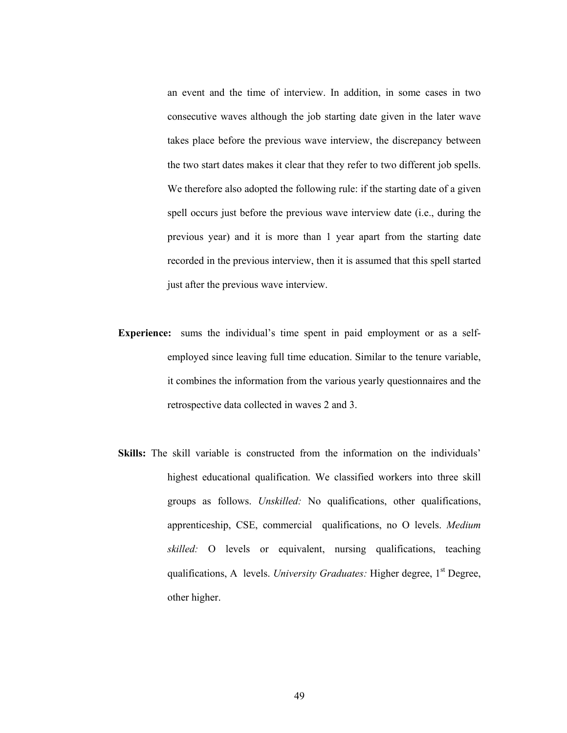an event and the time of interview. In addition, in some cases in two consecutive waves although the job starting date given in the later wave takes place before the previous wave interview, the discrepancy between the two start dates makes it clear that they refer to two different job spells. We therefore also adopted the following rule: if the starting date of a given spell occurs just before the previous wave interview date (i.e., during the previous year) and it is more than 1 year apart from the starting date recorded in the previous interview, then it is assumed that this spell started just after the previous wave interview.

**Experience:** sums the individual's time spent in paid employment or as a self-employed since leaving full time education. Similar to the tenure variable, it combines the information from the various yearly questionnaires and the retrospective data collected in waves 2 and 3.

**Skills:** The skill variable is constructed from the information on the individuals' highest educational qualification. We classified workers into three skill groups as follows. *Unskilled:* No qualifications, other qualifications, apprenticeship, CSE, commercial qualifications, no O levels. *Medium skilled:* O levels or equivalent, nursing qualifications, teaching qualifications, A levels. *University Graduates:* Higher degree, 1st Degree, other higher.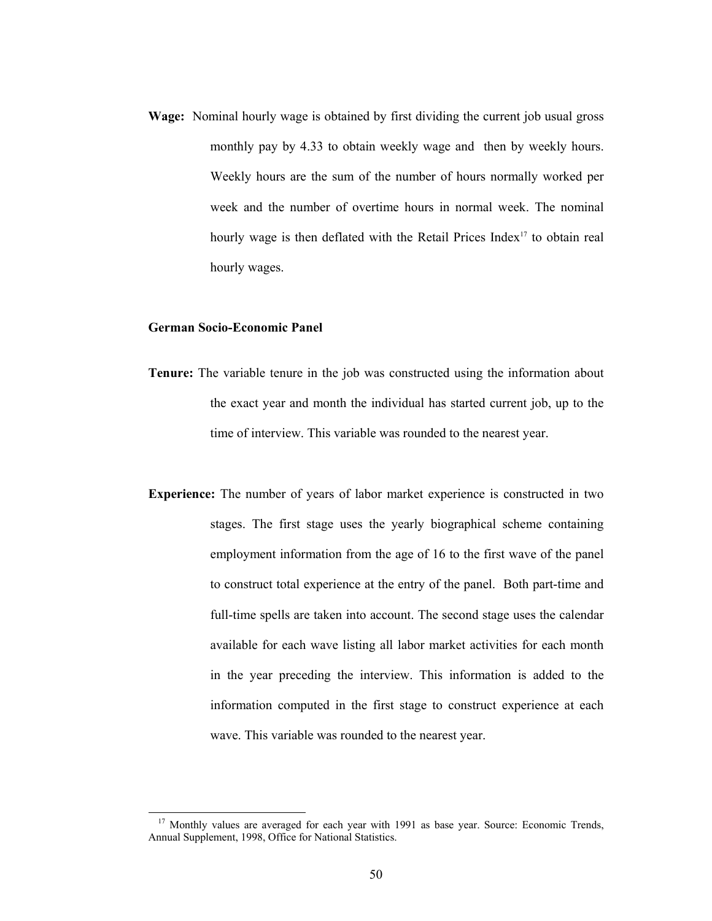**Wage:** Nominal hourly wage is obtained by first dividing the current job usual gross monthly pay by 4.33 to obtain weekly wage and then by weekly hours. Weekly hours are the sum of the number of hours normally worked per week and the number of overtime hours in normal week. The nominal hourly wage is then deflated with the Retail Prices Index[17] to obtain real hourly wages.

**German Socio-Economic Panel**

**Tenure:** The variable tenure in the job was constructed using the information about the exact year and month the individual has started current job, up to the time of interview. This variable was rounded to the nearest year.

**Experience:** The number of years of labor market experience is constructed in two stages. The first stage uses the yearly biographical scheme containing employment information from the age of 16 to the first wave of the panel to construct total experience at the entry of the panel. Both part-time and full-time spells are taken into account. The second stage uses the calendar available for each wave listing all labor market activities for each month in the year preceding the interview. This information is added to the information computed in the first stage to construct experience at each wave. This variable was rounded to the nearest year.

---

[17] Monthly values are averaged for each year with 1991 as base year. Source: Economic Trends, Annual Supplement, 1998, Office for National Statistics.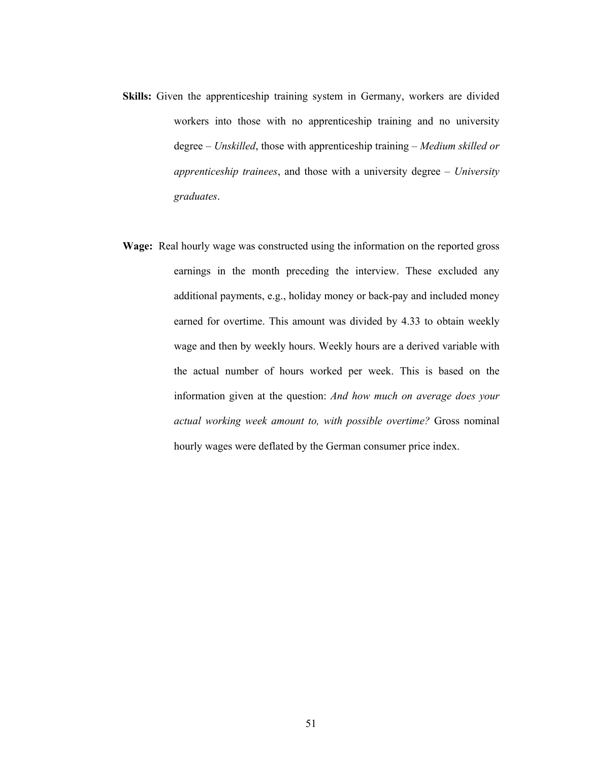**Skills:** Given the apprenticeship training system in Germany, workers are divided workers into those with no apprenticeship training and no university degree – *Unskilled*, those with apprenticeship training – *Medium skilled or apprenticeship trainees*, and those with a university degree – *University graduates*.

**Wage:** Real hourly wage was constructed using the information on the reported gross earnings in the month preceding the interview. These excluded any additional payments, e.g., holiday money or back-pay and included money earned for overtime. This amount was divided by 4.33 to obtain weekly wage and then by weekly hours. Weekly hours are a derived variable with the actual number of hours worked per week. This is based on the information given at the question: *And how much on average does your actual working week amount to, with possible overtime?* Gross nominal hourly wages were deflated by the German consumer price index.